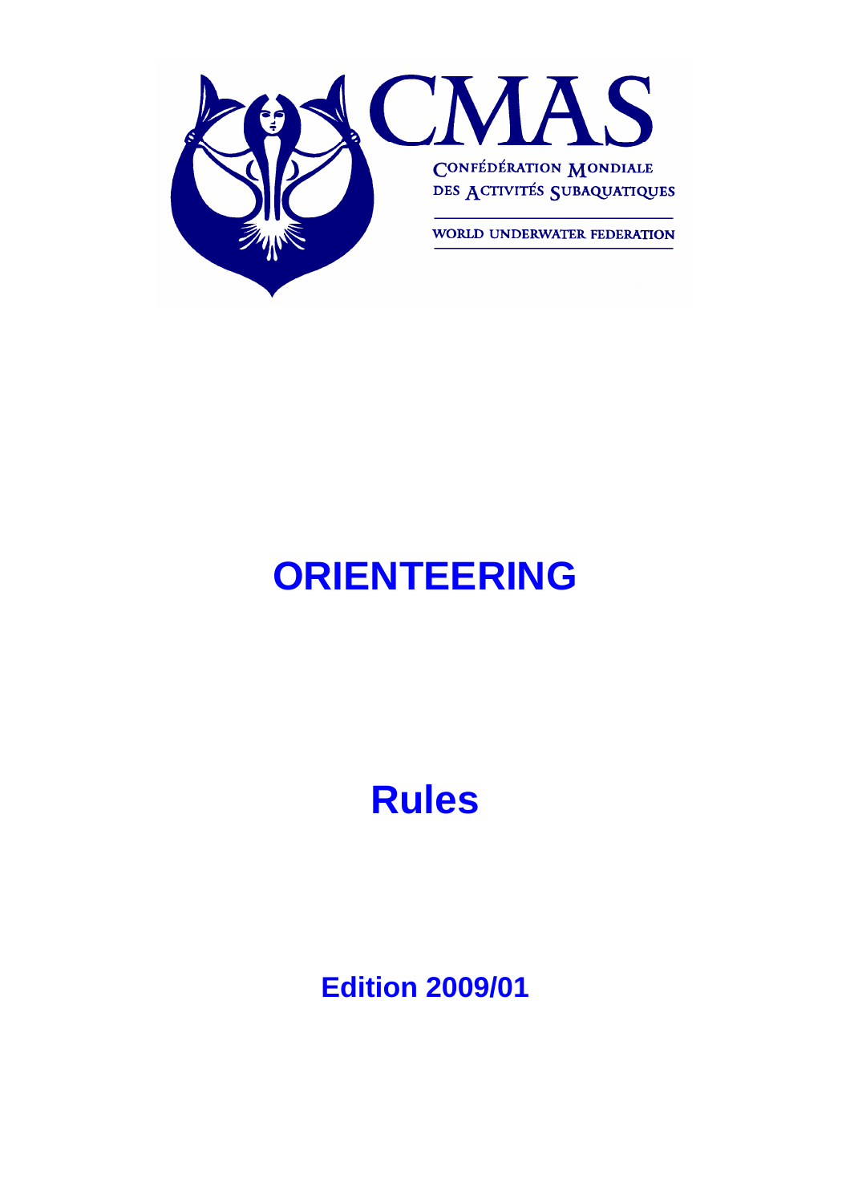CMAS

CONFÉDÉRATION MONDIALE DES ACTIVITÉS SUBAQUATIQUES

WORLD UNDERWATER FEDERATION

# ORIENTEERING

# Rules

## Edition 2009/01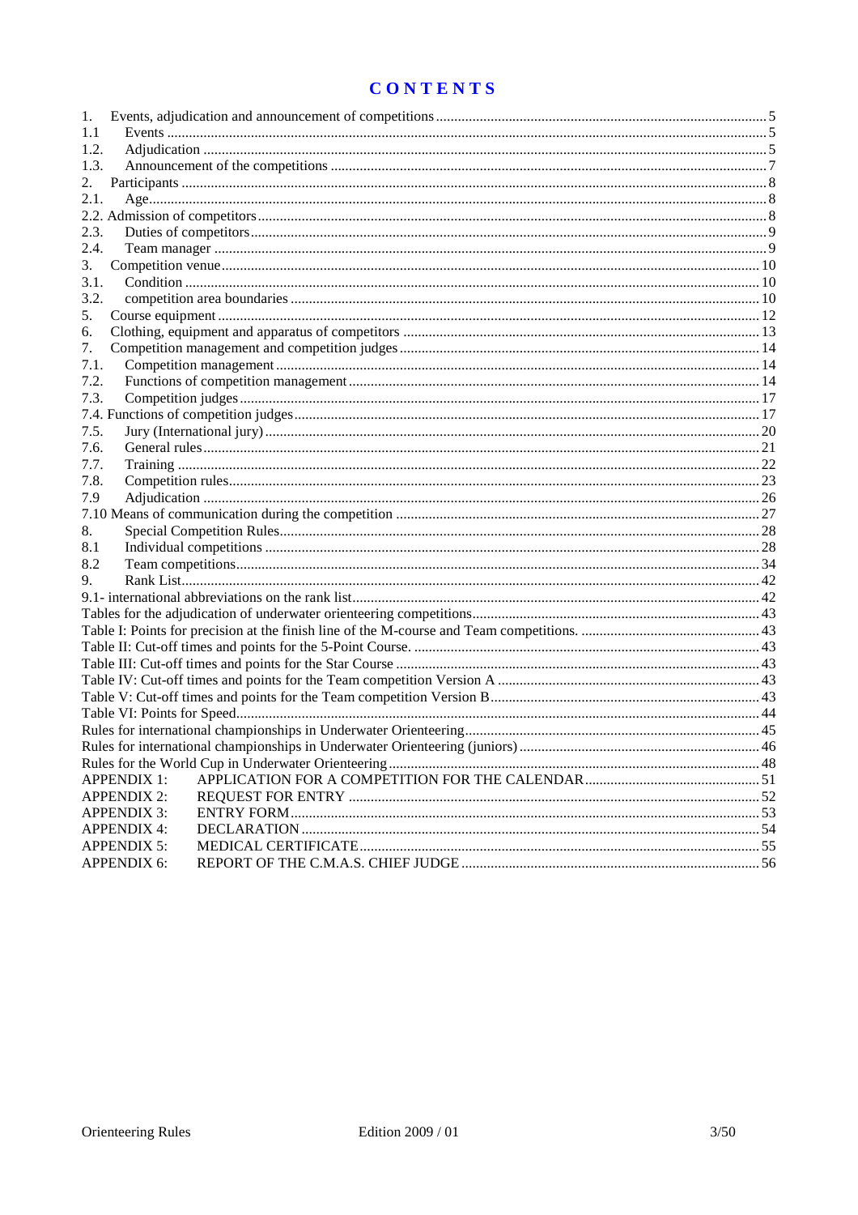# CONTENTS

1. Events, adjudication and announcement of competitions ........ 5
1.1 Events ........ 5
1.2. Adjudication ........ 5
1.3. Announcement of the competitions ........ 7
2. Participants ........ 8
2.1. Age ........ 8
2.2. Admission of competitors ........ 8
2.3. Duties of competitors ........ 9
2.4. Team manager ........ 9
3. Competition venue ........ 10
3.1. Condition ........ 10
3.2. competition area boundaries ........ 10
5. Course equipment ........ 12
6. Clothing, equipment and apparatus of competitors ........ 13
7. Competition management and competition judges ........ 14
7.1. Competition management ........ 14
7.2. Functions of competition management ........ 14
7.3. Competition judges ........ 17
7.4. Functions of competition judges ........ 17
7.5. Jury (International jury) ........ 20
7.6. General rules ........ 21
7.7. Training ........ 22
7.8. Competition rules ........ 23
7.9 Adjudication ........ 26
7.10 Means of communication during the competition ........ 27
8. Special Competition Rules ........ 28
8.1 Individual competitions ........ 28
8.2 Team competitions ........ 34
9. Rank List ........ 42
9.1- international abbreviations on the rank list ........ 42
Tables for the adjudication of underwater orienteering competitions ........ 43
Table I: Points for precision at the finish line of the M-course and Team competitions. ........ 43
Table II: Cut-off times and points for the 5-Point Course. ........ 43
Table III: Cut-off times and points for the Star Course ........ 43
Table IV: Cut-off times and points for the Team competition Version A ........ 43
Table V: Cut-off times and points for the Team competition Version B ........ 43
Table VI: Points for Speed ........ 44
Rules for international championships in Underwater Orienteering ........ 45
Rules for international championships in Underwater Orienteering (juniors) ........ 46
Rules for the World Cup in Underwater Orienteering ........ 48
APPENDIX 1: APPLICATION FOR A COMPETITION FOR THE CALENDAR ........ 51
APPENDIX 2: REQUEST FOR ENTRY ........ 52
APPENDIX 3: ENTRY FORM ........ 53
APPENDIX 4: DECLARATION ........ 54
APPENDIX 5: MEDICAL CERTIFICATE ........ 55
APPENDIX 6: REPORT OF THE C.M.A.S. CHIEF JUDGE ........ 56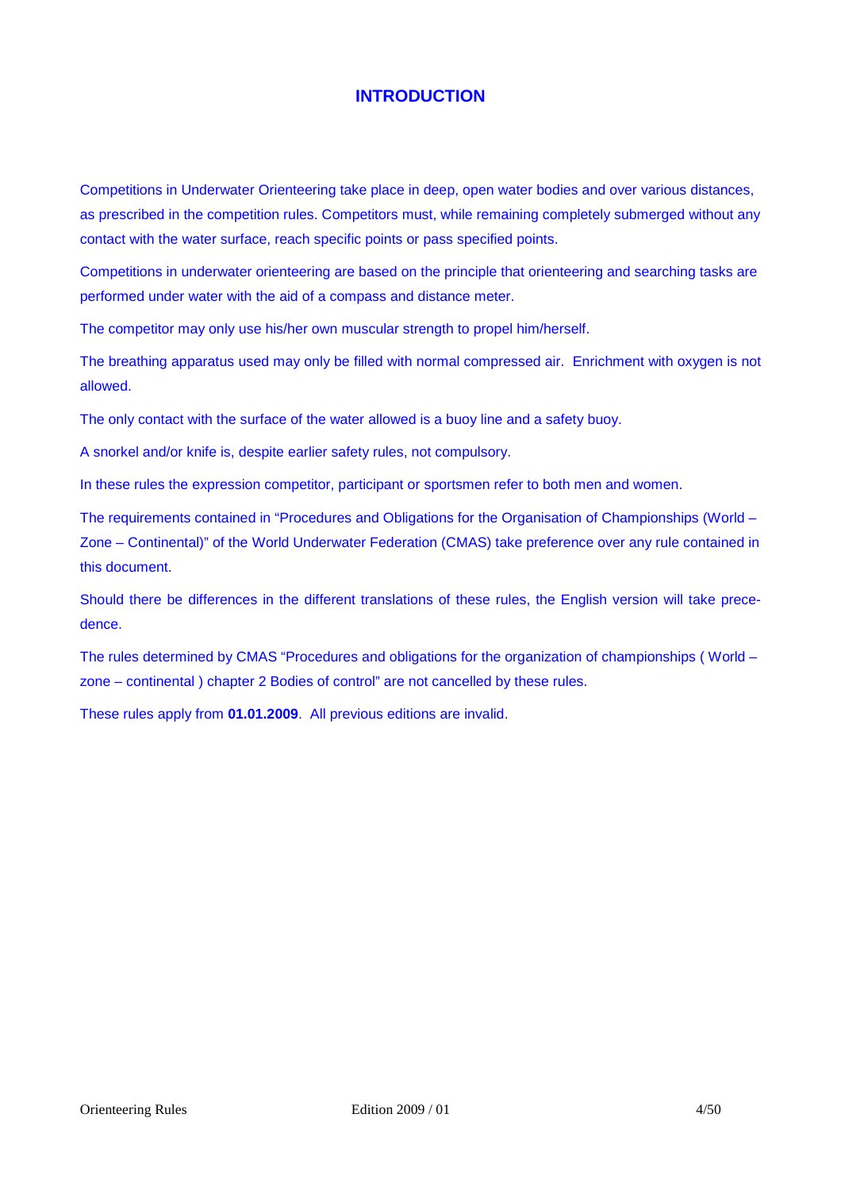# INTRODUCTION

Competitions in Underwater Orienteering take place in deep, open water bodies and over various distances, as prescribed in the competition rules. Competitors must, while remaining completely submerged without any contact with the water surface, reach specific points or pass specified points.

Competitions in underwater orienteering are based on the principle that orienteering and searching tasks are performed under water with the aid of a compass and distance meter.

The competitor may only use his/her own muscular strength to propel him/herself.

The breathing apparatus used may only be filled with normal compressed air. Enrichment with oxygen is not allowed.

The only contact with the surface of the water allowed is a buoy line and a safety buoy.

A snorkel and/or knife is, despite earlier safety rules, not compulsory.

In these rules the expression competitor, participant or sportsmen refer to both men and women.

The requirements contained in "Procedures and Obligations for the Organisation of Championships (World – Zone – Continental)" of the World Underwater Federation (CMAS) take preference over any rule contained in this document.

Should there be differences in the different translations of these rules, the English version will take precedence.

The rules determined by CMAS "Procedures and obligations for the organization of championships ( World – zone – continental ) chapter 2 Bodies of control" are not cancelled by these rules.

These rules apply from **01.01.2009**. All previous editions are invalid.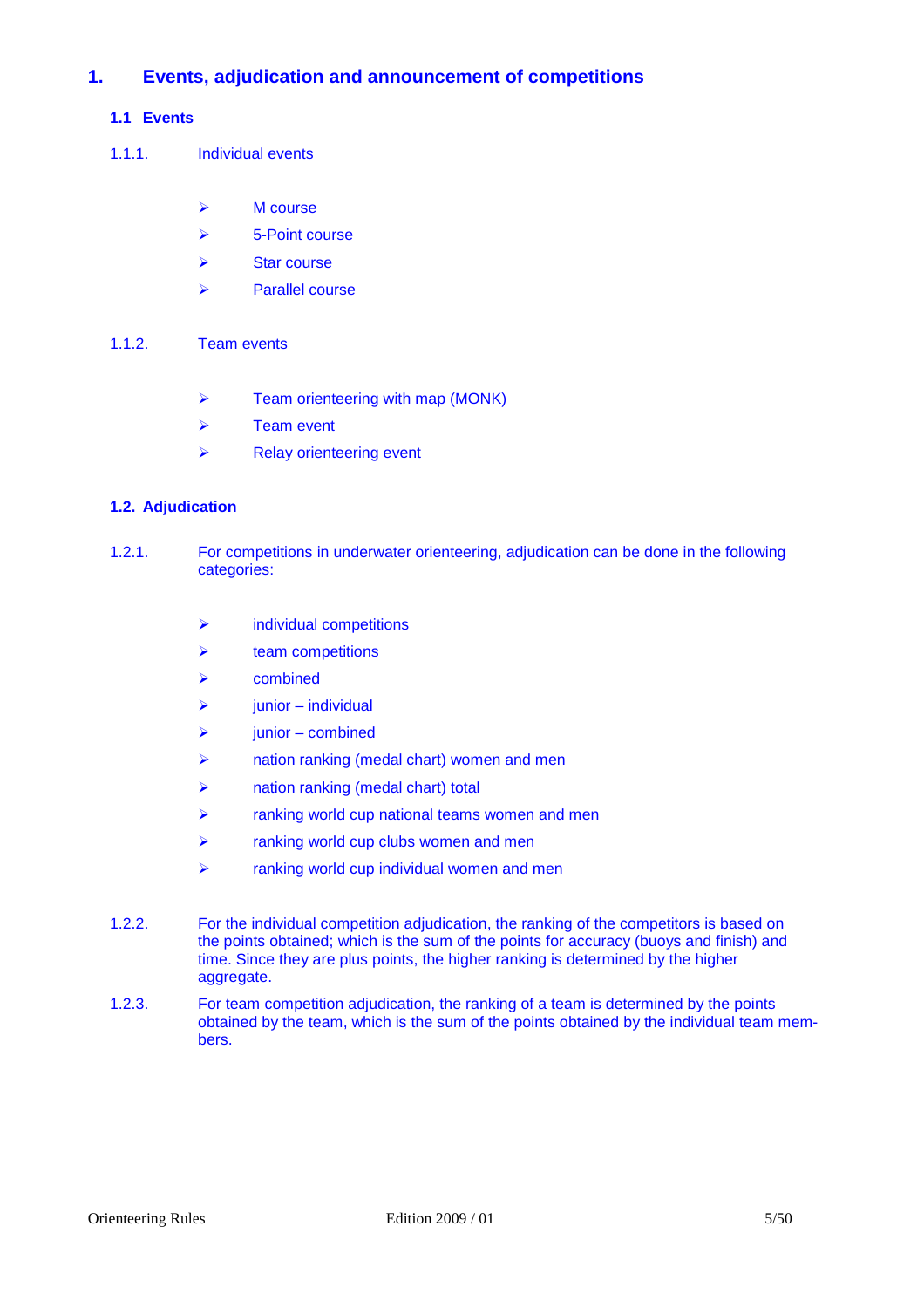# 1. Events, adjudication and announcement of competitions

## 1.1 Events

### 1.1.1. Individual events

- M course
- 5-Point course
- Star course
- Parallel course

### 1.1.2. Team events

- Team orienteering with map (MONK)
- Team event
- Relay orienteering event

## 1.2. Adjudication

1.2.1. For competitions in underwater orienteering, adjudication can be done in the following categories:

- individual competitions
- team competitions
- combined
- junior – individual
- junior – combined
- nation ranking (medal chart) women and men
- nation ranking (medal chart) total
- ranking world cup national teams women and men
- ranking world cup clubs women and men
- ranking world cup individual women and men

1.2.2. For the individual competition adjudication, the ranking of the competitors is based on the points obtained; which is the sum of the points for accuracy (buoys and finish) and time. Since they are plus points, the higher ranking is determined by the higher aggregate.

1.2.3. For team competition adjudication, the ranking of a team is determined by the points obtained by the team, which is the sum of the points obtained by the individual team members.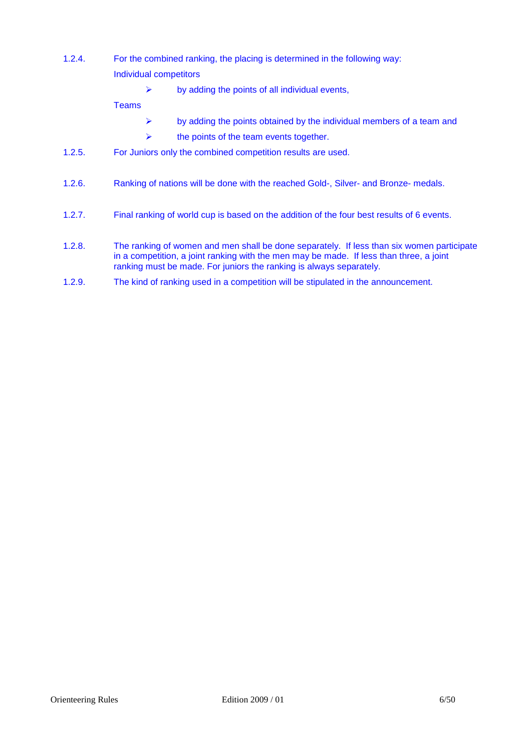1.2.4. For the combined ranking, the placing is determined in the following way:

Individual competitors

- by adding the points of all individual events,

Teams

- by adding the points obtained by the individual members of a team and
- the points of the team events together.

1.2.5. For Juniors only the combined competition results are used.

1.2.6. Ranking of nations will be done with the reached Gold-, Silver- and Bronze- medals.

1.2.7. Final ranking of world cup is based on the addition of the four best results of 6 events.

1.2.8. The ranking of women and men shall be done separately. If less than six women participate in a competition, a joint ranking with the men may be made. If less than three, a joint ranking must be made. For juniors the ranking is always separately.

1.2.9. The kind of ranking used in a competition will be stipulated in the announcement.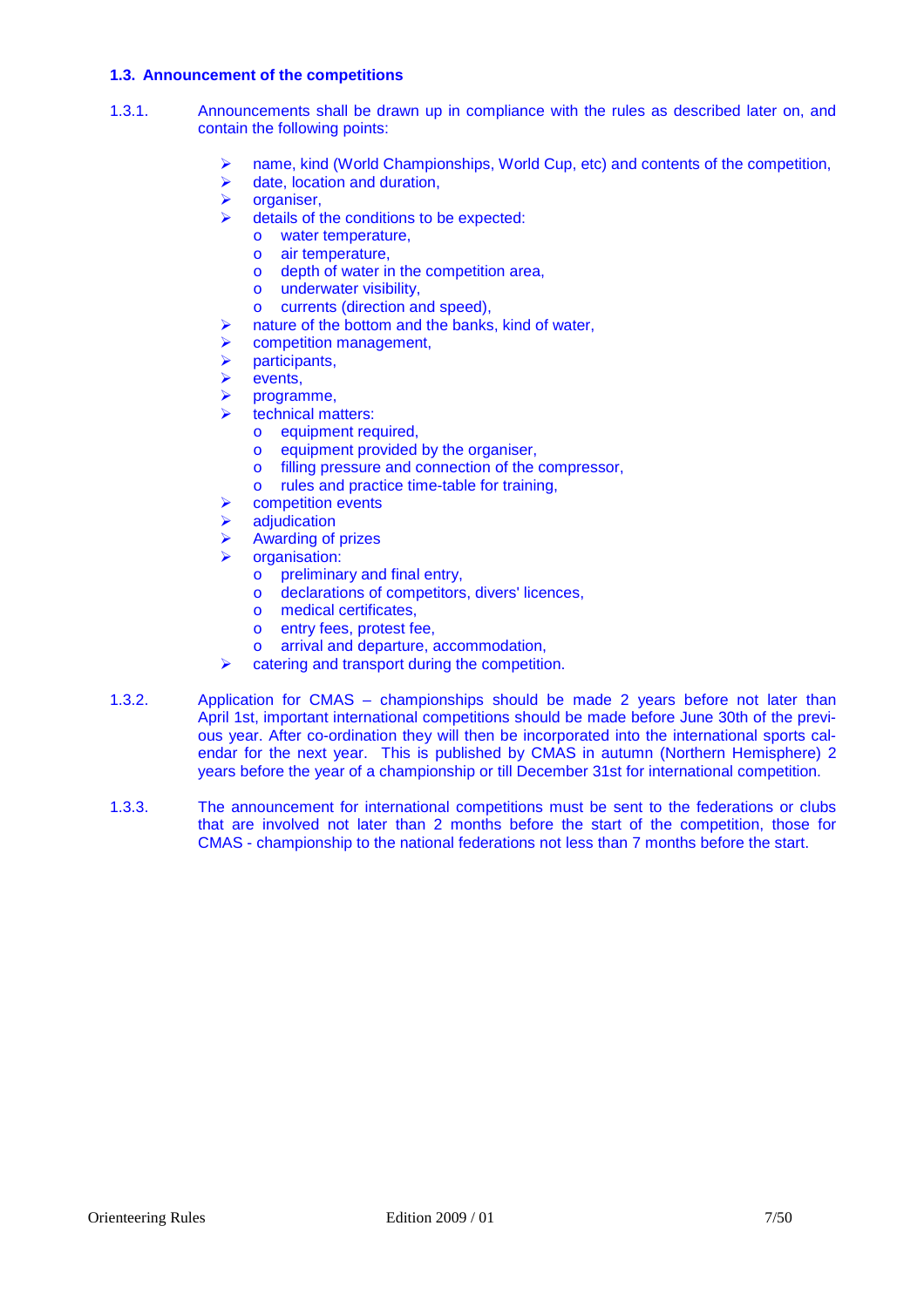### 1.3. Announcement of the competitions

1.3.1. Announcements shall be drawn up in compliance with the rules as described later on, and contain the following points:

- name, kind (World Championships, World Cup, etc) and contents of the competition,
- date, location and duration,
- organiser,
- details of the conditions to be expected:
  - water temperature,
  - air temperature,
  - depth of water in the competition area,
  - underwater visibility,
  - currents (direction and speed),
- nature of the bottom and the banks, kind of water,
- competition management,
- participants,
- events,
- programme,
- technical matters:
  - equipment required,
  - equipment provided by the organiser,
  - filling pressure and connection of the compressor,
  - rules and practice time-table for training,
- competition events
- adjudication
- Awarding of prizes
- organisation:
  - preliminary and final entry,
  - declarations of competitors, divers' licences,
  - medical certificates,
  - entry fees, protest fee,
  - arrival and departure, accommodation,
- catering and transport during the competition.

1.3.2. Application for CMAS – championships should be made 2 years before not later than April 1st, important international competitions should be made before June 30th of the previous year. After co-ordination they will then be incorporated into the international sports calendar for the next year. This is published by CMAS in autumn (Northern Hemisphere) 2 years before the year of a championship or till December 31st for international competition.

1.3.3. The announcement for international competitions must be sent to the federations or clubs that are involved not later than 2 months before the start of the competition, those for CMAS - championship to the national federations not less than 7 months before the start.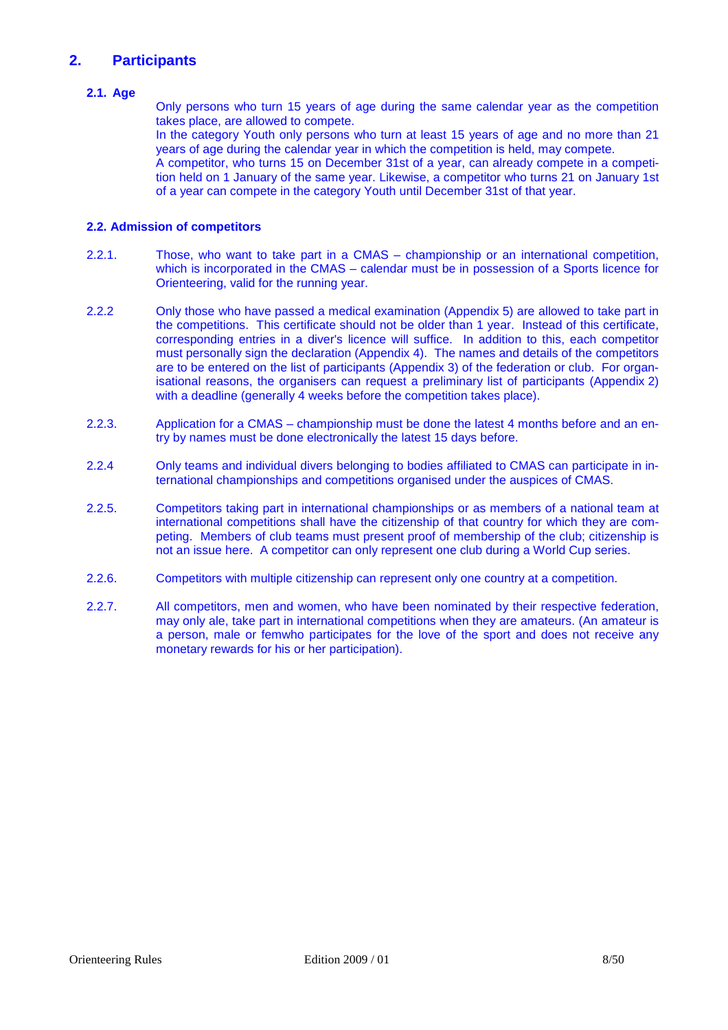## 2. Participants

### 2.1. Age

Only persons who turn 15 years of age during the same calendar year as the competition takes place, are allowed to compete.
In the category Youth only persons who turn at least 15 years of age and no more than 21 years of age during the calendar year in which the competition is held, may compete.
A competitor, who turns 15 on December 31st of a year, can already compete in a competition held on 1 January of the same year. Likewise, a competitor who turns 21 on January 1st of a year can compete in the category Youth until December 31st of that year.

### 2.2. Admission of competitors

2.2.1. Those, who want to take part in a CMAS – championship or an international competition, which is incorporated in the CMAS – calendar must be in possession of a Sports licence for Orienteering, valid for the running year.

2.2.2 Only those who have passed a medical examination (Appendix 5) are allowed to take part in the competitions. This certificate should not be older than 1 year. Instead of this certificate, corresponding entries in a diver's licence will suffice. In addition to this, each competitor must personally sign the declaration (Appendix 4). The names and details of the competitors are to be entered on the list of participants (Appendix 3) of the federation or club. For organisational reasons, the organisers can request a preliminary list of participants (Appendix 2) with a deadline (generally 4 weeks before the competition takes place).

2.2.3. Application for a CMAS – championship must be done the latest 4 months before and an entry by names must be done electronically the latest 15 days before.

2.2.4 Only teams and individual divers belonging to bodies affiliated to CMAS can participate in international championships and competitions organised under the auspices of CMAS.

2.2.5. Competitors taking part in international championships or as members of a national team at international competitions shall have the citizenship of that country for which they are competing. Members of club teams must present proof of membership of the club; citizenship is not an issue here. A competitor can only represent one club during a World Cup series.

2.2.6. Competitors with multiple citizenship can represent only one country at a competition.

2.2.7. All competitors, men and women, who have been nominated by their respective federation, may only ale, take part in international competitions when they are amateurs. (An amateur is a person, male or femwho participates for the love of the sport and does not receive any monetary rewards for his or her participation).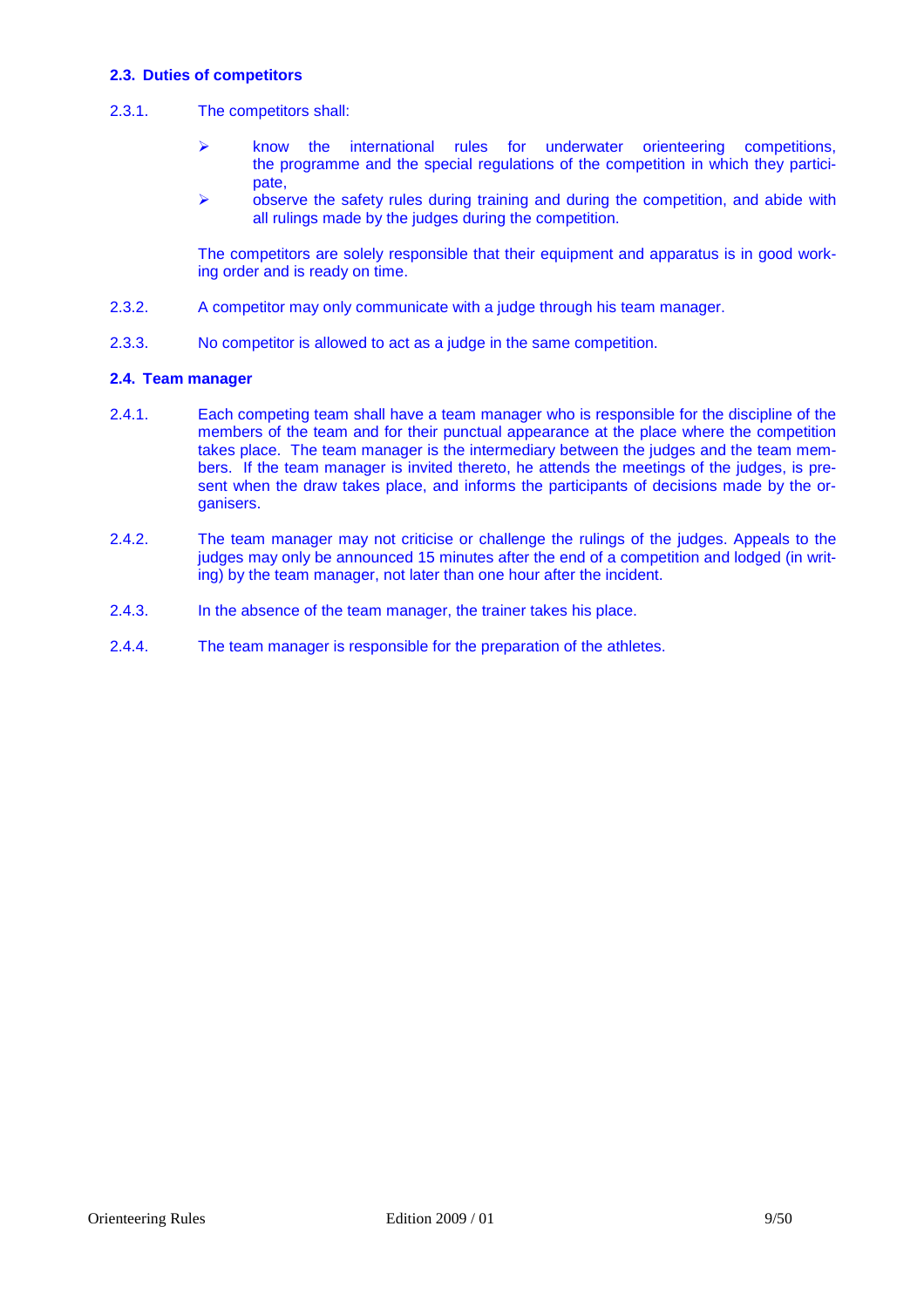### 2.3. Duties of competitors

2.3.1. The competitors shall:

- know the international rules for underwater orienteering competitions, the programme and the special regulations of the competition in which they participate,
- observe the safety rules during training and during the competition, and abide with all rulings made by the judges during the competition.

The competitors are solely responsible that their equipment and apparatus is in good working order and is ready on time.

2.3.2. A competitor may only communicate with a judge through his team manager.

2.3.3. No competitor is allowed to act as a judge in the same competition.

### 2.4. Team manager

2.4.1. Each competing team shall have a team manager who is responsible for the discipline of the members of the team and for their punctual appearance at the place where the competition takes place. The team manager is the intermediary between the judges and the team members. If the team manager is invited thereto, he attends the meetings of the judges, is present when the draw takes place, and informs the participants of decisions made by the organisers.

2.4.2. The team manager may not criticise or challenge the rulings of the judges. Appeals to the judges may only be announced 15 minutes after the end of a competition and lodged (in writing) by the team manager, not later than one hour after the incident.

2.4.3. In the absence of the team manager, the trainer takes his place.

2.4.4. The team manager is responsible for the preparation of the athletes.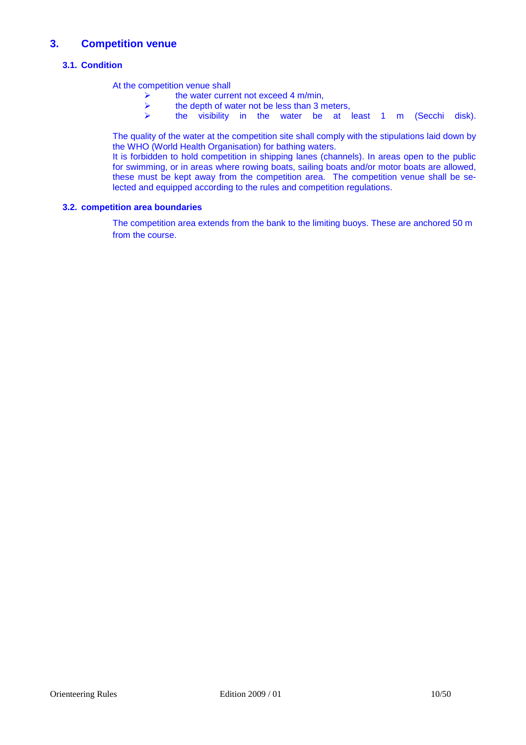# 3. Competition venue

## 3.1. Condition

At the competition venue shall

- the water current not exceed 4 m/min,
- the depth of water not be less than 3 meters,
- the visibility in the water be at least 1 m (Secchi disk).

The quality of the water at the competition site shall comply with the stipulations laid down by the WHO (World Health Organisation) for bathing waters.
It is forbidden to hold competition in shipping lanes (channels). In areas open to the public for swimming, or in areas where rowing boats, sailing boats and/or motor boats are allowed, these must be kept away from the competition area. The competition venue shall be selected and equipped according to the rules and competition regulations.

## 3.2. competition area boundaries

The competition area extends from the bank to the limiting buoys. These are anchored 50 m from the course.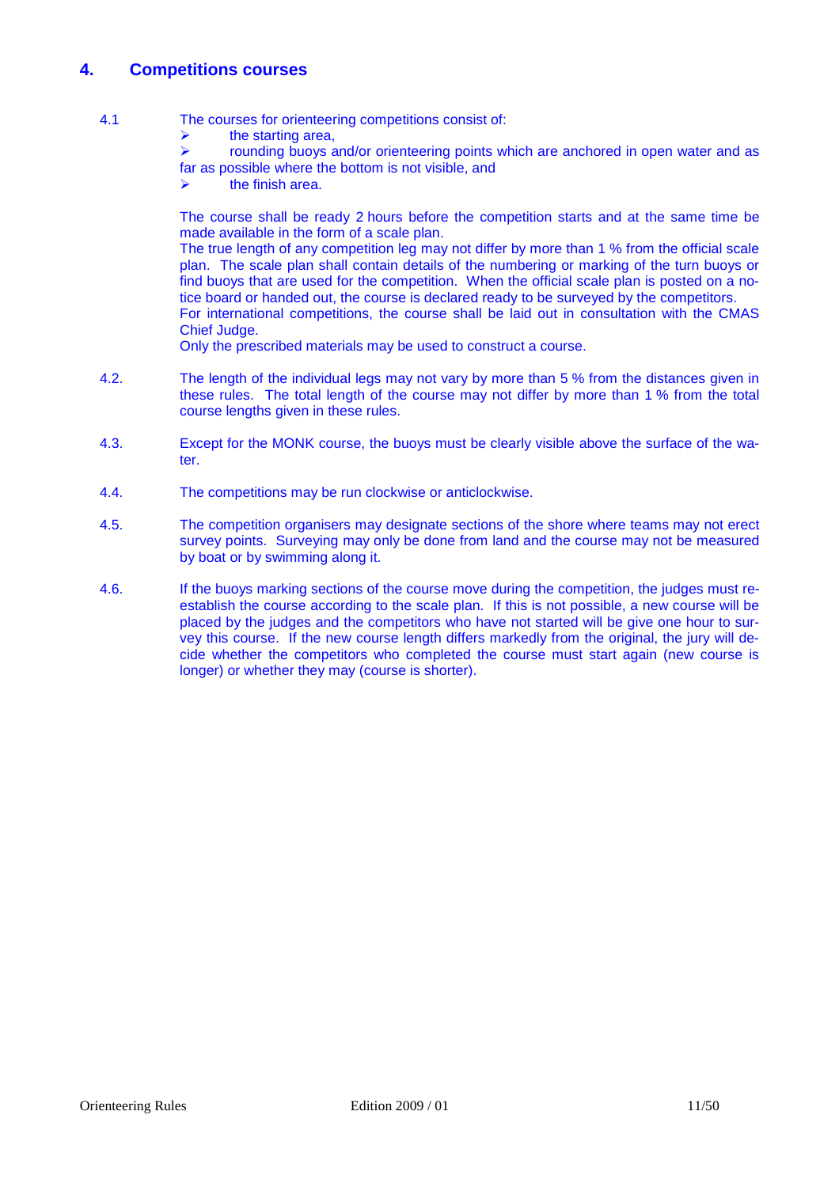## 4. Competitions courses

4.1 The courses for orienteering competitions consist of:

- the starting area,
- rounding buoys and/or orienteering points which are anchored in open water and as far as possible where the bottom is not visible, and
- the finish area.

The course shall be ready 2 hours before the competition starts and at the same time be made available in the form of a scale plan.
The true length of any competition leg may not differ by more than 1 % from the official scale plan. The scale plan shall contain details of the numbering or marking of the turn buoys or find buoys that are used for the competition. When the official scale plan is posted on a notice board or handed out, the course is declared ready to be surveyed by the competitors.
For international competitions, the course shall be laid out in consultation with the CMAS Chief Judge.
Only the prescribed materials may be used to construct a course.

4.2. The length of the individual legs may not vary by more than 5 % from the distances given in these rules. The total length of the course may not differ by more than 1 % from the total course lengths given in these rules.

4.3. Except for the MONK course, the buoys must be clearly visible above the surface of the water.

4.4. The competitions may be run clockwise or anticlockwise.

4.5. The competition organisers may designate sections of the shore where teams may not erect survey points. Surveying may only be done from land and the course may not be measured by boat or by swimming along it.

4.6. If the buoys marking sections of the course move during the competition, the judges must re-establish the course according to the scale plan. If this is not possible, a new course will be placed by the judges and the competitors who have not started will be give one hour to survey this course. If the new course length differs markedly from the original, the jury will decide whether the competitors who completed the course must start again (new course is longer) or whether they may (course is shorter).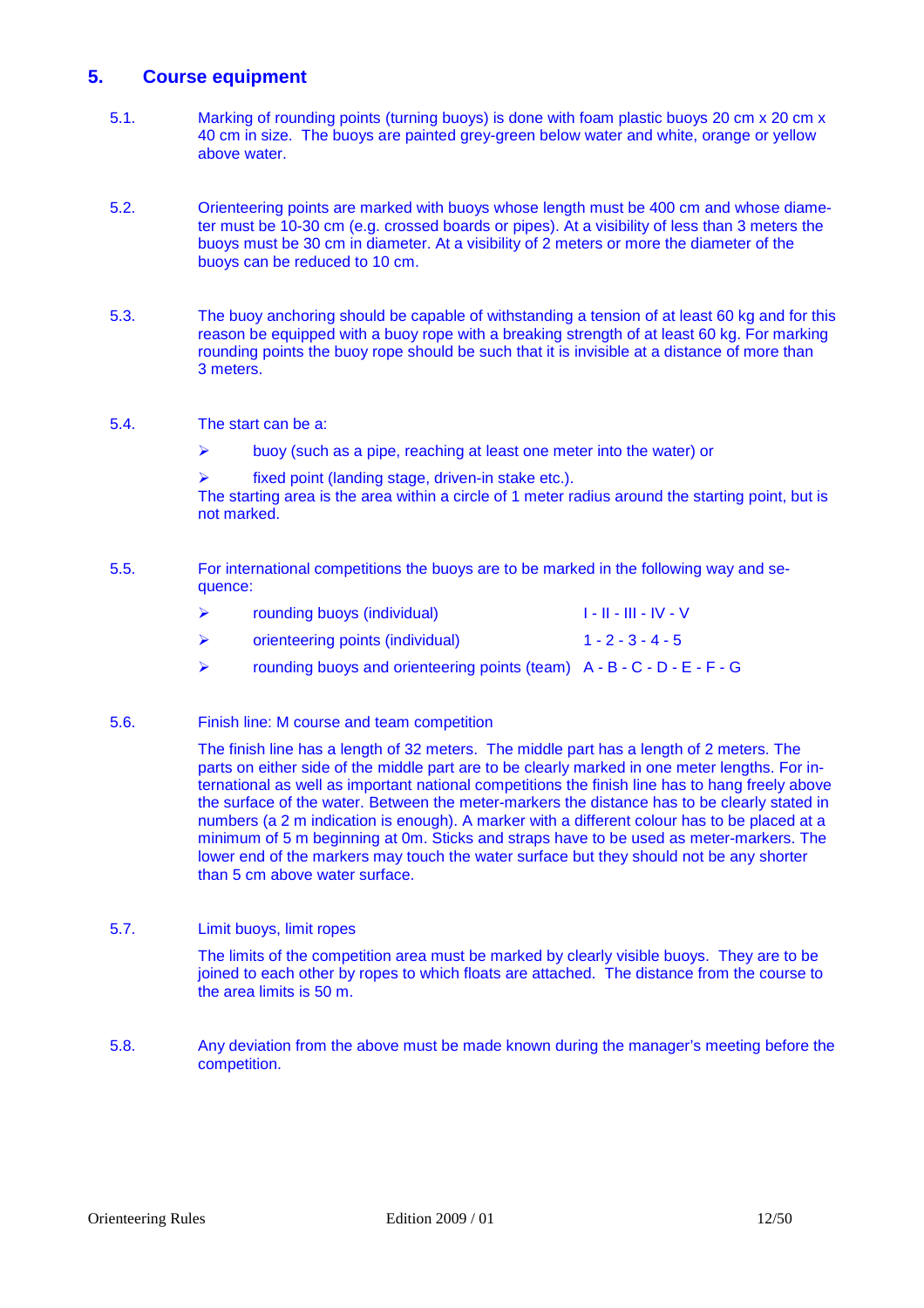## 5. Course equipment

5.1. Marking of rounding points (turning buoys) is done with foam plastic buoys 20 cm x 20 cm x 40 cm in size. The buoys are painted grey-green below water and white, orange or yellow above water.

5.2. Orienteering points are marked with buoys whose length must be 400 cm and whose diameter must be 10-30 cm (e.g. crossed boards or pipes). At a visibility of less than 3 meters the buoys must be 30 cm in diameter. At a visibility of 2 meters or more the diameter of the buoys can be reduced to 10 cm.

5.3. The buoy anchoring should be capable of withstanding a tension of at least 60 kg and for this reason be equipped with a buoy rope with a breaking strength of at least 60 kg. For marking rounding points the buoy rope should be such that it is invisible at a distance of more than 3 meters.

5.4. The start can be a:

- buoy (such as a pipe, reaching at least one meter into the water) or
- fixed point (landing stage, driven-in stake etc.).

The starting area is the area within a circle of 1 meter radius around the starting point, but is not marked.

5.5. For international competitions the buoys are to be marked in the following way and sequence:

- rounding buoys (individual) I - II - III - IV - V
- orienteering points (individual) 1 - 2 - 3 - 4 - 5
- rounding buoys and orienteering points (team) A - B - C - D - E - F - G

5.6. Finish line: M course and team competition

The finish line has a length of 32 meters. The middle part has a length of 2 meters. The parts on either side of the middle part are to be clearly marked in one meter lengths. For international as well as important national competitions the finish line has to hang freely above the surface of the water. Between the meter-markers the distance has to be clearly stated in numbers (a 2 m indication is enough). A marker with a different colour has to be placed at a minimum of 5 m beginning at 0m. Sticks and straps have to be used as meter-markers. The lower end of the markers may touch the water surface but they should not be any shorter than 5 cm above water surface.

5.7. Limit buoys, limit ropes

The limits of the competition area must be marked by clearly visible buoys. They are to be joined to each other by ropes to which floats are attached. The distance from the course to the area limits is 50 m.

5.8. Any deviation from the above must be made known during the manager's meeting before the competition.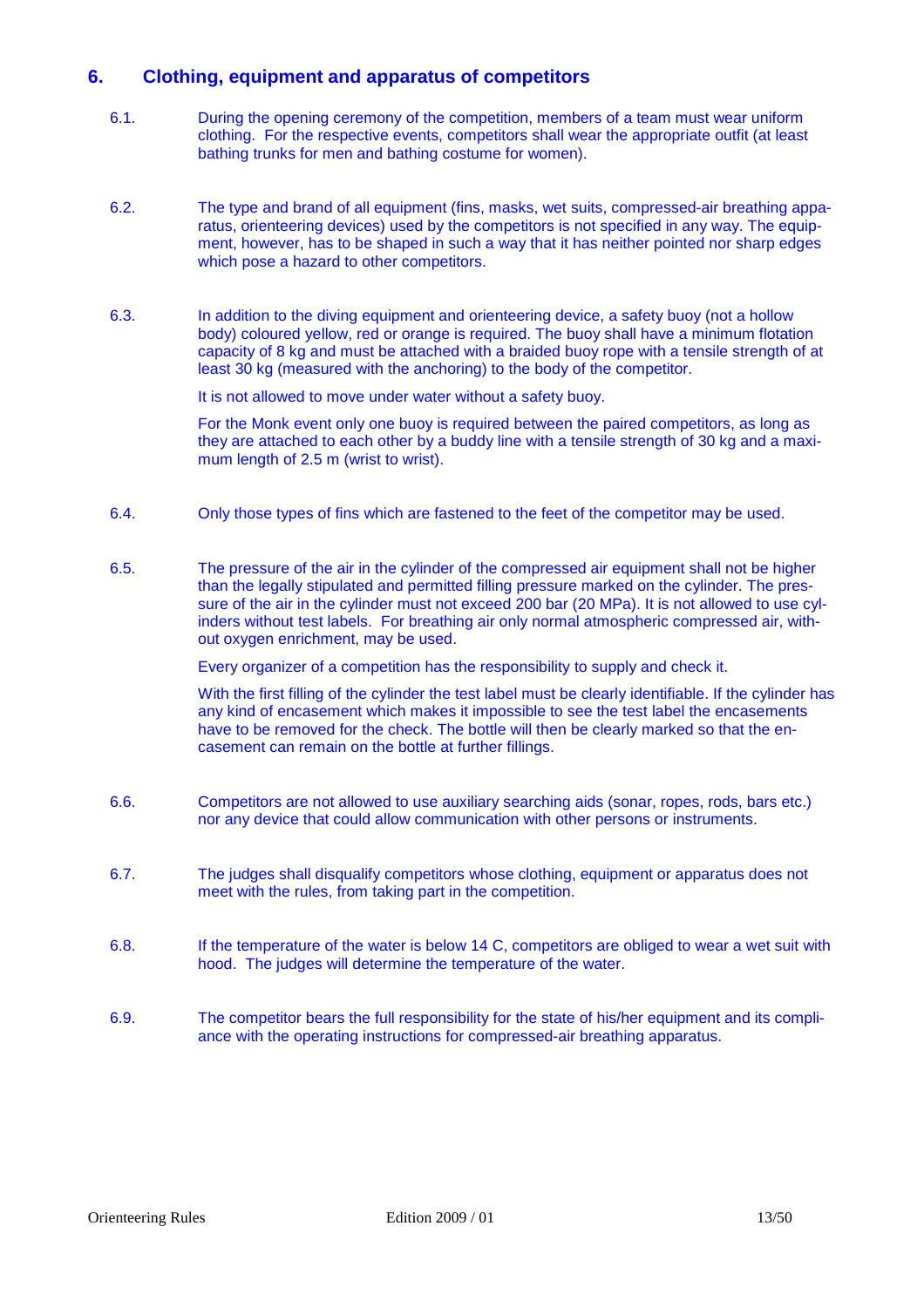## 6. Clothing, equipment and apparatus of competitors

6.1. During the opening ceremony of the competition, members of a team must wear uniform clothing. For the respective events, competitors shall wear the appropriate outfit (at least bathing trunks for men and bathing costume for women).

6.2. The type and brand of all equipment (fins, masks, wet suits, compressed-air breathing apparatus, orienteering devices) used by the competitors is not specified in any way. The equipment, however, has to be shaped in such a way that it has neither pointed nor sharp edges which pose a hazard to other competitors.

6.3. In addition to the diving equipment and orienteering device, a safety buoy (not a hollow body) coloured yellow, red or orange is required. The buoy shall have a minimum flotation capacity of 8 kg and must be attached with a braided buoy rope with a tensile strength of at least 30 kg (measured with the anchoring) to the body of the competitor.

It is not allowed to move under water without a safety buoy.

For the Monk event only one buoy is required between the paired competitors, as long as they are attached to each other by a buddy line with a tensile strength of 30 kg and a maximum length of 2.5 m (wrist to wrist).

6.4. Only those types of fins which are fastened to the feet of the competitor may be used.

6.5. The pressure of the air in the cylinder of the compressed air equipment shall not be higher than the legally stipulated and permitted filling pressure marked on the cylinder. The pressure of the air in the cylinder must not exceed 200 bar (20 MPa). It is not allowed to use cylinders without test labels. For breathing air only normal atmospheric compressed air, without oxygen enrichment, may be used.

Every organizer of a competition has the responsibility to supply and check it.

With the first filling of the cylinder the test label must be clearly identifiable. If the cylinder has any kind of encasement which makes it impossible to see the test label the encasements have to be removed for the check. The bottle will then be clearly marked so that the encasement can remain on the bottle at further fillings.

6.6. Competitors are not allowed to use auxiliary searching aids (sonar, ropes, rods, bars etc.) nor any device that could allow communication with other persons or instruments.

6.7. The judges shall disqualify competitors whose clothing, equipment or apparatus does not meet with the rules, from taking part in the competition.

6.8. If the temperature of the water is below 14 C, competitors are obliged to wear a wet suit with hood. The judges will determine the temperature of the water.

6.9. The competitor bears the full responsibility for the state of his/her equipment and its compliance with the operating instructions for compressed-air breathing apparatus.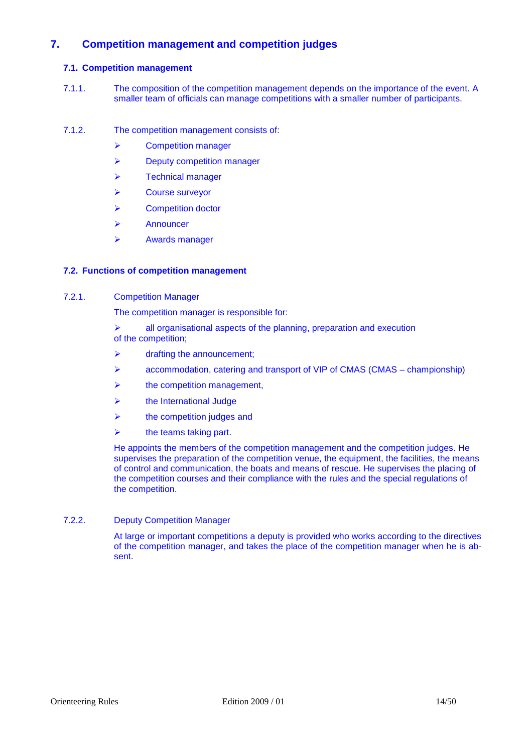# 7. Competition management and competition judges

## 7.1. Competition management

7.1.1. The composition of the competition management depends on the importance of the event. A smaller team of officials can manage competitions with a smaller number of participants.

7.1.2. The competition management consists of:

- Competition manager
- Deputy competition manager
- Technical manager
- Course surveyor
- Competition doctor
- Announcer
- Awards manager

## 7.2. Functions of competition management

7.2.1. Competition Manager

The competition manager is responsible for:

- all organisational aspects of the planning, preparation and execution of the competition;
- drafting the announcement;
- accommodation, catering and transport of VIP of CMAS (CMAS – championship)
- the competition management,
- the International Judge
- the competition judges and
- the teams taking part.

He appoints the members of the competition management and the competition judges. He supervises the preparation of the competition venue, the equipment, the facilities, the means of control and communication, the boats and means of rescue. He supervises the placing of the competition courses and their compliance with the rules and the special regulations of the competition.

7.2.2. Deputy Competition Manager

At large or important competitions a deputy is provided who works according to the directives of the competition manager, and takes the place of the competition manager when he is absent.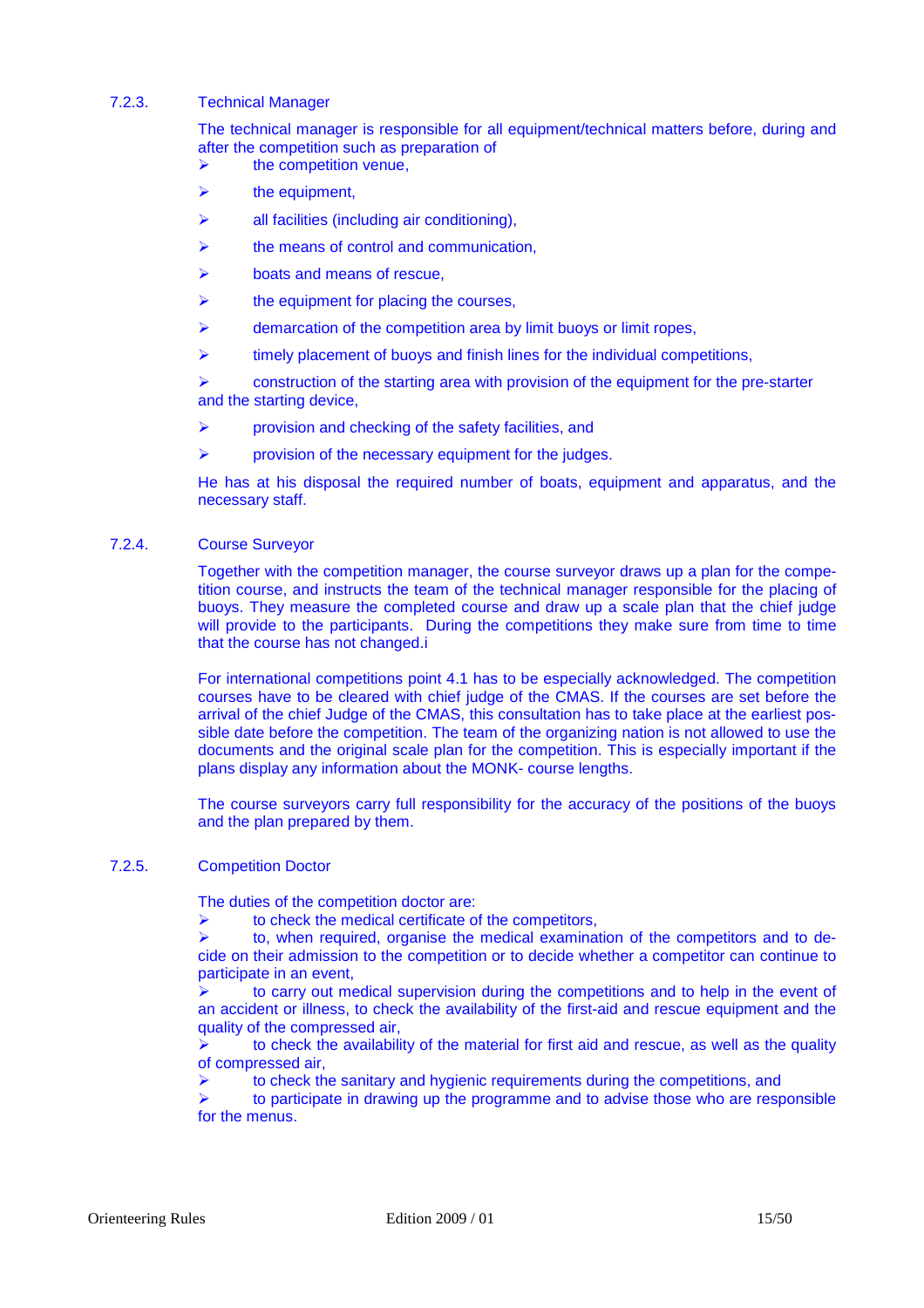### 7.2.3. Technical Manager

The technical manager is responsible for all equipment/technical matters before, during and after the competition such as preparation of

- the competition venue,
- the equipment,
- all facilities (including air conditioning),
- the means of control and communication,
- boats and means of rescue,
- the equipment for placing the courses,
- demarcation of the competition area by limit buoys or limit ropes,
- timely placement of buoys and finish lines for the individual competitions,
- construction of the starting area with provision of the equipment for the pre-starter and the starting device,
- provision and checking of the safety facilities, and
- provision of the necessary equipment for the judges.

He has at his disposal the required number of boats, equipment and apparatus, and the necessary staff.

### 7.2.4. Course Surveyor

Together with the competition manager, the course surveyor draws up a plan for the competition course, and instructs the team of the technical manager responsible for the placing of buoys. They measure the completed course and draw up a scale plan that the chief judge will provide to the participants. During the competitions they make sure from time to time that the course has not changed.i

For international competitions point 4.1 has to be especially acknowledged. The competition courses have to be cleared with chief judge of the CMAS. If the courses are set before the arrival of the chief Judge of the CMAS, this consultation has to take place at the earliest possible date before the competition. The team of the organizing nation is not allowed to use the documents and the original scale plan for the competition. This is especially important if the plans display any information about the MONK- course lengths.

The course surveyors carry full responsibility for the accuracy of the positions of the buoys and the plan prepared by them.

### 7.2.5. Competition Doctor

The duties of the competition doctor are:

- to check the medical certificate of the competitors,
- to, when required, organise the medical examination of the competitors and to decide on their admission to the competition or to decide whether a competitor can continue to participate in an event,
- to carry out medical supervision during the competitions and to help in the event of an accident or illness, to check the availability of the first-aid and rescue equipment and the quality of the compressed air,
- to check the availability of the material for first aid and rescue, as well as the quality of compressed air,
- to check the sanitary and hygienic requirements during the competitions, and
- to participate in drawing up the programme and to advise those who are responsible for the menus.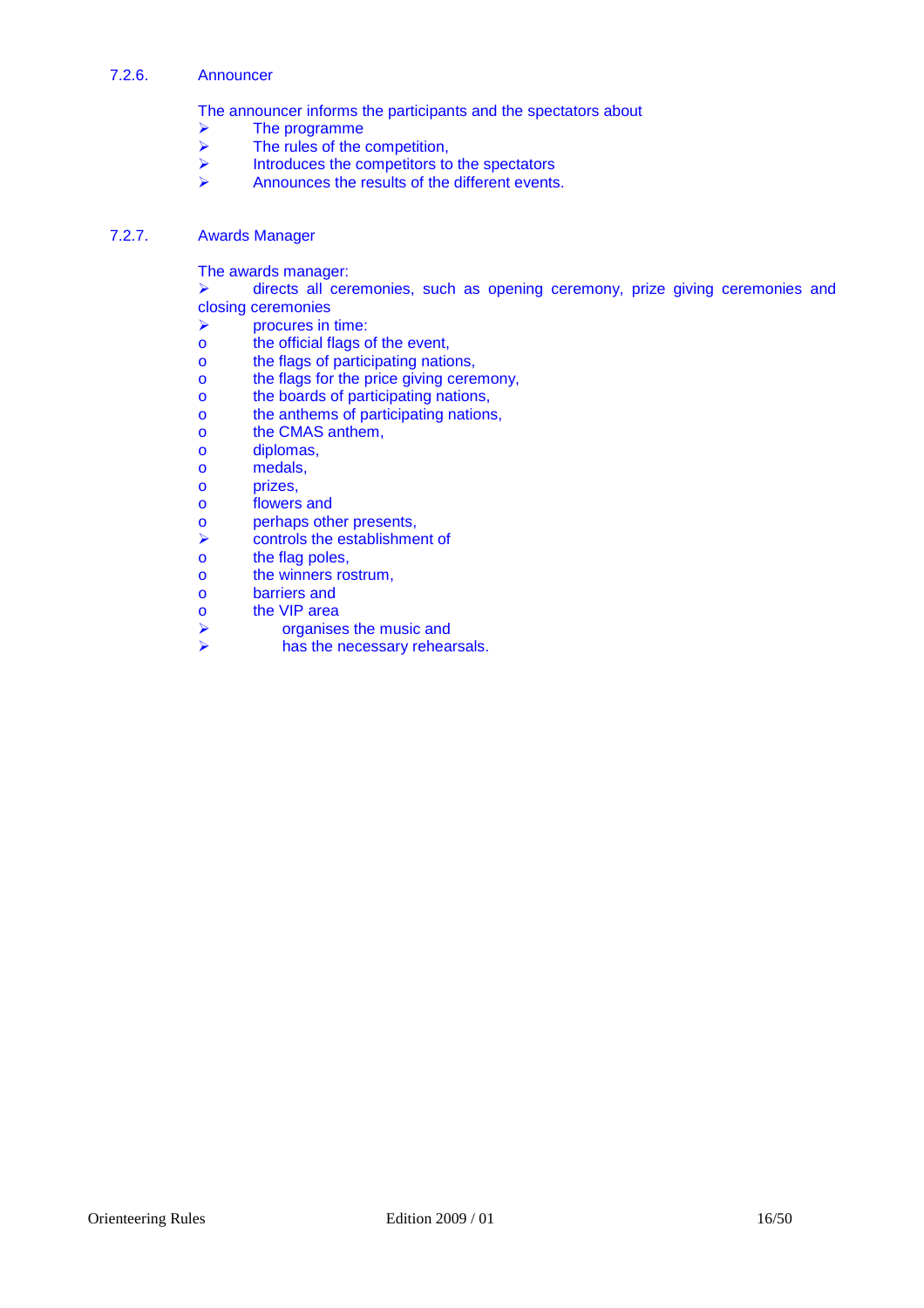#### 7.2.6. Announcer

The announcer informs the participants and the spectators about

- The programme
- The rules of the competition,
- Introduces the competitors to the spectators
- Announces the results of the different events.

#### 7.2.7. Awards Manager

The awards manager:

- directs all ceremonies, such as opening ceremony, prize giving ceremonies and closing ceremonies
- procures in time:
  - the official flags of the event,
  - the flags of participating nations,
  - the flags for the price giving ceremony,
  - the boards of participating nations,
  - the anthems of participating nations,
  - the CMAS anthem,
  - diplomas,
  - medals,
  - prizes,
  - flowers and
  - perhaps other presents,
- controls the establishment of
  - the flag poles,
  - the winners rostrum,
  - barriers and
  - the VIP area
- organises the music and
- has the necessary rehearsals.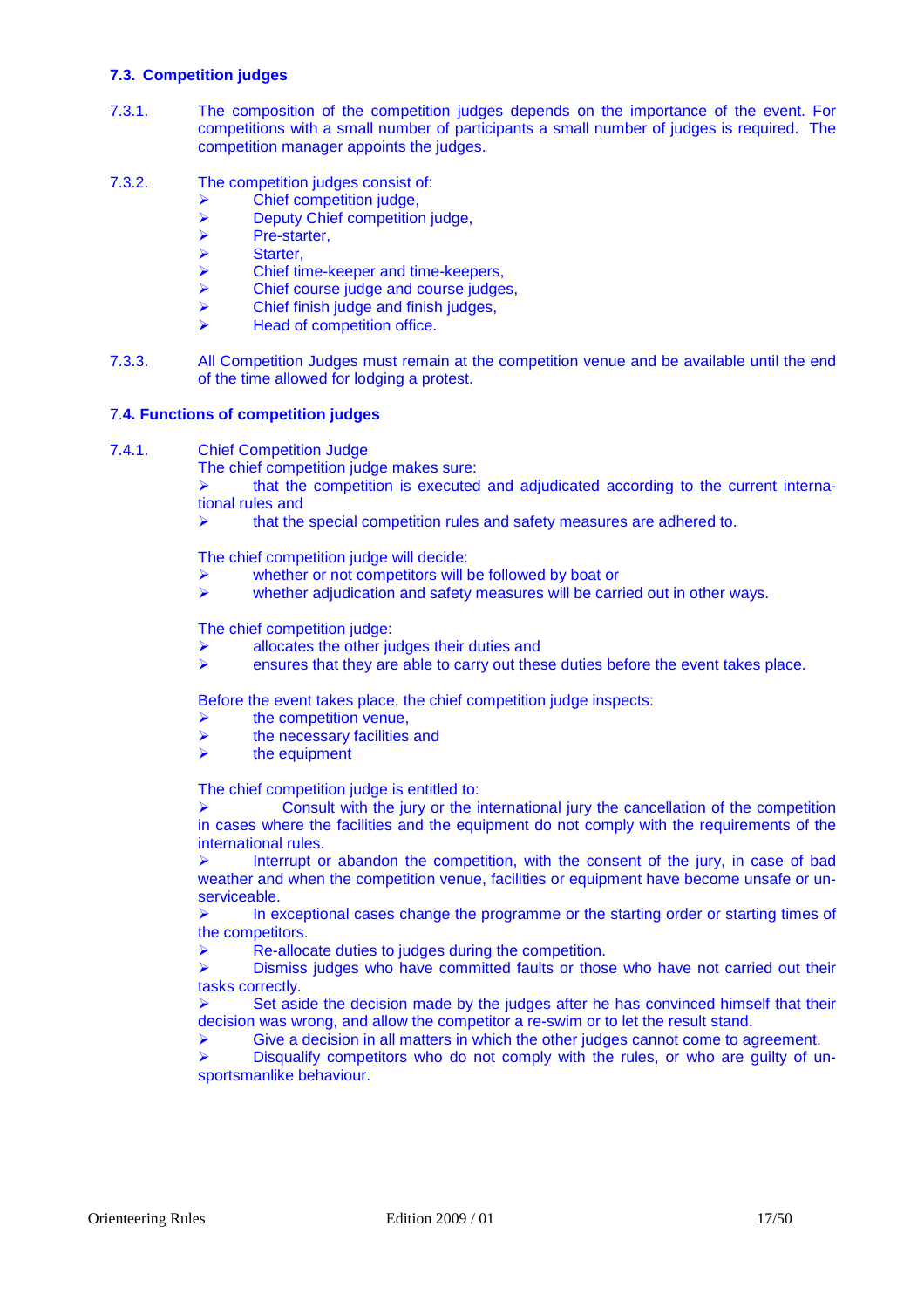### 7.3. Competition judges

7.3.1. The composition of the competition judges depends on the importance of the event. For competitions with a small number of participants a small number of judges is required. The competition manager appoints the judges.

7.3.2. The competition judges consist of:

- Chief competition judge,
- Deputy Chief competition judge,
- Pre-starter,
- Starter,
- Chief time-keeper and time-keepers,
- Chief course judge and course judges,
- Chief finish judge and finish judges,
- Head of competition office.

7.3.3. All Competition Judges must remain at the competition venue and be available until the end of the time allowed for lodging a protest.

### 7.4. Functions of competition judges

7.4.1. Chief Competition Judge

The chief competition judge makes sure:

- that the competition is executed and adjudicated according to the current international rules and
- that the special competition rules and safety measures are adhered to.

The chief competition judge will decide:

- whether or not competitors will be followed by boat or
- whether adjudication and safety measures will be carried out in other ways.

The chief competition judge:

- allocates the other judges their duties and
- ensures that they are able to carry out these duties before the event takes place.

Before the event takes place, the chief competition judge inspects:

- the competition venue,
- the necessary facilities and
- the equipment

The chief competition judge is entitled to:

- Consult with the jury or the international jury the cancellation of the competition in cases where the facilities and the equipment do not comply with the requirements of the international rules.
- Interrupt or abandon the competition, with the consent of the jury, in case of bad weather and when the competition venue, facilities or equipment have become unsafe or unserviceable.
- In exceptional cases change the programme or the starting order or starting times of the competitors.
- Re-allocate duties to judges during the competition.
- Dismiss judges who have committed faults or those who have not carried out their tasks correctly.
- Set aside the decision made by the judges after he has convinced himself that their decision was wrong, and allow the competitor a re-swim or to let the result stand.
- Give a decision in all matters in which the other judges cannot come to agreement.
- Disqualify competitors who do not comply with the rules, or who are guilty of unsportsmanlike behaviour.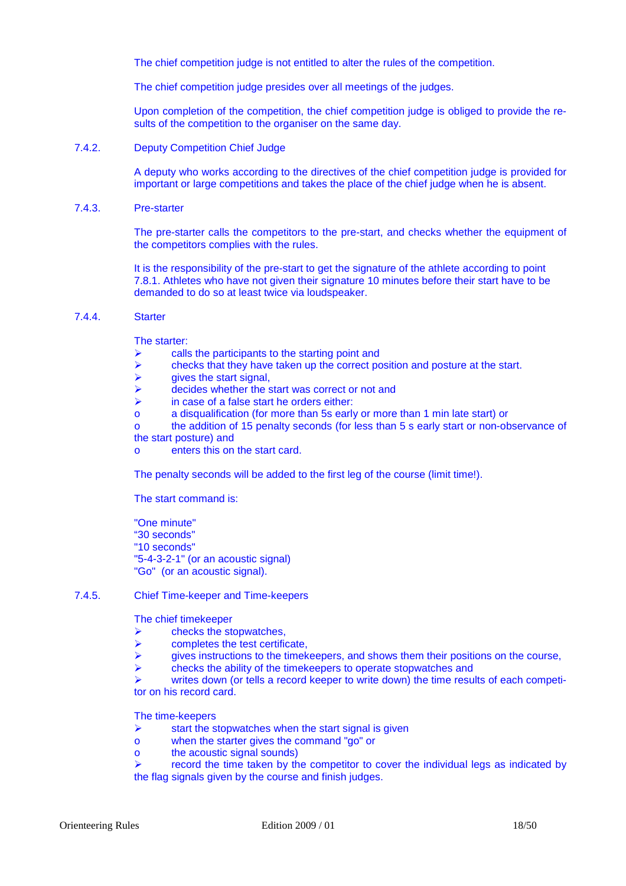The chief competition judge is not entitled to alter the rules of the competition.

The chief competition judge presides over all meetings of the judges.

Upon completion of the competition, the chief competition judge is obliged to provide the results of the competition to the organiser on the same day.

### 7.4.2. Deputy Competition Chief Judge

A deputy who works according to the directives of the chief competition judge is provided for important or large competitions and takes the place of the chief judge when he is absent.

### 7.4.3. Pre-starter

The pre-starter calls the competitors to the pre-start, and checks whether the equipment of the competitors complies with the rules.

It is the responsibility of the pre-start to get the signature of the athlete according to point 7.8.1. Athletes who have not given their signature 10 minutes before their start have to be demanded to do so at least twice via loudspeaker.

### 7.4.4. Starter

The starter:

- calls the participants to the starting point and
- checks that they have taken up the correct position and posture at the start.
- gives the start signal,
- decides whether the start was correct or not and
- in case of a false start he orders either:
  - a disqualification (for more than 5s early or more than 1 min late start) or
  - the addition of 15 penalty seconds (for less than 5 s early start or non-observance of the start posture) and
  - enters this on the start card.

The penalty seconds will be added to the first leg of the course (limit time!).

The start command is:

"One minute"
"30 seconds"
"10 seconds"
"5-4-3-2-1" (or an acoustic signal)
"Go" (or an acoustic signal).

### 7.4.5. Chief Time-keeper and Time-keepers

The chief timekeeper

- checks the stopwatches,
- completes the test certificate,
- gives instructions to the timekeepers, and shows them their positions on the course,
- checks the ability of the timekeepers to operate stopwatches and
- writes down (or tells a record keeper to write down) the time results of each competitor on his record card.

The time-keepers

- start the stopwatches when the start signal is given
  - when the starter gives the command "go" or
  - the acoustic signal sounds)
- record the time taken by the competitor to cover the individual legs as indicated by the flag signals given by the course and finish judges.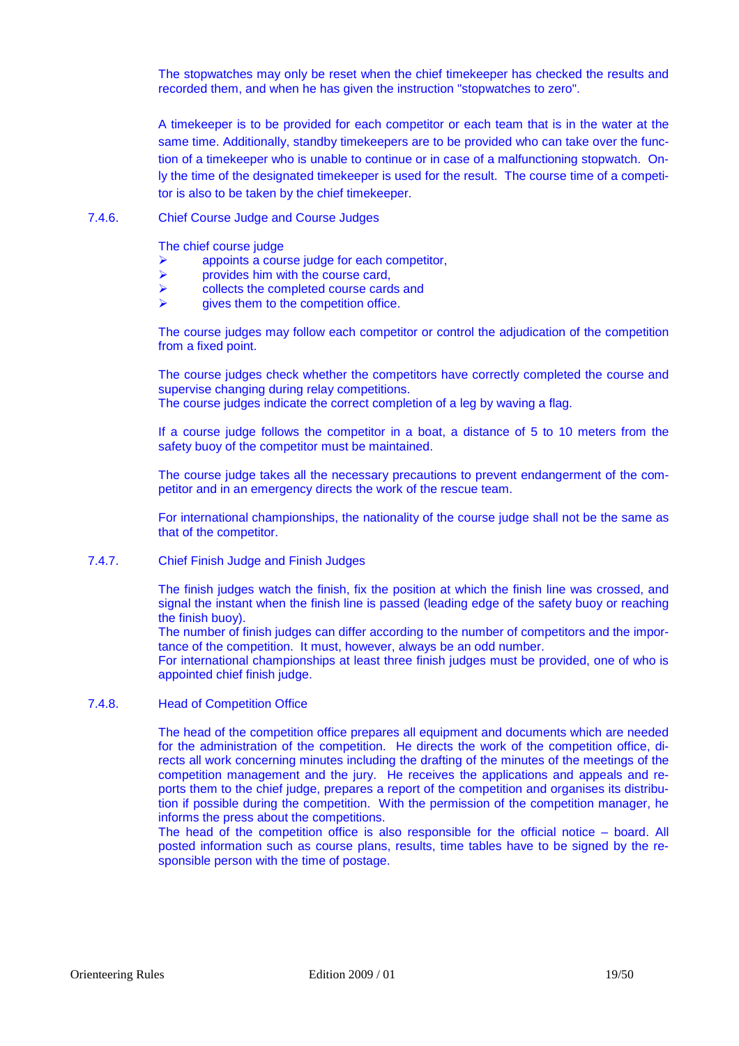The stopwatches may only be reset when the chief timekeeper has checked the results and recorded them, and when he has given the instruction "stopwatches to zero".

A timekeeper is to be provided for each competitor or each team that is in the water at the same time. Additionally, standby timekeepers are to be provided who can take over the function of a timekeeper who is unable to continue or in case of a malfunctioning stopwatch. Only the time of the designated timekeeper is used for the result. The course time of a competitor is also to be taken by the chief timekeeper.

### 7.4.6. Chief Course Judge and Course Judges

The chief course judge

- appoints a course judge for each competitor,
- provides him with the course card,
- collects the completed course cards and
- gives them to the competition office.

The course judges may follow each competitor or control the adjudication of the competition from a fixed point.

The course judges check whether the competitors have correctly completed the course and supervise changing during relay competitions.
The course judges indicate the correct completion of a leg by waving a flag.

If a course judge follows the competitor in a boat, a distance of 5 to 10 meters from the safety buoy of the competitor must be maintained.

The course judge takes all the necessary precautions to prevent endangerment of the competitor and in an emergency directs the work of the rescue team.

For international championships, the nationality of the course judge shall not be the same as that of the competitor.

### 7.4.7. Chief Finish Judge and Finish Judges

The finish judges watch the finish, fix the position at which the finish line was crossed, and signal the instant when the finish line is passed (leading edge of the safety buoy or reaching the finish buoy).
The number of finish judges can differ according to the number of competitors and the importance of the competition. It must, however, always be an odd number.
For international championships at least three finish judges must be provided, one of who is appointed chief finish judge.

### 7.4.8. Head of Competition Office

The head of the competition office prepares all equipment and documents which are needed for the administration of the competition. He directs the work of the competition office, directs all work concerning minutes including the drafting of the minutes of the meetings of the competition management and the jury. He receives the applications and appeals and reports them to the chief judge, prepares a report of the competition and organises its distribution if possible during the competition. With the permission of the competition manager, he informs the press about the competitions.
The head of the competition office is also responsible for the official notice – board. All posted information such as course plans, results, time tables have to be signed by the responsible person with the time of postage.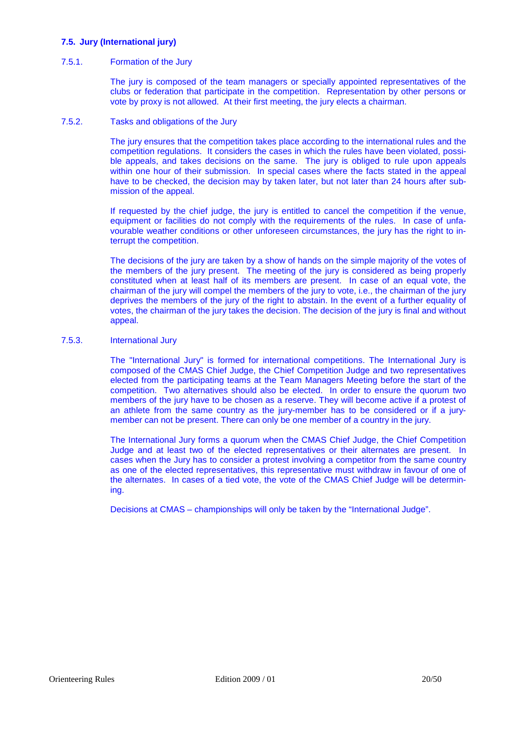### 7.5. Jury (International jury)

#### 7.5.1. Formation of the Jury

The jury is composed of the team managers or specially appointed representatives of the clubs or federation that participate in the competition. Representation by other persons or vote by proxy is not allowed. At their first meeting, the jury elects a chairman.

#### 7.5.2. Tasks and obligations of the Jury

The jury ensures that the competition takes place according to the international rules and the competition regulations. It considers the cases in which the rules have been violated, possible appeals, and takes decisions on the same. The jury is obliged to rule upon appeals within one hour of their submission. In special cases where the facts stated in the appeal have to be checked, the decision may by taken later, but not later than 24 hours after submission of the appeal.

If requested by the chief judge, the jury is entitled to cancel the competition if the venue, equipment or facilities do not comply with the requirements of the rules. In case of unfavourable weather conditions or other unforeseen circumstances, the jury has the right to interrupt the competition.

The decisions of the jury are taken by a show of hands on the simple majority of the votes of the members of the jury present. The meeting of the jury is considered as being properly constituted when at least half of its members are present. In case of an equal vote, the chairman of the jury will compel the members of the jury to vote, i.e., the chairman of the jury deprives the members of the jury of the right to abstain. In the event of a further equality of votes, the chairman of the jury takes the decision. The decision of the jury is final and without appeal.

#### 7.5.3. International Jury

The "International Jury" is formed for international competitions. The International Jury is composed of the CMAS Chief Judge, the Chief Competition Judge and two representatives elected from the participating teams at the Team Managers Meeting before the start of the competition. Two alternatives should also be elected. In order to ensure the quorum two members of the jury have to be chosen as a reserve. They will become active if a protest of an athlete from the same country as the jury-member has to be considered or if a jury-member can not be present. There can only be one member of a country in the jury.

The International Jury forms a quorum when the CMAS Chief Judge, the Chief Competition Judge and at least two of the elected representatives or their alternates are present. In cases when the Jury has to consider a protest involving a competitor from the same country as one of the elected representatives, this representative must withdraw in favour of one of the alternates. In cases of a tied vote, the vote of the CMAS Chief Judge will be determining.

Decisions at CMAS – championships will only be taken by the "International Judge".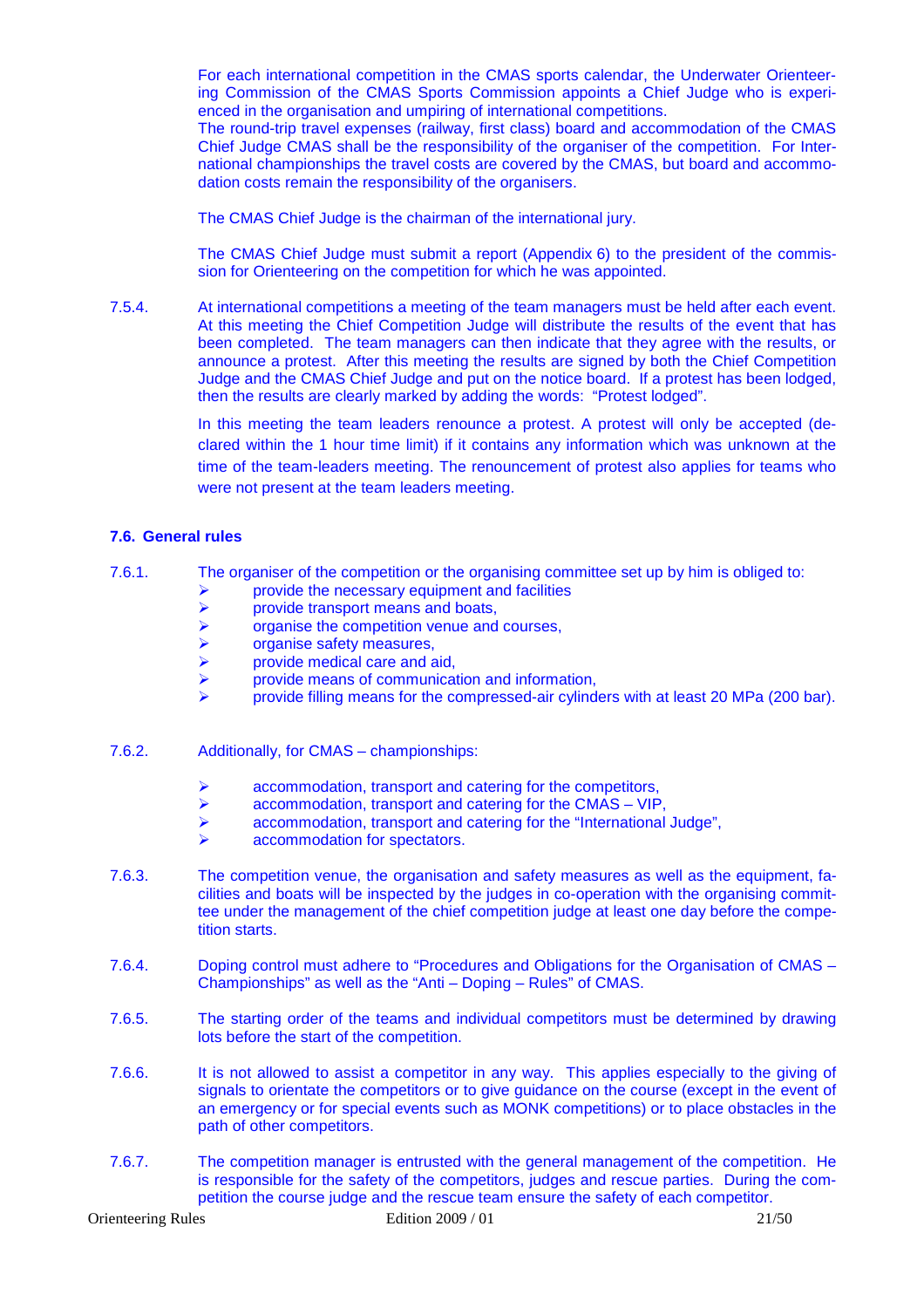For each international competition in the CMAS sports calendar, the Underwater Orienteering Commission of the CMAS Sports Commission appoints a Chief Judge who is experienced in the organisation and umpiring of international competitions.
The round-trip travel expenses (railway, first class) board and accommodation of the CMAS Chief Judge CMAS shall be the responsibility of the organiser of the competition. For International championships the travel costs are covered by the CMAS, but board and accommodation costs remain the responsibility of the organisers.

The CMAS Chief Judge is the chairman of the international jury.

The CMAS Chief Judge must submit a report (Appendix 6) to the president of the commission for Orienteering on the competition for which he was appointed.

7.5.4. At international competitions a meeting of the team managers must be held after each event. At this meeting the Chief Competition Judge will distribute the results of the event that has been completed. The team managers can then indicate that they agree with the results, or announce a protest. After this meeting the results are signed by both the Chief Competition Judge and the CMAS Chief Judge and put on the notice board. If a protest has been lodged, then the results are clearly marked by adding the words: "Protest lodged".

In this meeting the team leaders renounce a protest. A protest will only be accepted (declared within the 1 hour time limit) if it contains any information which was unknown at the time of the team-leaders meeting. The renouncement of protest also applies for teams who were not present at the team leaders meeting.

### 7.6. General rules

7.6.1. The organiser of the competition or the organising committee set up by him is obliged to:

- provide the necessary equipment and facilities
- provide transport means and boats,
- organise the competition venue and courses,
- organise safety measures,
- provide medical care and aid,
- provide means of communication and information,
- provide filling means for the compressed-air cylinders with at least 20 MPa (200 bar).

7.6.2. Additionally, for CMAS – championships:

- accommodation, transport and catering for the competitors,
- accommodation, transport and catering for the CMAS – VIP,
- accommodation, transport and catering for the "International Judge",
- accommodation for spectators.

7.6.3. The competition venue, the organisation and safety measures as well as the equipment, facilities and boats will be inspected by the judges in co-operation with the organising committee under the management of the chief competition judge at least one day before the competition starts.

7.6.4. Doping control must adhere to "Procedures and Obligations for the Organisation of CMAS – Championships" as well as the "Anti – Doping – Rules" of CMAS.

7.6.5. The starting order of the teams and individual competitors must be determined by drawing lots before the start of the competition.

7.6.6. It is not allowed to assist a competitor in any way. This applies especially to the giving of signals to orientate the competitors or to give guidance on the course (except in the event of an emergency or for special events such as MONK competitions) or to place obstacles in the path of other competitors.

7.6.7. The competition manager is entrusted with the general management of the competition. He is responsible for the safety of the competitors, judges and rescue parties. During the competition the course judge and the rescue team ensure the safety of each competitor.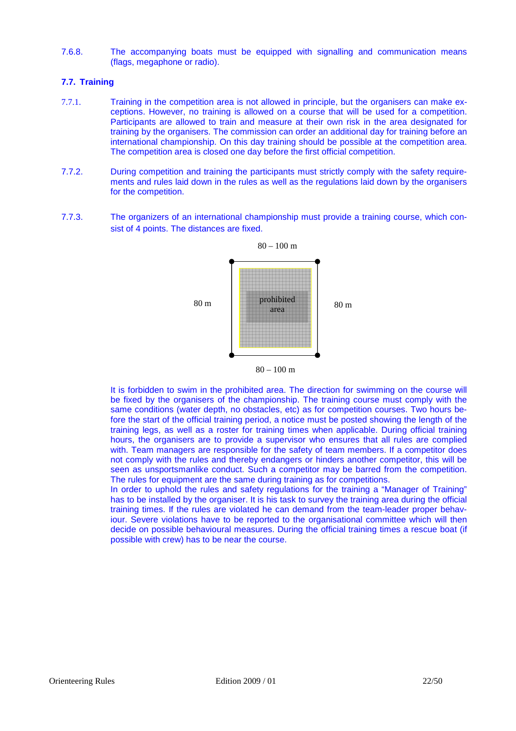7.6.8. The accompanying boats must be equipped with signalling and communication means (flags, megaphone or radio).

### 7.7. Training

7.7.1. Training in the competition area is not allowed in principle, but the organisers can make exceptions. However, no training is allowed on a course that will be used for a competition. Participants are allowed to train and measure at their own risk in the area designated for training by the organisers. The commission can order an additional day for training before an international championship. On this day training should be possible at the competition area. The competition area is closed one day before the first official competition.

7.7.2. During competition and training the participants must strictly comply with the safety requirements and rules laid down in the rules as well as the regulations laid down by the organisers for the competition.

7.7.3. The organizers of an international championship must provide a training course, which consist of 4 points. The distances are fixed.

80 – 100 m

80 m

prohibited area

80 m

80 – 100 m

It is forbidden to swim in the prohibited area. The direction for swimming on the course will be fixed by the organisers of the championship. The training course must comply with the same conditions (water depth, no obstacles, etc) as for competition courses. Two hours before the start of the official training period, a notice must be posted showing the length of the training legs, as well as a roster for training times when applicable. During official training hours, the organisers are to provide a supervisor who ensures that all rules are complied with. Team managers are responsible for the safety of team members. If a competitor does not comply with the rules and thereby endangers or hinders another competitor, this will be seen as unsportsmanlike conduct. Such a competitor may be barred from the competition. The rules for equipment are the same during training as for competitions.

In order to uphold the rules and safety regulations for the training a "Manager of Training" has to be installed by the organiser. It is his task to survey the training area during the official training times. If the rules are violated he can demand from the team-leader proper behaviour. Severe violations have to be reported to the organisational committee which will then decide on possible behavioural measures. During the official training times a rescue boat (if possible with crew) has to be near the course.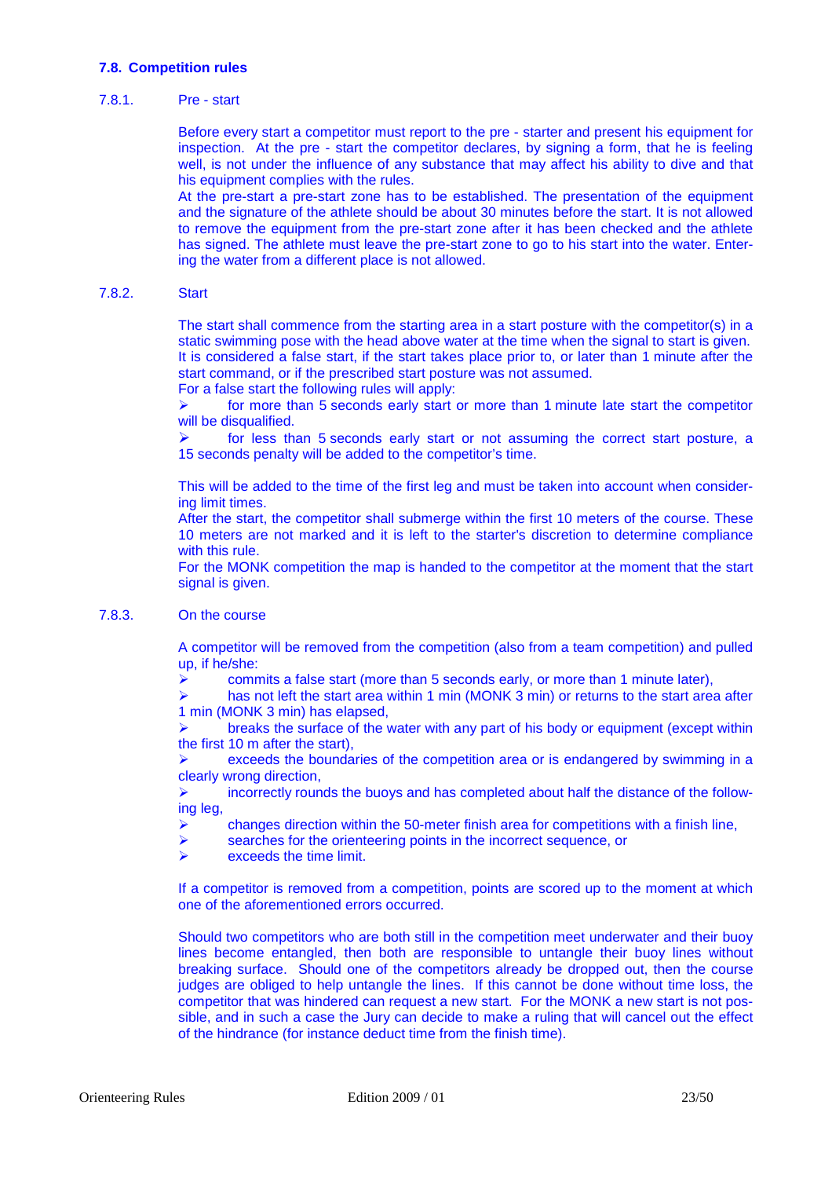### 7.8. Competition rules

#### 7.8.1. Pre - start

Before every start a competitor must report to the pre - starter and present his equipment for inspection. At the pre - start the competitor declares, by signing a form, that he is feeling well, is not under the influence of any substance that may affect his ability to dive and that his equipment complies with the rules.
At the pre-start a pre-start zone has to be established. The presentation of the equipment and the signature of the athlete should be about 30 minutes before the start. It is not allowed to remove the equipment from the pre-start zone after it has been checked and the athlete has signed. The athlete must leave the pre-start zone to go to his start into the water. Entering the water from a different place is not allowed.

#### 7.8.2. Start

The start shall commence from the starting area in a start posture with the competitor(s) in a static swimming pose with the head above water at the time when the signal to start is given. It is considered a false start, if the start takes place prior to, or later than 1 minute after the start command, or if the prescribed start posture was not assumed.
For a false start the following rules will apply:

- for more than 5 seconds early start or more than 1 minute late start the competitor will be disqualified.
- for less than 5 seconds early start or not assuming the correct start posture, a 15 seconds penalty will be added to the competitor's time.

This will be added to the time of the first leg and must be taken into account when considering limit times.
After the start, the competitor shall submerge within the first 10 meters of the course. These 10 meters are not marked and it is left to the starter's discretion to determine compliance with this rule.
For the MONK competition the map is handed to the competitor at the moment that the start signal is given.

#### 7.8.3. On the course

A competitor will be removed from the competition (also from a team competition) and pulled up, if he/she:

- commits a false start (more than 5 seconds early, or more than 1 minute later),
- has not left the start area within 1 min (MONK 3 min) or returns to the start area after 1 min (MONK 3 min) has elapsed,
- breaks the surface of the water with any part of his body or equipment (except within the first 10 m after the start),
- exceeds the boundaries of the competition area or is endangered by swimming in a clearly wrong direction,
- incorrectly rounds the buoys and has completed about half the distance of the following leg,
- changes direction within the 50-meter finish area for competitions with a finish line,
- searches for the orienteering points in the incorrect sequence, or
- exceeds the time limit.

If a competitor is removed from a competition, points are scored up to the moment at which one of the aforementioned errors occurred.

Should two competitors who are both still in the competition meet underwater and their buoy lines become entangled, then both are responsible to untangle their buoy lines without breaking surface. Should one of the competitors already be dropped out, then the course judges are obliged to help untangle the lines. If this cannot be done without time loss, the competitor that was hindered can request a new start. For the MONK a new start is not possible, and in such a case the Jury can decide to make a ruling that will cancel out the effect of the hindrance (for instance deduct time from the finish time).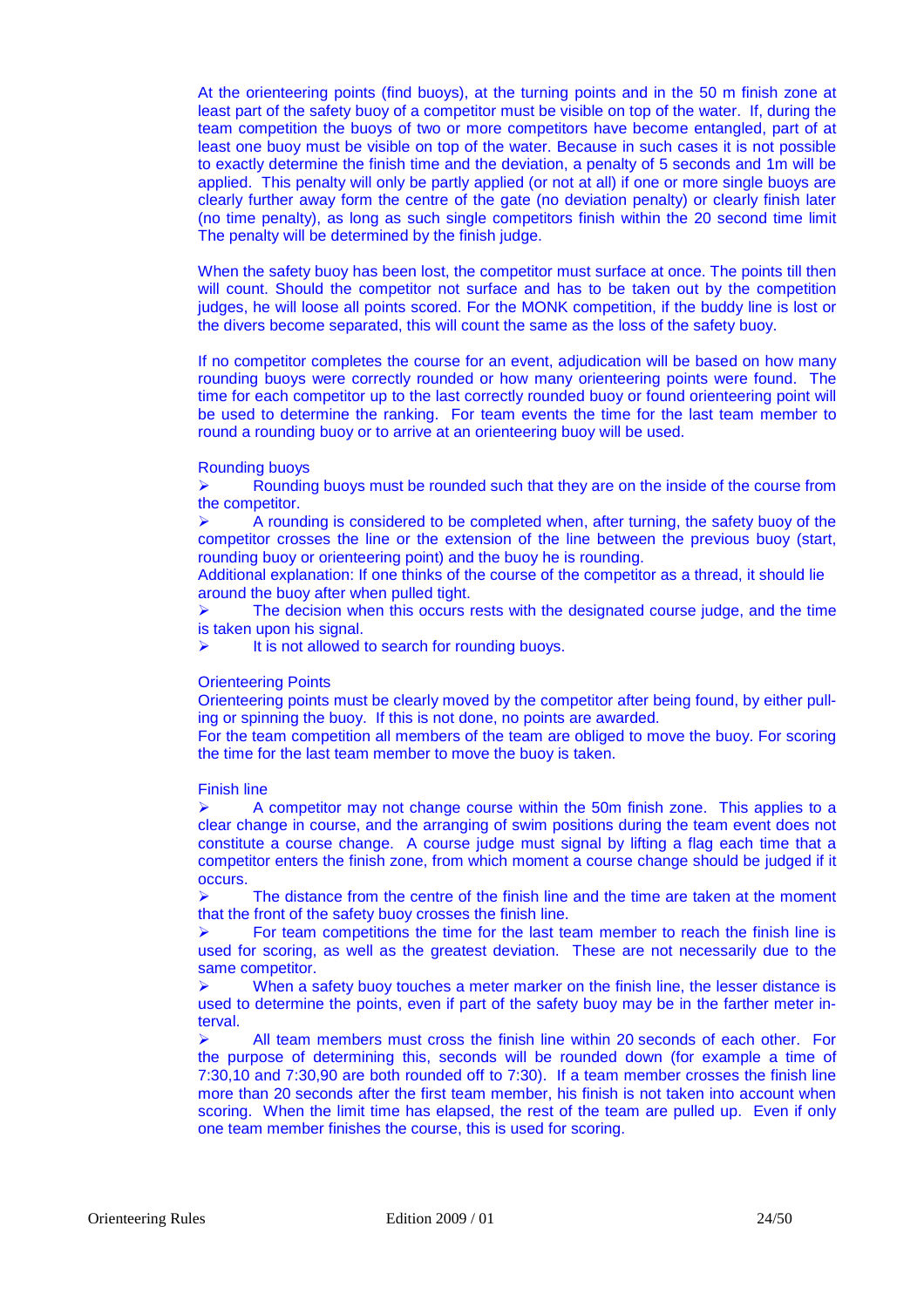At the orienteering points (find buoys), at the turning points and in the 50 m finish zone at least part of the safety buoy of a competitor must be visible on top of the water. If, during the team competition the buoys of two or more competitors have become entangled, part of at least one buoy must be visible on top of the water. Because in such cases it is not possible to exactly determine the finish time and the deviation, a penalty of 5 seconds and 1m will be applied. This penalty will only be partly applied (or not at all) if one or more single buoys are clearly further away form the centre of the gate (no deviation penalty) or clearly finish later (no time penalty), as long as such single competitors finish within the 20 second time limit The penalty will be determined by the finish judge.

When the safety buoy has been lost, the competitor must surface at once. The points till then will count. Should the competitor not surface and has to be taken out by the competition judges, he will loose all points scored. For the MONK competition, if the buddy line is lost or the divers become separated, this will count the same as the loss of the safety buoy.

If no competitor completes the course for an event, adjudication will be based on how many rounding buoys were correctly rounded or how many orienteering points were found. The time for each competitor up to the last correctly rounded buoy or found orienteering point will be used to determine the ranking. For team events the time for the last team member to round a rounding buoy or to arrive at an orienteering buoy will be used.

Rounding buoys

- Rounding buoys must be rounded such that they are on the inside of the course from the competitor.
- A rounding is considered to be completed when, after turning, the safety buoy of the competitor crosses the line or the extension of the line between the previous buoy (start, rounding buoy or orienteering point) and the buoy he is rounding.

Additional explanation: If one thinks of the course of the competitor as a thread, it should lie around the buoy after when pulled tight.

- The decision when this occurs rests with the designated course judge, and the time is taken upon his signal.
- It is not allowed to search for rounding buoys.

Orienteering Points

Orienteering points must be clearly moved by the competitor after being found, by either pulling or spinning the buoy. If this is not done, no points are awarded.
For the team competition all members of the team are obliged to move the buoy. For scoring the time for the last team member to move the buoy is taken.

Finish line

- A competitor may not change course within the 50m finish zone. This applies to a clear change in course, and the arranging of swim positions during the team event does not constitute a course change. A course judge must signal by lifting a flag each time that a competitor enters the finish zone, from which moment a course change should be judged if it occurs.
- The distance from the centre of the finish line and the time are taken at the moment that the front of the safety buoy crosses the finish line.
- For team competitions the time for the last team member to reach the finish line is used for scoring, as well as the greatest deviation. These are not necessarily due to the same competitor.
- When a safety buoy touches a meter marker on the finish line, the lesser distance is used to determine the points, even if part of the safety buoy may be in the farther meter interval.
- All team members must cross the finish line within 20 seconds of each other. For the purpose of determining this, seconds will be rounded down (for example a time of 7:30,10 and 7:30,90 are both rounded off to 7:30). If a team member crosses the finish line more than 20 seconds after the first team member, his finish is not taken into account when scoring. When the limit time has elapsed, the rest of the team are pulled up. Even if only one team member finishes the course, this is used for scoring.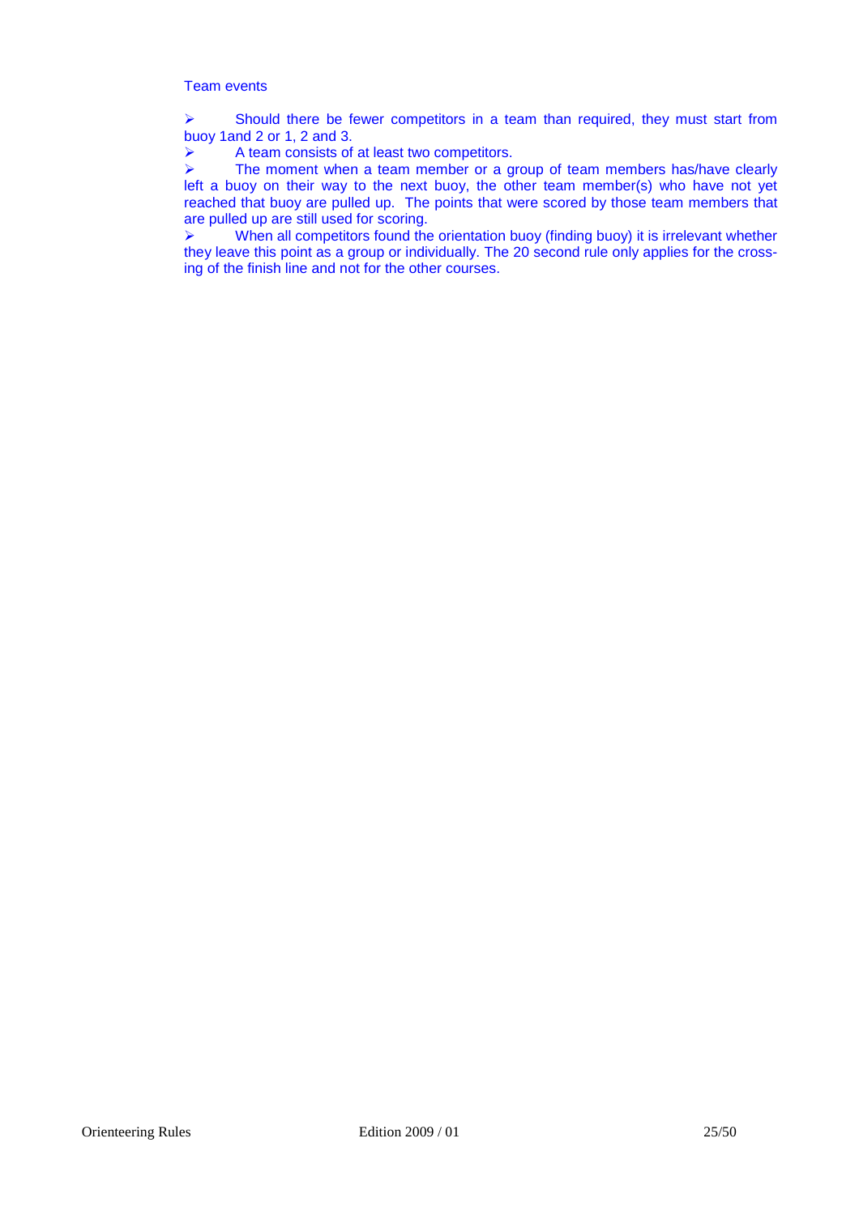Team events

- Should there be fewer competitors in a team than required, they must start from buoy 1and 2 or 1, 2 and 3.
- A team consists of at least two competitors.
- The moment when a team member or a group of team members has/have clearly left a buoy on their way to the next buoy, the other team member(s) who have not yet reached that buoy are pulled up. The points that were scored by those team members that are pulled up are still used for scoring.
- When all competitors found the orientation buoy (finding buoy) it is irrelevant whether they leave this point as a group or individually. The 20 second rule only applies for the crossing of the finish line and not for the other courses.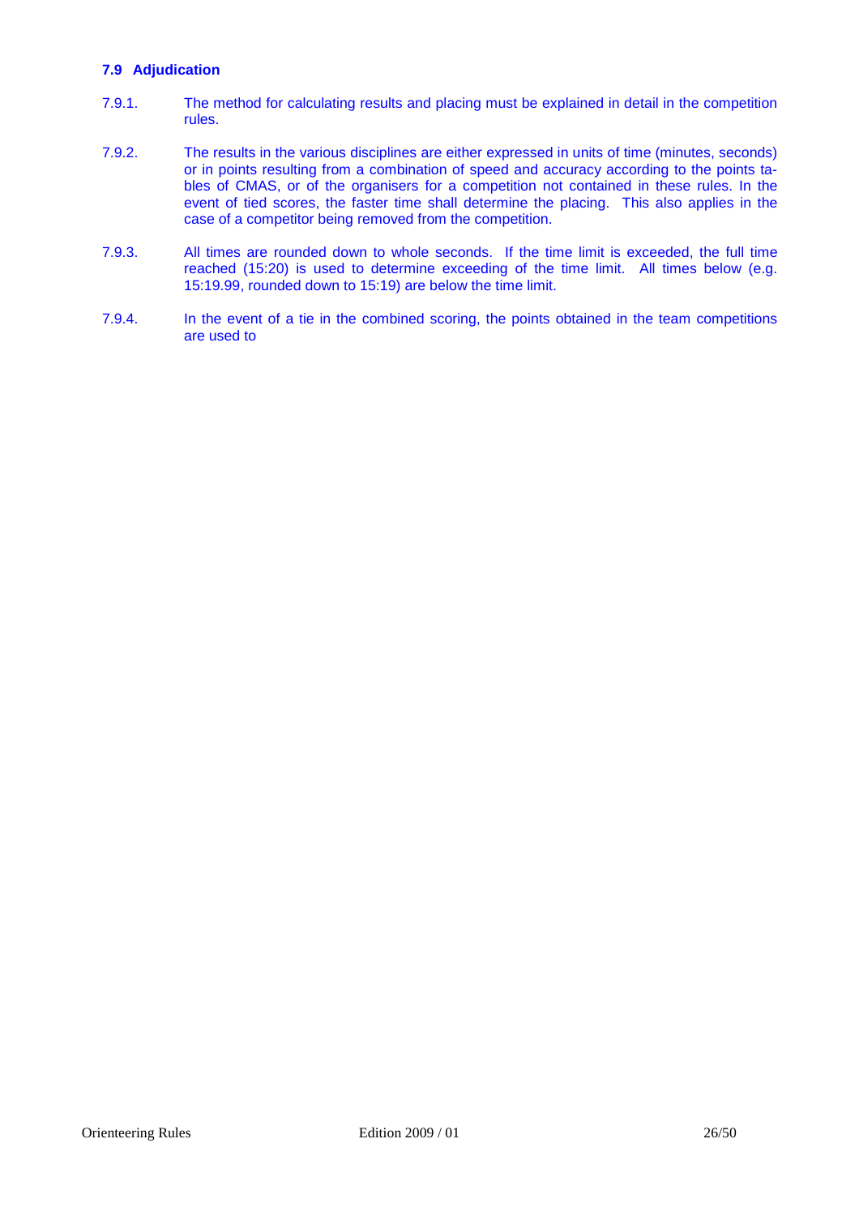### 7.9 Adjudication

7.9.1. The method for calculating results and placing must be explained in detail in the competition rules.

7.9.2. The results in the various disciplines are either expressed in units of time (minutes, seconds) or in points resulting from a combination of speed and accuracy according to the points tables of CMAS, or of the organisers for a competition not contained in these rules. In the event of tied scores, the faster time shall determine the placing. This also applies in the case of a competitor being removed from the competition.

7.9.3. All times are rounded down to whole seconds. If the time limit is exceeded, the full time reached (15:20) is used to determine exceeding of the time limit. All times below (e.g. 15:19.99, rounded down to 15:19) are below the time limit.

7.9.4. In the event of a tie in the combined scoring, the points obtained in the team competitions are used to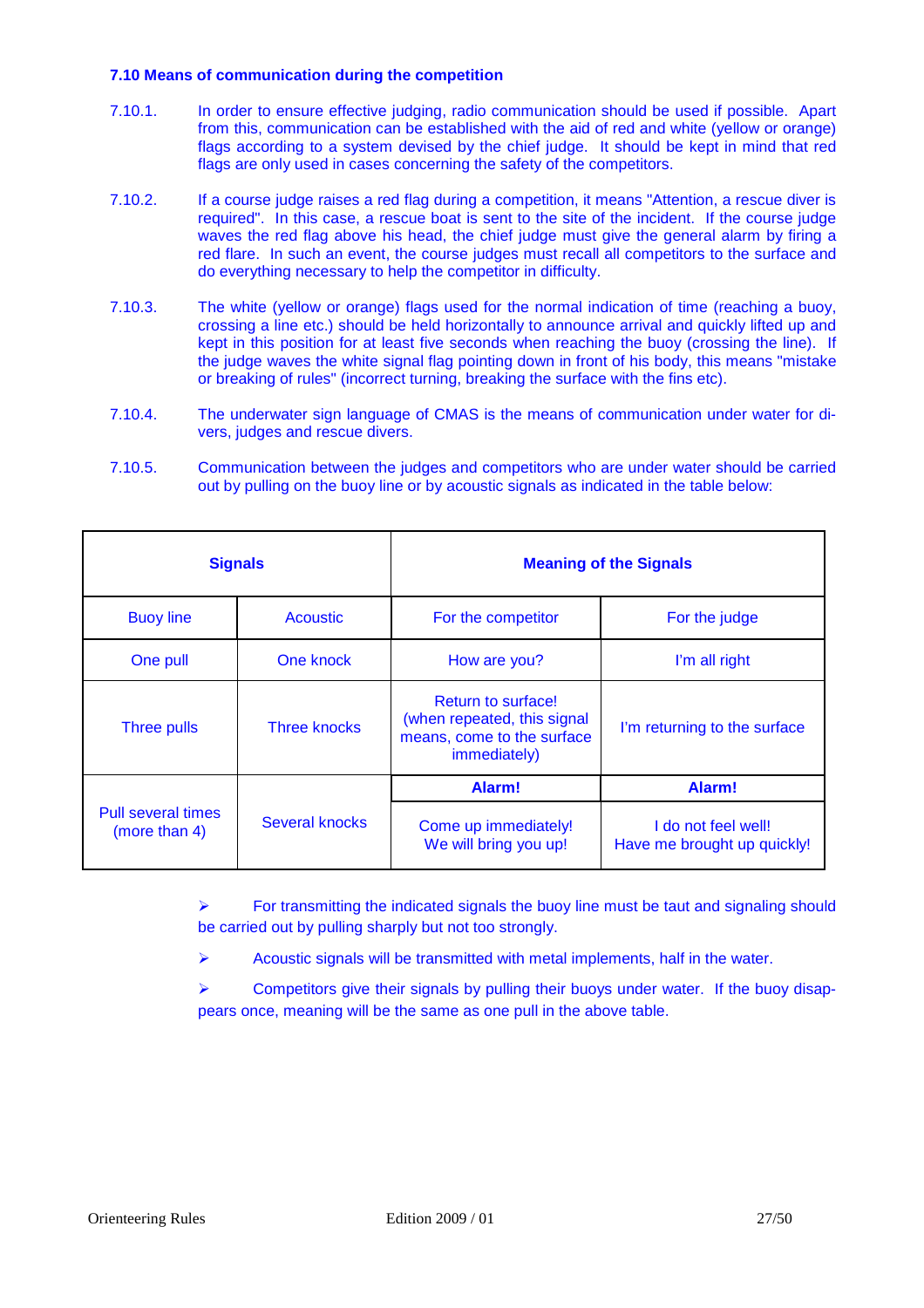### 7.10 Means of communication during the competition

7.10.1. In order to ensure effective judging, radio communication should be used if possible. Apart from this, communication can be established with the aid of red and white (yellow or orange) flags according to a system devised by the chief judge. It should be kept in mind that red flags are only used in cases concerning the safety of the competitors.

7.10.2. If a course judge raises a red flag during a competition, it means "Attention, a rescue diver is required". In this case, a rescue boat is sent to the site of the incident. If the course judge waves the red flag above his head, the chief judge must give the general alarm by firing a red flare. In such an event, the course judges must recall all competitors to the surface and do everything necessary to help the competitor in difficulty.

7.10.3. The white (yellow or orange) flags used for the normal indication of time (reaching a buoy, crossing a line etc.) should be held horizontally to announce arrival and quickly lifted up and kept in this position for at least five seconds when reaching the buoy (crossing the line). If the judge waves the white signal flag pointing down in front of his body, this means "mistake or breaking of rules" (incorrect turning, breaking the surface with the fins etc).

7.10.4. The underwater sign language of CMAS is the means of communication under water for divers, judges and rescue divers.

7.10.5. Communication between the judges and competitors who are under water should be carried out by pulling on the buoy line or by acoustic signals as indicated in the table below:

| **Signals** | | **Meaning of the Signals** | |
|---|---|---|---|
| Buoy line | Acoustic | For the competitor | For the judge |
| One pull | One knock | How are you? | I'm all right |
| Three pulls | Three knocks | Return to surface! (when repeated, this signal means, come to the surface immediately) | I'm returning to the surface |
| Pull several times (more than 4) | Several knocks | **Alarm!** Come up immediately! We will bring you up! | **Alarm!** I do not feel well! Have me brought up quickly! |

- For transmitting the indicated signals the buoy line must be taut and signaling should be carried out by pulling sharply but not too strongly.
- Acoustic signals will be transmitted with metal implements, half in the water.
- Competitors give their signals by pulling their buoys under water. If the buoy disappears once, meaning will be the same as one pull in the above table.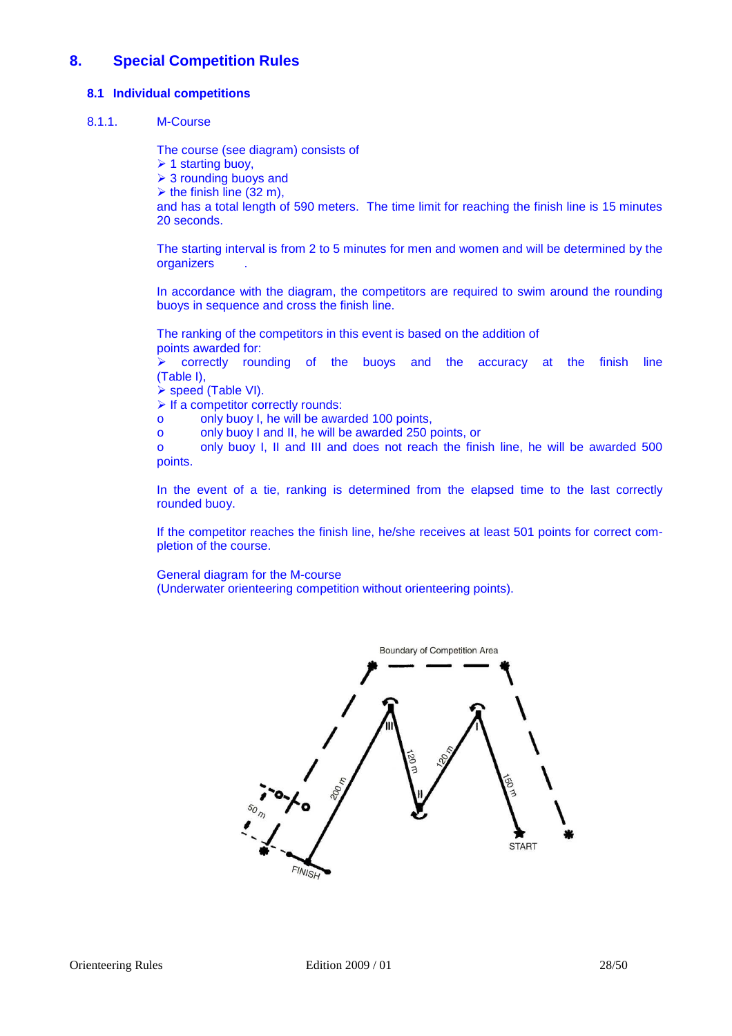## 8. Special Competition Rules

### 8.1 Individual competitions

#### 8.1.1. M-Course

The course (see diagram) consists of

- 1 starting buoy,
- 3 rounding buoys and
- the finish line (32 m),

and has a total length of 590 meters. The time limit for reaching the finish line is 15 minutes 20 seconds.

The starting interval is from 2 to 5 minutes for men and women and will be determined by the organizers .

In accordance with the diagram, the competitors are required to swim around the rounding buoys in sequence and cross the finish line.

The ranking of the competitors in this event is based on the addition of points awarded for:

- correctly rounding of the buoys and the accuracy at the finish line (Table I),
- speed (Table VI).
- If a competitor correctly rounds:
  - only buoy I, he will be awarded 100 points,
  - only buoy I and II, he will be awarded 250 points, or
  - only buoy I, II and III and does not reach the finish line, he will be awarded 500 points.

In the event of a tie, ranking is determined from the elapsed time to the last correctly rounded buoy.

If the competitor reaches the finish line, he/she receives at least 501 points for correct completion of the course.

General diagram for the M-course
(Underwater orienteering competition without orienteering points).

Boundary of Competition Area

50 m

200 m

III

120 m

II

120 m

I

150 m

START

FINISH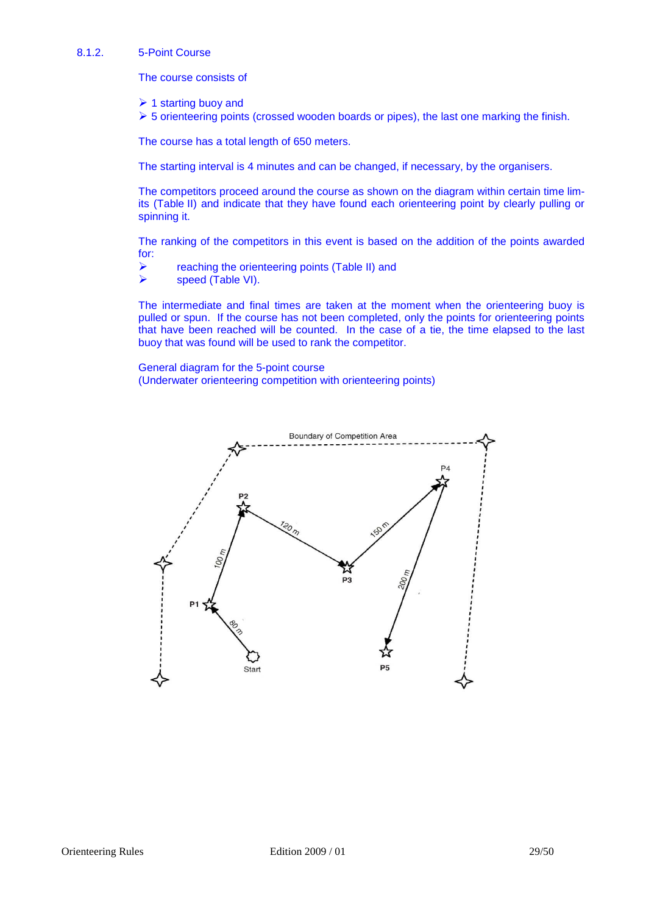### 8.1.2. 5-Point Course

The course consists of

- 1 starting buoy and
- 5 orienteering points (crossed wooden boards or pipes), the last one marking the finish.

The course has a total length of 650 meters.

The starting interval is 4 minutes and can be changed, if necessary, by the organisers.

The competitors proceed around the course as shown on the diagram within certain time limits (Table II) and indicate that they have found each orienteering point by clearly pulling or spinning it.

The ranking of the competitors in this event is based on the addition of the points awarded for:

- reaching the orienteering points (Table II) and
- speed (Table VI).

The intermediate and final times are taken at the moment when the orienteering buoy is pulled or spun. If the course has not been completed, only the points for orienteering points that have been reached will be counted. In the case of a tie, the time elapsed to the last buoy that was found will be used to rank the competitor.

General diagram for the 5-point course
(Underwater orienteering competition with orienteering points)

Boundary of Competition Area

Start → P1: 80 m
P1 → P2: 100 m
P2 → P3: 120 m
P3 → P4: 150 m
P4 → P5: 200 m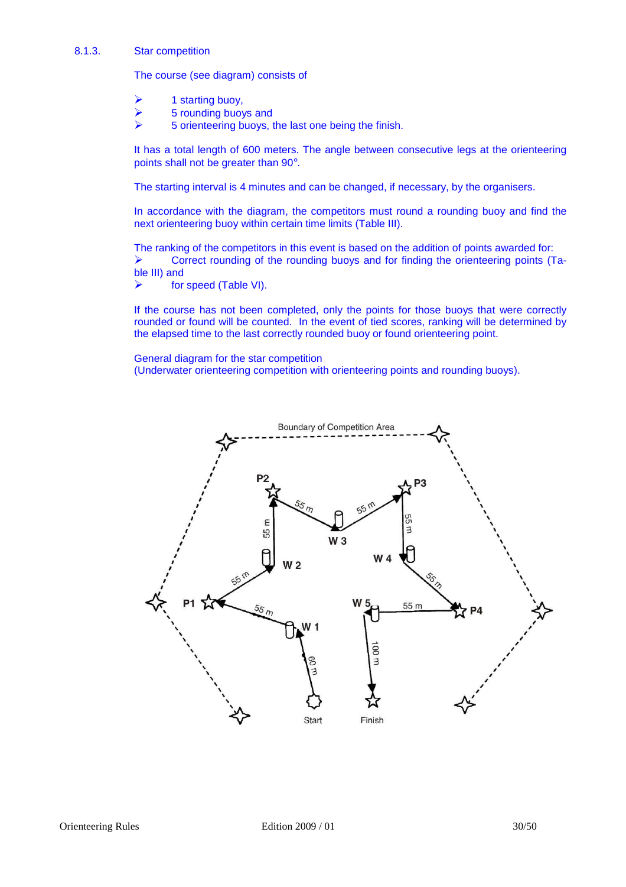### 8.1.3. Star competition

The course (see diagram) consists of

- 1 starting buoy,
- 5 rounding buoys and
- 5 orienteering buoys, the last one being the finish.

It has a total length of 600 meters. The angle between consecutive legs at the orienteering points shall not be greater than 90°.

The starting interval is 4 minutes and can be changed, if necessary, by the organisers.

In accordance with the diagram, the competitors must round a rounding buoy and find the next orienteering buoy within certain time limits (Table III).

The ranking of the competitors in this event is based on the addition of points awarded for:

- Correct rounding of the rounding buoys and for finding the orienteering points (Table III) and
- for speed (Table VI).

If the course has not been completed, only the points for those buoys that were correctly rounded or found will be counted. In the event of tied scores, ranking will be determined by the elapsed time to the last correctly rounded buoy or found orienteering point.

General diagram for the star competition
(Underwater orienteering competition with orienteering points and rounding buoys).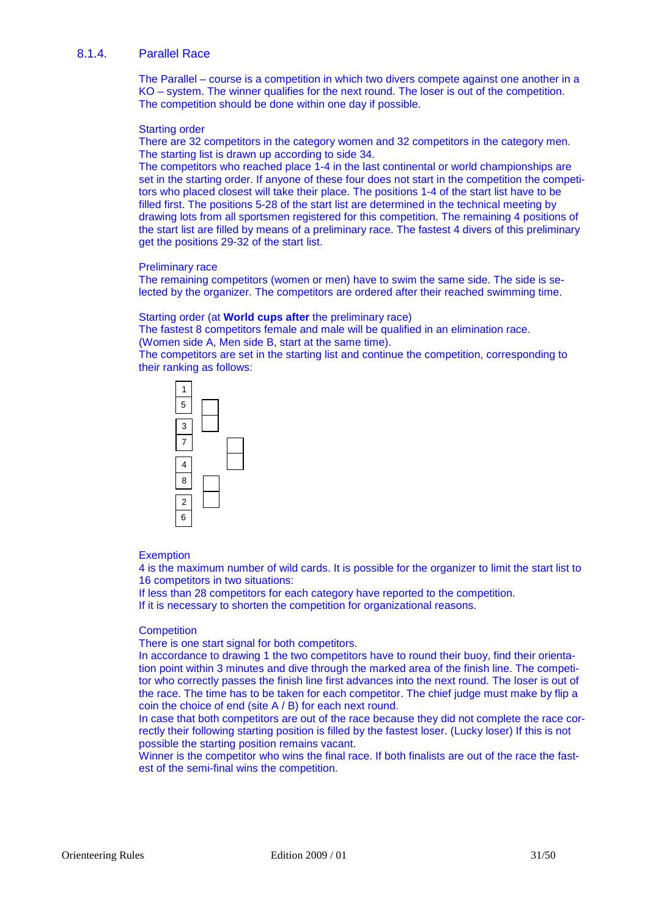### 8.1.4. Parallel Race

The Parallel – course is a competition in which two divers compete against one another in a KO – system. The winner qualifies for the next round. The loser is out of the competition. The competition should be done within one day if possible.

Starting order
There are 32 competitors in the category women and 32 competitors in the category men. The starting list is drawn up according to side 34.
The competitors who reached place 1-4 in the last continental or world championships are set in the starting order. If anyone of these four does not start in the competition the competitors who placed closest will take their place. The positions 1-4 of the start list have to be filled first. The positions 5-28 of the start list are determined in the technical meeting by drawing lots from all sportsmen registered for this competition. The remaining 4 positions of the start list are filled by means of a preliminary race. The fastest 4 divers of this preliminary get the positions 29-32 of the start list.

Preliminary race
The remaining competitors (women or men) have to swim the same side. The side is selected by the organizer. The competitors are ordered after their reached swimming time.

Starting order (at **World cups after** the preliminary race)
The fastest 8 competitors female and male will be qualified in an elimination race.
(Women side A, Men side B, start at the same time).
The competitors are set in the starting list and continue the competition, corresponding to their ranking as follows:

```
| 1 |
| 5 |  [ ]
       [ ]
| 3 |
| 7 |       [ ]
            [ ]
| 4 |
| 8 |  [ ]
       [ ]
| 2 |
| 6 |
```

Exemption
4 is the maximum number of wild cards. It is possible for the organizer to limit the start list to 16 competitors in two situations:
If less than 28 competitors for each category have reported to the competition.
If it is necessary to shorten the competition for organizational reasons.

Competition
There is one start signal for both competitors.
In accordance to drawing 1 the two competitors have to round their buoy, find their orientation point within 3 minutes and dive through the marked area of the finish line. The competitor who correctly passes the finish line first advances into the next round. The loser is out of the race. The time has to be taken for each competitor. The chief judge must make by flip a coin the choice of end (site A / B) for each next round.
In case that both competitors are out of the race because they did not complete the race correctly their following starting position is filled by the fastest loser. (Lucky loser) If this is not possible the starting position remains vacant.
Winner is the competitor who wins the final race. If both finalists are out of the race the fastest of the semi-final wins the competition.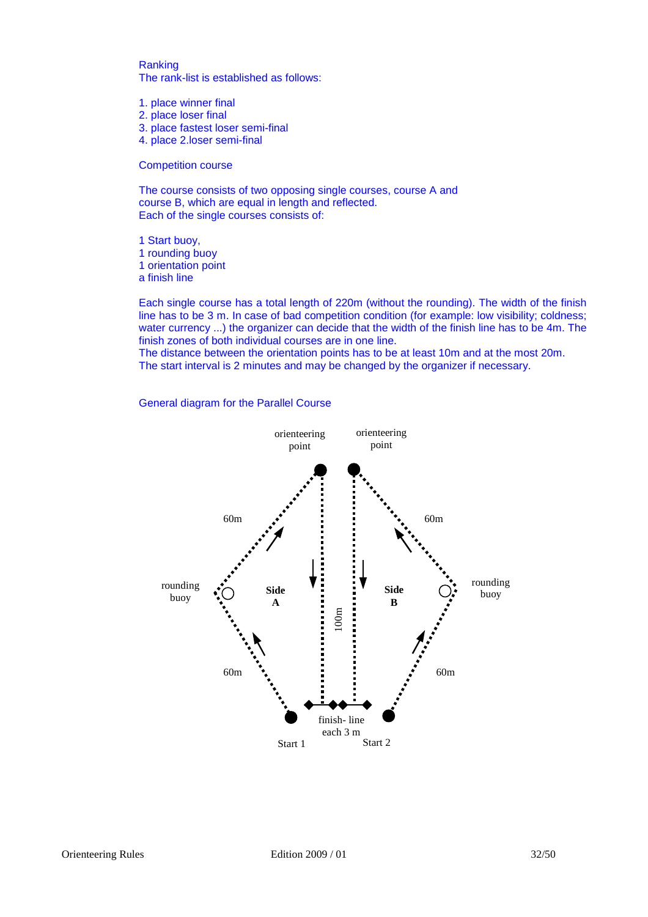Ranking

The rank-list is established as follows:

1. place winner final
2. place loser final
3. place fastest loser semi-final
4. place 2.loser semi-final

Competition course

The course consists of two opposing single courses, course A and course B, which are equal in length and reflected.
Each of the single courses consists of:

1 Start buoy,
1 rounding buoy
1 orientation point
a finish line

Each single course has a total length of 220m (without the rounding). The width of the finish line has to be 3 m. In case of bad competition condition (for example: low visibility; coldness; water currency ...) the organizer can decide that the width of the finish line has to be 4m. The finish zones of both individual courses are in one line.
The distance between the orientation points has to be at least 10m and at the most 20m.
The start interval is 2 minutes and may be changed by the organizer if necessary.

General diagram for the Parallel Course

orienteering point
orienteering point
60m
60m
rounding buoy
Side A
Side B
rounding buoy
100m
60m
60m
finish- line each 3 m
Start 1
Start 2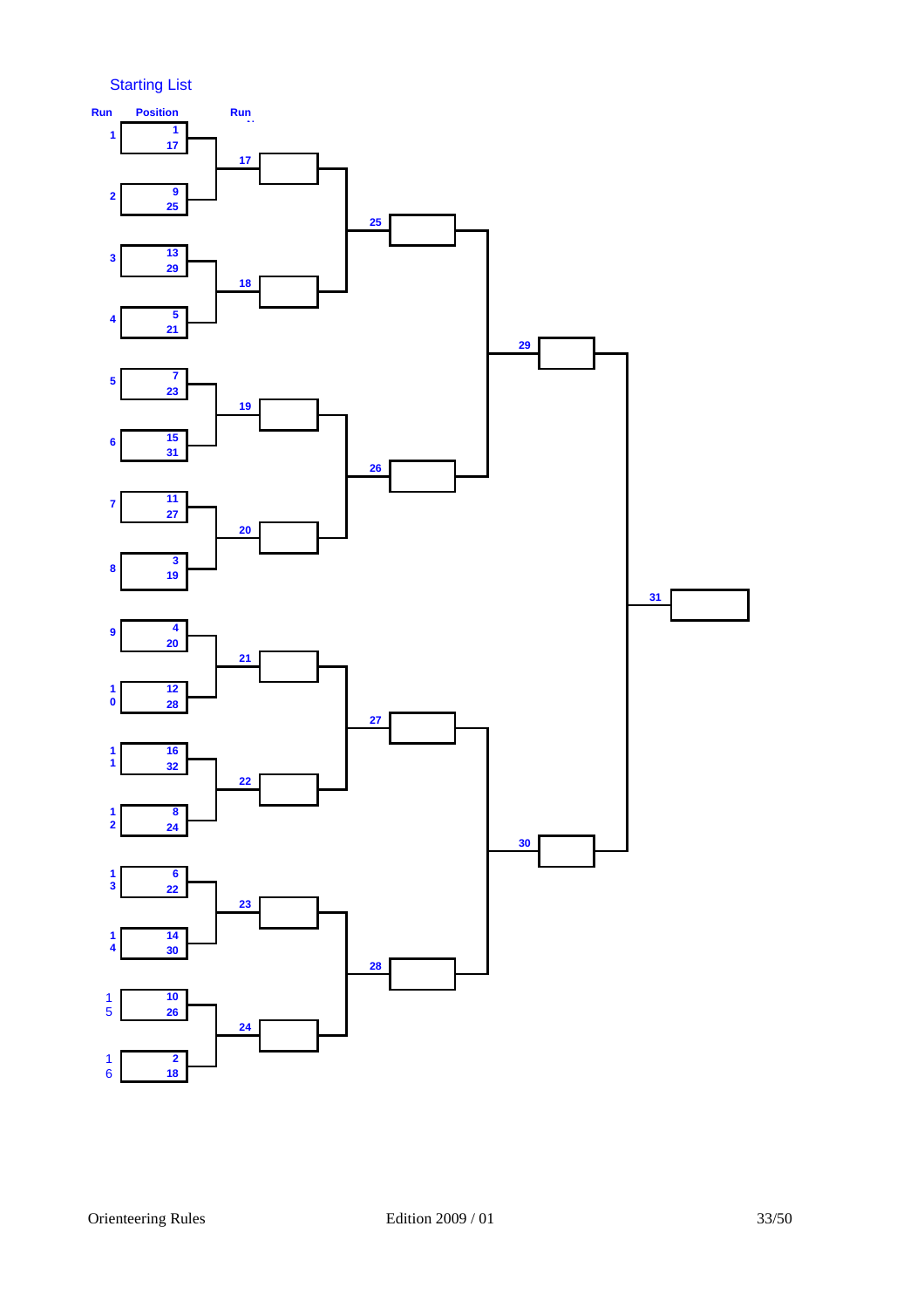Starting List

| Run | Position | | Run | | Run | | Run | | Run |
|---|---|---|---|---|---|---|---|---|---|
| 1 | 1 | 17 | 17 | | 25 | | 29 | | 31 |
| 2 | 9 | 25 | | | | | | | |
| 3 | 13 | 29 | 18 | | | | | | |
| 4 | 5 | 21 | | | | | | | |
| 5 | 7 | 23 | 19 | | 26 | | | | |
| 6 | 15 | 31 | | | | | | | |
| 7 | 11 | 27 | 20 | | | | | | |
| 8 | 3 | 19 | | | | | | | |
| 9 | 4 | 20 | 21 | | 27 | | 30 | | |
| 10 | 12 | 28 | | | | | | | |
| 11 | 16 | 32 | 22 | | | | | | |
| 12 | 8 | 24 | | | | | | | |
| 13 | 6 | 22 | 23 | | 28 | | | | |
| 14 | 14 | 30 | | | | | | | |
| 15 | 10 | 26 | 24 | | | | | | |
| 16 | 2 | 18 | | | | | | | |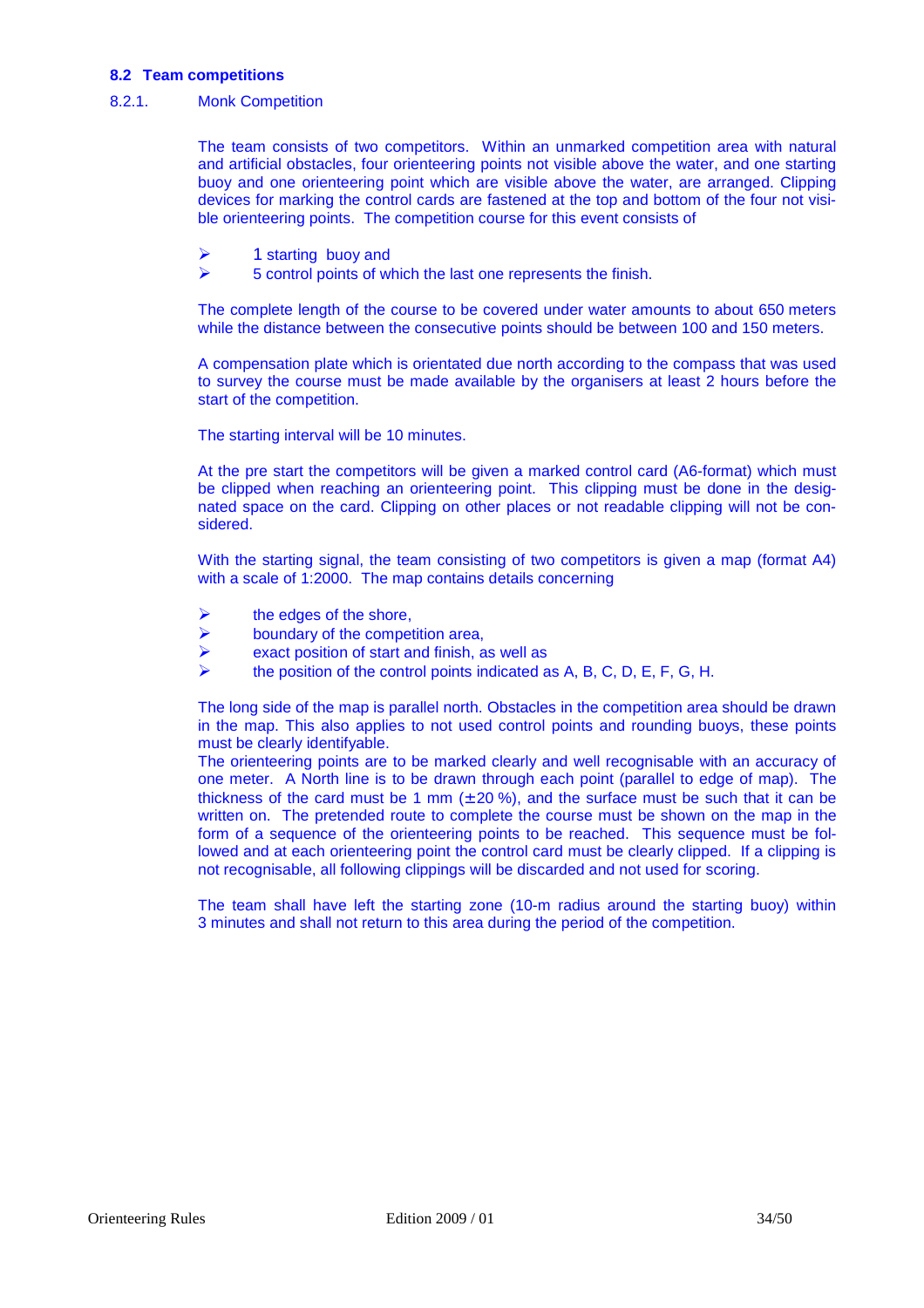## 8.2 Team competitions

### 8.2.1. Monk Competition

The team consists of two competitors. Within an unmarked competition area with natural and artificial obstacles, four orienteering points not visible above the water, and one starting buoy and one orienteering point which are visible above the water, are arranged. Clipping devices for marking the control cards are fastened at the top and bottom of the four not visible orienteering points. The competition course for this event consists of

- 1 starting buoy and
- 5 control points of which the last one represents the finish.

The complete length of the course to be covered under water amounts to about 650 meters while the distance between the consecutive points should be between 100 and 150 meters.

A compensation plate which is orientated due north according to the compass that was used to survey the course must be made available by the organisers at least 2 hours before the start of the competition.

The starting interval will be 10 minutes.

At the pre start the competitors will be given a marked control card (A6-format) which must be clipped when reaching an orienteering point. This clipping must be done in the designated space on the card. Clipping on other places or not readable clipping will not be considered.

With the starting signal, the team consisting of two competitors is given a map (format A4) with a scale of 1:2000. The map contains details concerning

- the edges of the shore,
- boundary of the competition area,
- exact position of start and finish, as well as
- the position of the control points indicated as A, B, C, D, E, F, G, H.

The long side of the map is parallel north. Obstacles in the competition area should be drawn in the map. This also applies to not used control points and rounding buoys, these points must be clearly identifyable.
The orienteering points are to be marked clearly and well recognisable with an accuracy of one meter. A North line is to be drawn through each point (parallel to edge of map). The thickness of the card must be 1 mm (±20 %), and the surface must be such that it can be written on. The pretended route to complete the course must be shown on the map in the form of a sequence of the orienteering points to be reached. This sequence must be followed and at each orienteering point the control card must be clearly clipped. If a clipping is not recognisable, all following clippings will be discarded and not used for scoring.

The team shall have left the starting zone (10-m radius around the starting buoy) within 3 minutes and shall not return to this area during the period of the competition.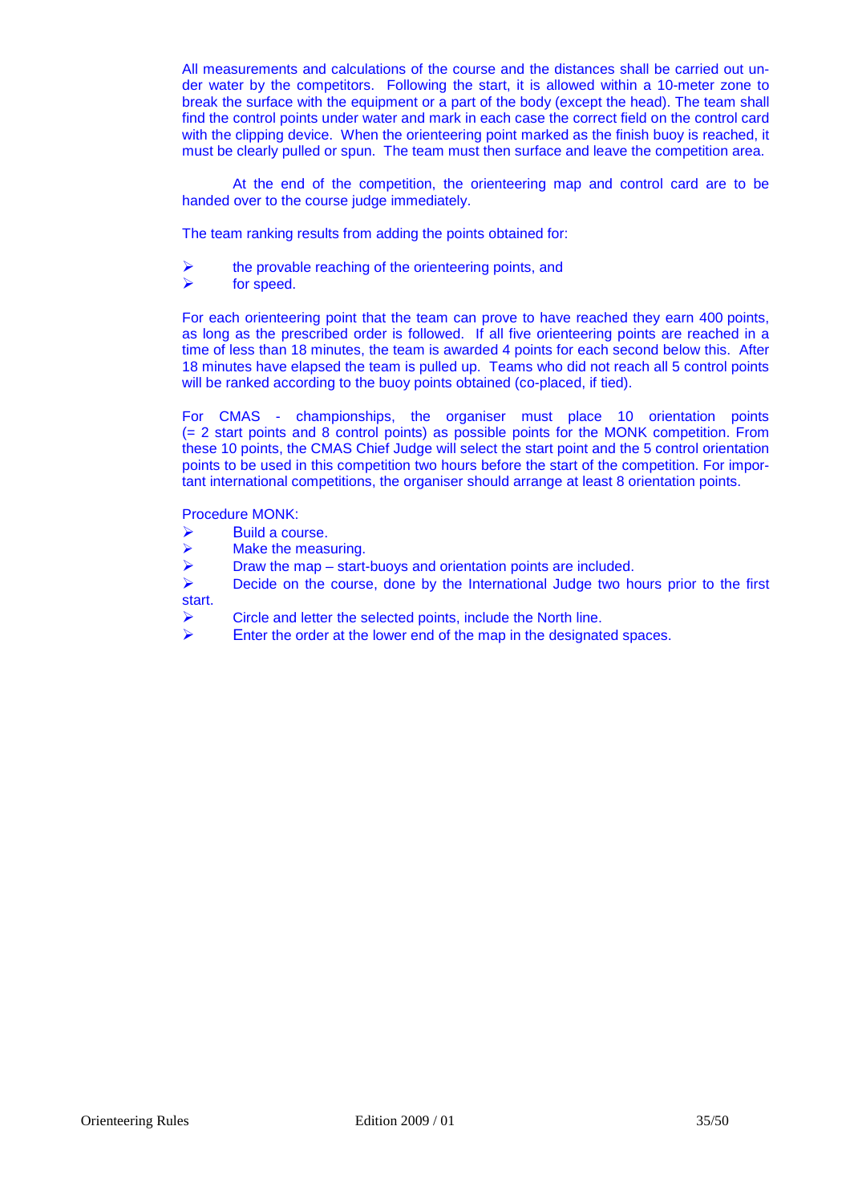All measurements and calculations of the course and the distances shall be carried out under water by the competitors. Following the start, it is allowed within a 10-meter zone to break the surface with the equipment or a part of the body (except the head). The team shall find the control points under water and mark in each case the correct field on the control card with the clipping device. When the orienteering point marked as the finish buoy is reached, it must be clearly pulled or spun. The team must then surface and leave the competition area.

At the end of the competition, the orienteering map and control card are to be handed over to the course judge immediately.

The team ranking results from adding the points obtained for:

- the provable reaching of the orienteering points, and
- for speed.

For each orienteering point that the team can prove to have reached they earn 400 points, as long as the prescribed order is followed. If all five orienteering points are reached in a time of less than 18 minutes, the team is awarded 4 points for each second below this. After 18 minutes have elapsed the team is pulled up. Teams who did not reach all 5 control points will be ranked according to the buoy points obtained (co-placed, if tied).

For CMAS - championships, the organiser must place 10 orientation points (= 2 start points and 8 control points) as possible points for the MONK competition. From these 10 points, the CMAS Chief Judge will select the start point and the 5 control orientation points to be used in this competition two hours before the start of the competition. For important international competitions, the organiser should arrange at least 8 orientation points.

Procedure MONK:

- Build a course.
- Make the measuring.
- Draw the map – start-buoys and orientation points are included.
- Decide on the course, done by the International Judge two hours prior to the first start.
- Circle and letter the selected points, include the North line.
- Enter the order at the lower end of the map in the designated spaces.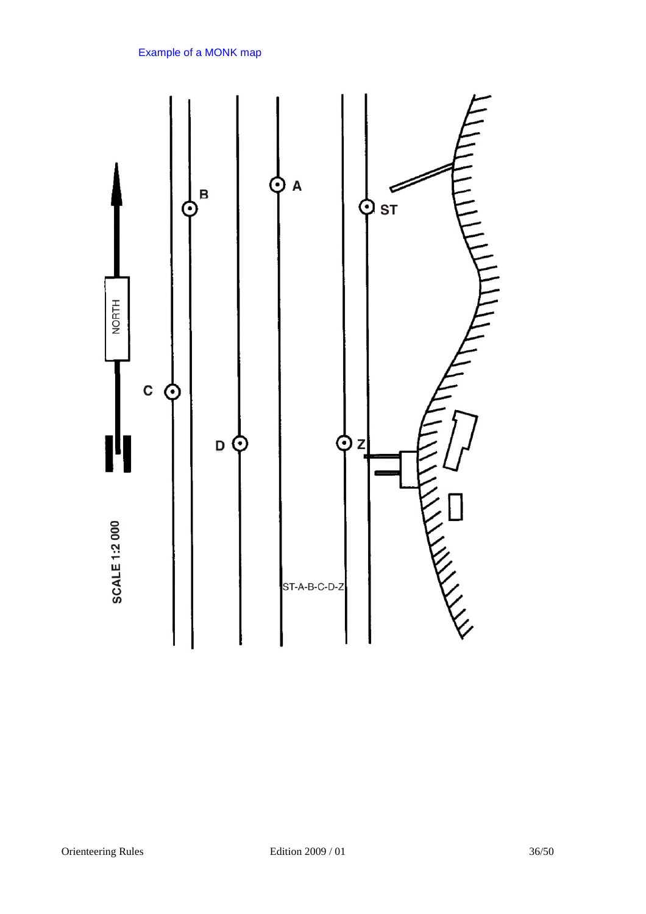Example of a MONK map

NORTH

SCALE 1:2 000

ST A B C D Z

ST-A-B-C-D-Z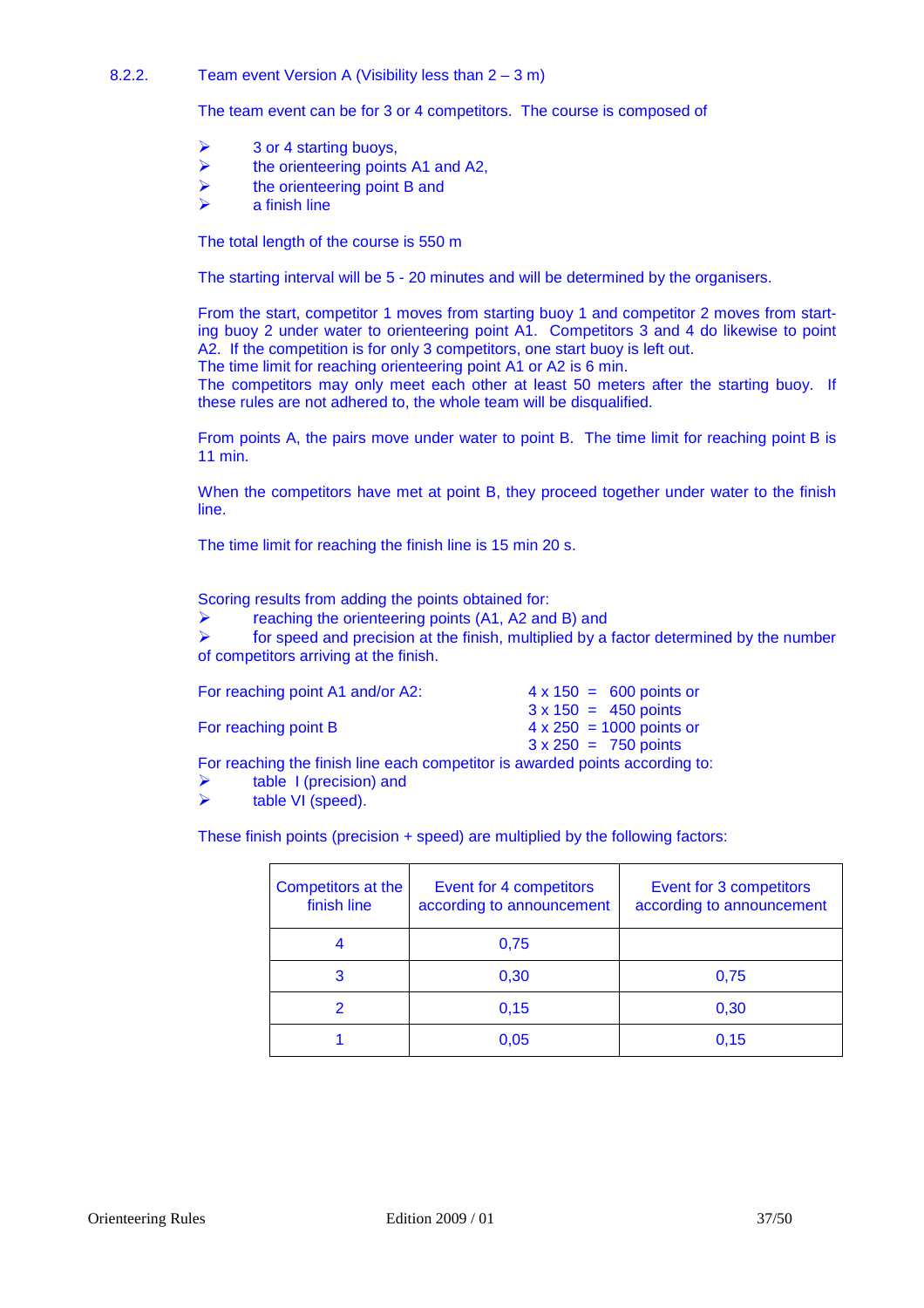### 8.2.2. Team event Version A (Visibility less than 2 – 3 m)

The team event can be for 3 or 4 competitors. The course is composed of

- 3 or 4 starting buoys,
- the orienteering points A1 and A2,
- the orienteering point B and
- a finish line

The total length of the course is 550 m

The starting interval will be 5 - 20 minutes and will be determined by the organisers.

From the start, competitor 1 moves from starting buoy 1 and competitor 2 moves from starting buoy 2 under water to orienteering point A1. Competitors 3 and 4 do likewise to point A2. If the competition is for only 3 competitors, one start buoy is left out.
The time limit for reaching orienteering point A1 or A2 is 6 min.
The competitors may only meet each other at least 50 meters after the starting buoy. If these rules are not adhered to, the whole team will be disqualified.

From points A, the pairs move under water to point B. The time limit for reaching point B is 11 min.

When the competitors have met at point B, they proceed together under water to the finish line.

The time limit for reaching the finish line is 15 min 20 s.

Scoring results from adding the points obtained for:

- reaching the orienteering points (A1, A2 and B) and
- for speed and precision at the finish, multiplied by a factor determined by the number of competitors arriving at the finish.

| | |
|---|---|
| For reaching point A1 and/or A2: | 4 x 150 = 600 points or |
| | 3 x 150 = 450 points |
| For reaching point B | 4 x 250 = 1000 points or |
| | 3 x 250 = 750 points |

For reaching the finish line each competitor is awarded points according to:

- table I (precision) and
- table VI (speed).

These finish points (precision + speed) are multiplied by the following factors:

| Competitors at the finish line | Event for 4 competitors according to announcement | Event for 3 competitors according to announcement |
|---|---|---|
| 4 | 0,75 | |
| 3 | 0,30 | 0,75 |
| 2 | 0,15 | 0,30 |
| 1 | 0,05 | 0,15 |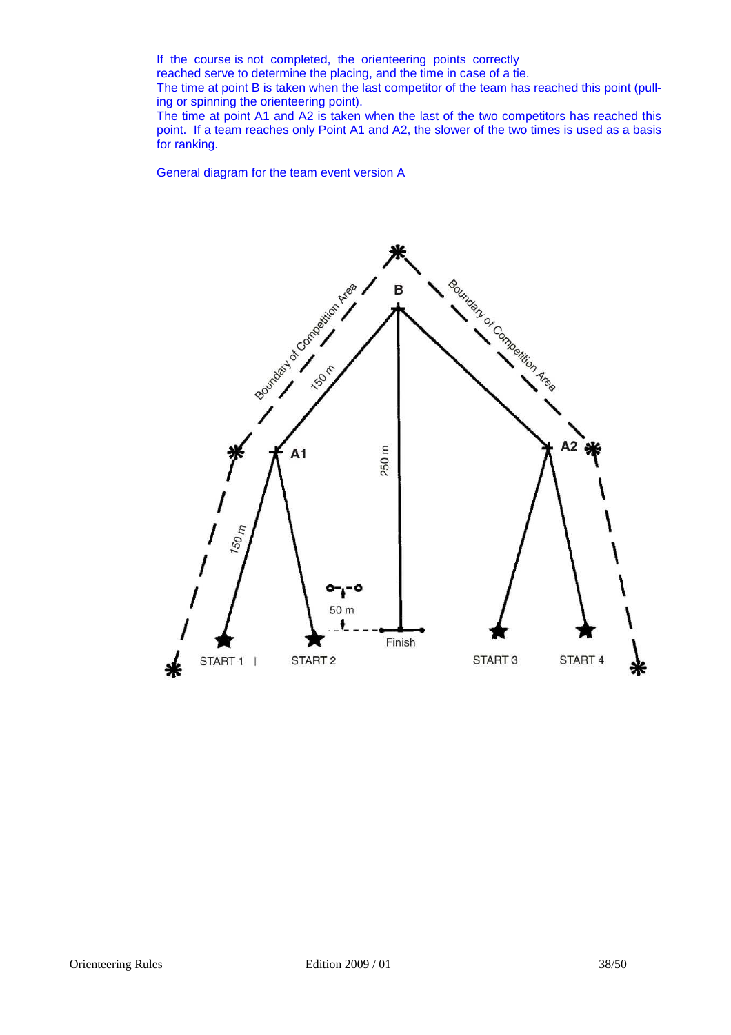If the course is not completed, the orienteering points correctly reached serve to determine the placing, and the time in case of a tie.

The time at point B is taken when the last competitor of the team has reached this point (pulling or spinning the orienteering point).

The time at point A1 and A2 is taken when the last of the two competitors has reached this point. If a team reaches only Point A1 and A2, the slower of the two times is used as a basis for ranking.

General diagram for the team event version A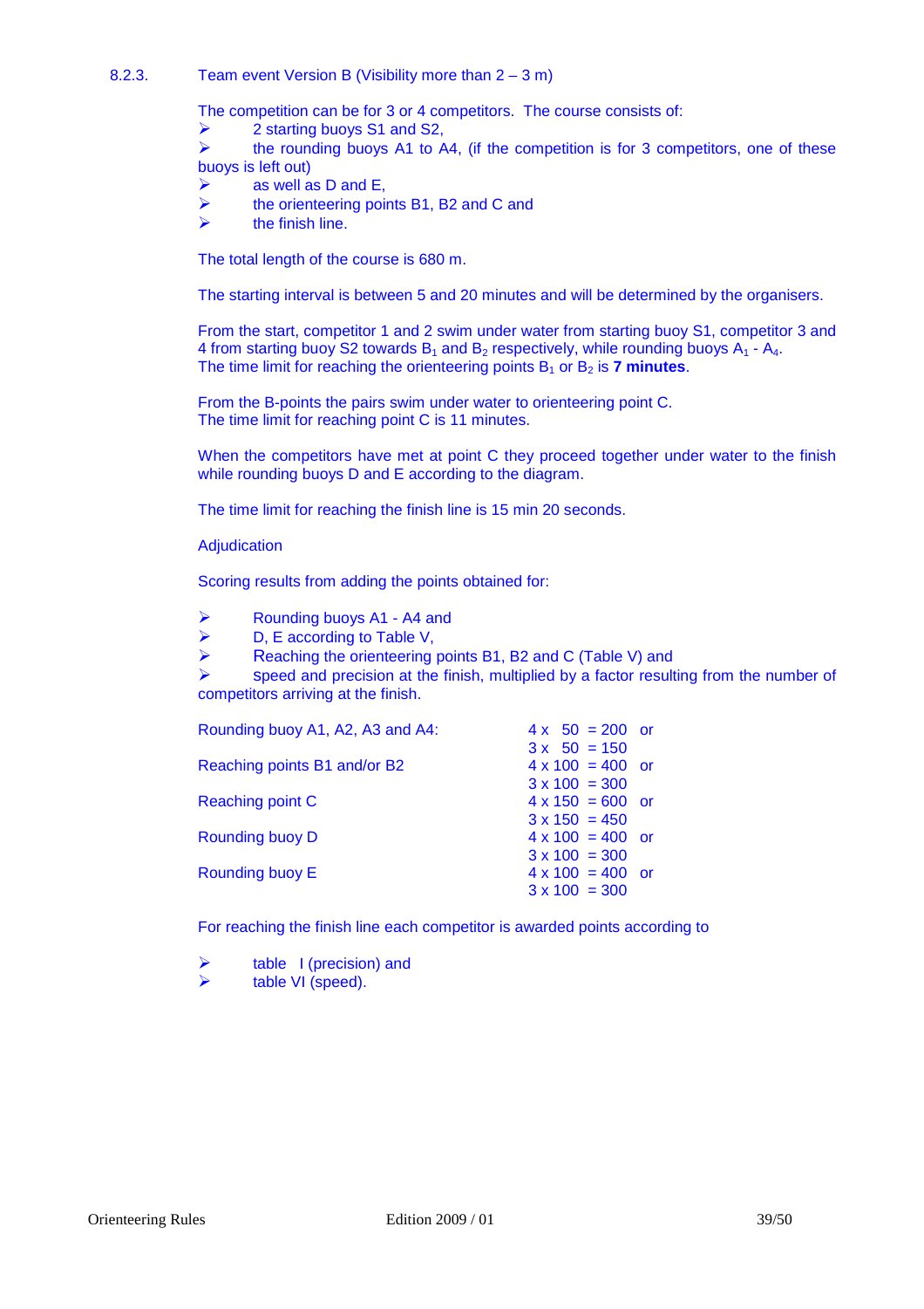### 8.2.3. Team event Version B (Visibility more than 2 – 3 m)

The competition can be for 3 or 4 competitors. The course consists of:

- 2 starting buoys S1 and S2,
- the rounding buoys A1 to A4, (if the competition is for 3 competitors, one of these buoys is left out)
- as well as D and E,
- the orienteering points B1, B2 and C and
- the finish line.

The total length of the course is 680 m.

The starting interval is between 5 and 20 minutes and will be determined by the organisers.

From the start, competitor 1 and 2 swim under water from starting buoy S1, competitor 3 and 4 from starting buoy S2 towards $B_1$ and $B_2$ respectively, while rounding buoys $A_1$ - $A_4$.
The time limit for reaching the orienteering points $B_1$ or $B_2$ is **7 minutes**.

From the B-points the pairs swim under water to orienteering point C.
The time limit for reaching point C is 11 minutes.

When the competitors have met at point C they proceed together under water to the finish while rounding buoys D and E according to the diagram.

The time limit for reaching the finish line is 15 min 20 seconds.

Adjudication

Scoring results from adding the points obtained for:

- Rounding buoys A1 - A4 and
- D, E according to Table V,
- Reaching the orienteering points B1, B2 and C (Table V) and
- speed and precision at the finish, multiplied by a factor resulting from the number of competitors arriving at the finish.

| | |
|---|---|
| Rounding buoy A1, A2, A3 and A4: | 4 x 50 = 200 or |
| | 3 x 50 = 150 |
| Reaching points B1 and/or B2 | 4 x 100 = 400 or |
| | 3 x 100 = 300 |
| Reaching point C | 4 x 150 = 600 or |
| | 3 x 150 = 450 |
| Rounding buoy D | 4 x 100 = 400 or |
| | 3 x 100 = 300 |
| Rounding buoy E | 4 x 100 = 400 or |
| | 3 x 100 = 300 |

For reaching the finish line each competitor is awarded points according to

- table I (precision) and
- table VI (speed).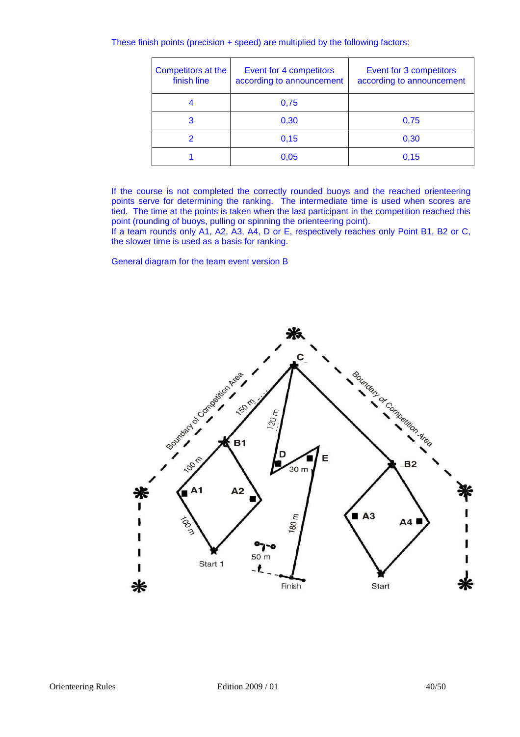These finish points (precision + speed) are multiplied by the following factors:

| Competitors at the finish line | Event for 4 competitors according to announcement | Event for 3 competitors according to announcement |
|---|---|---|
| 4 | 0,75 | |
| 3 | 0,30 | 0,75 |
| 2 | 0,15 | 0,30 |
| 1 | 0,05 | 0,15 |

If the course is not completed the correctly rounded buoys and the reached orienteering points serve for determining the ranking. The intermediate time is used when scores are tied. The time at the points is taken when the last participant in the competition reached this point (rounding of buoys, pulling or spinning the orienteering point).
If a team rounds only A1, A2, A3, A4, D or E, respectively reaches only Point B1, B2 or C, the slower time is used as a basis for ranking.

General diagram for the team event version B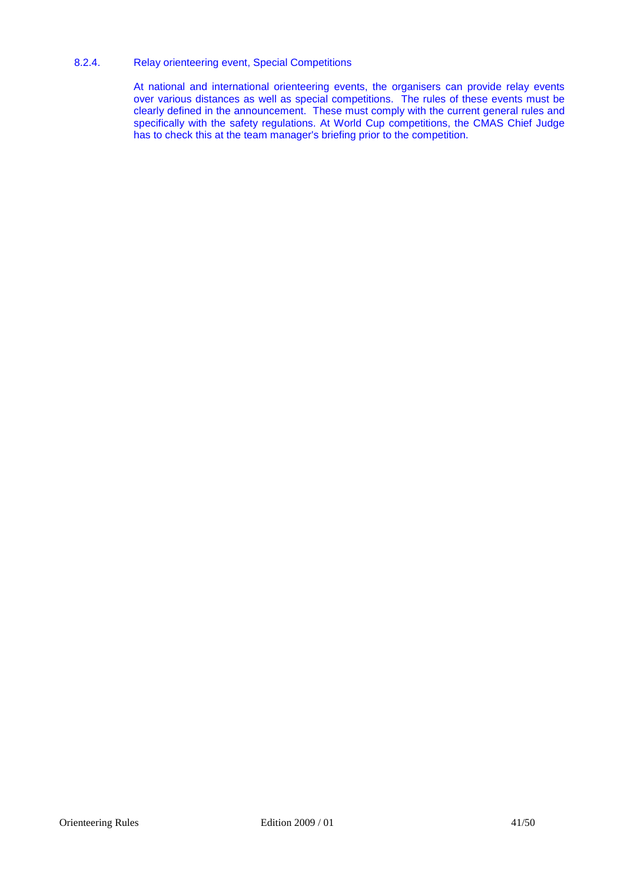#### 8.2.4. Relay orienteering event, Special Competitions

At national and international orienteering events, the organisers can provide relay events over various distances as well as special competitions. The rules of these events must be clearly defined in the announcement. These must comply with the current general rules and specifically with the safety regulations. At World Cup competitions, the CMAS Chief Judge has to check this at the team manager's briefing prior to the competition.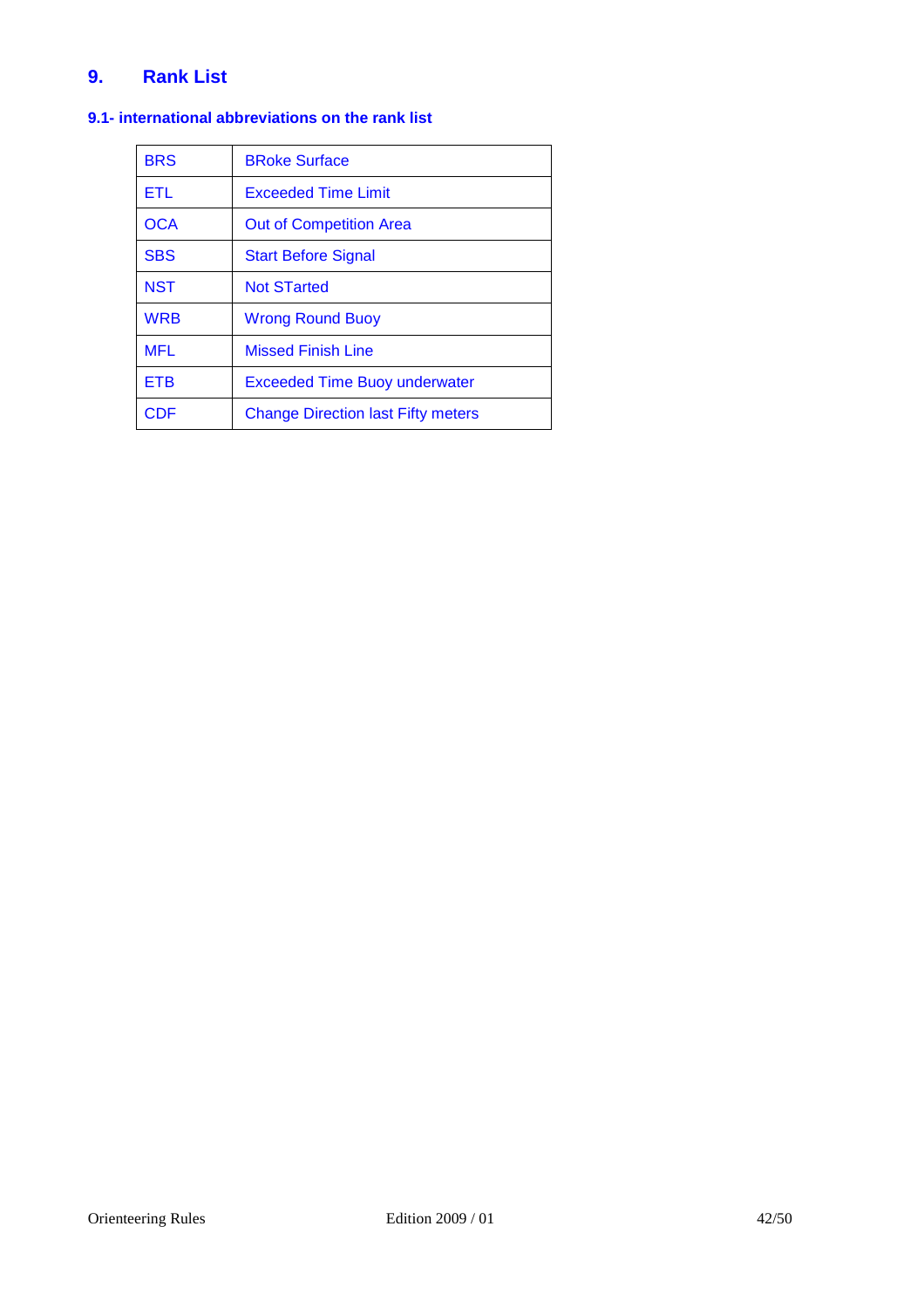# 9. Rank List

## 9.1- international abbreviations on the rank list

| BRS | BRoke Surface |
|---|---|
| ETL | Exceeded Time Limit |
| OCA | Out of Competition Area |
| SBS | Start Before Signal |
| NST | Not STarted |
| WRB | Wrong Round Buoy |
| MFL | Missed Finish Line |
| ETB | Exceeded Time Buoy underwater |
| CDF | Change Direction last Fifty meters |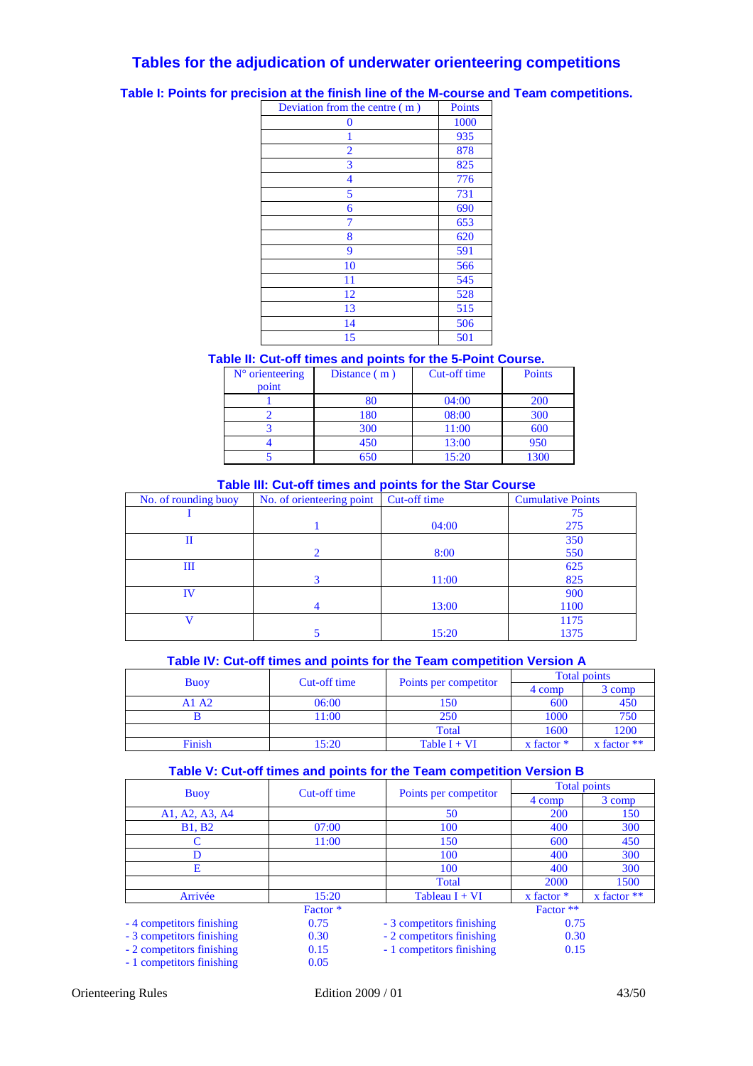# Tables for the adjudication of underwater orienteering competitions

## Table I: Points for precision at the finish line of the M-course and Team competitions.

| Deviation from the centre ( m ) | Points |
|---|---|
| 0 | 1000 |
| 1 | 935 |
| 2 | 878 |
| 3 | 825 |
| 4 | 776 |
| 5 | 731 |
| 6 | 690 |
| 7 | 653 |
| 8 | 620 |
| 9 | 591 |
| 10 | 566 |
| 11 | 545 |
| 12 | 528 |
| 13 | 515 |
| 14 | 506 |
| 15 | 501 |

## Table II: Cut-off times and points for the 5-Point Course.

| N° orienteering point | Distance ( m ) | Cut-off time | Points |
|---|---|---|---|
| 1 | 80 | 04:00 | 200 |
| 2 | 180 | 08:00 | 300 |
| 3 | 300 | 11:00 | 600 |
| 4 | 450 | 13:00 | 950 |
| 5 | 650 | 15:20 | 1300 |

## Table III: Cut-off times and points for the Star Course

| No. of rounding buoy | No. of orienteering point | Cut-off time | Cumulative Points |
|---|---|---|---|
| I | | | 75 |
| | 1 | 04:00 | 275 |
| II | | | 350 |
| | 2 | 8:00 | 550 |
| III | | | 625 |
| | 3 | 11:00 | 825 |
| IV | | | 900 |
| | 4 | 13:00 | 1100 |
| V | | | 1175 |
| | 5 | 15:20 | 1375 |

## Table IV: Cut-off times and points for the Team competition Version A

| Buoy | Cut-off time | Points per competitor | Total points | |
|---|---|---|---|---|
| | | | 4 comp | 3 comp |
| A1 A2 | 06:00 | 150 | 600 | 450 |
| B | 11:00 | 250 | 1000 | 750 |
| | | Total | 1600 | 1200 |
| Finish | 15:20 | Table I + VI | x factor * | x factor ** |

## Table V: Cut-off times and points for the Team competition Version B

| Buoy | Cut-off time | Points per competitor | Total points | |
|---|---|---|---|---|
| | | | 4 comp | 3 comp |
| A1, A2, A3, A4 | | 50 | 200 | 150 |
| B1, B2 | 07:00 | 100 | 400 | 300 |
| C | 11:00 | 150 | 600 | 450 |
| D | | 100 | 400 | 300 |
| E | | 100 | 400 | 300 |
| | | Total | 2000 | 1500 |
| Arrivée | 15:20 | Tableau I + VI | x factor * | x factor ** |

| | Factor * | | Factor ** |
|---|---|---|---|
| - 4 competitors finishing | 0.75 | - 3 competitors finishing | 0.75 |
| - 3 competitors finishing | 0.30 | - 2 competitors finishing | 0.30 |
| - 2 competitors finishing | 0.15 | - 1 competitors finishing | 0.15 |
| - 1 competitors finishing | 0.05 | | |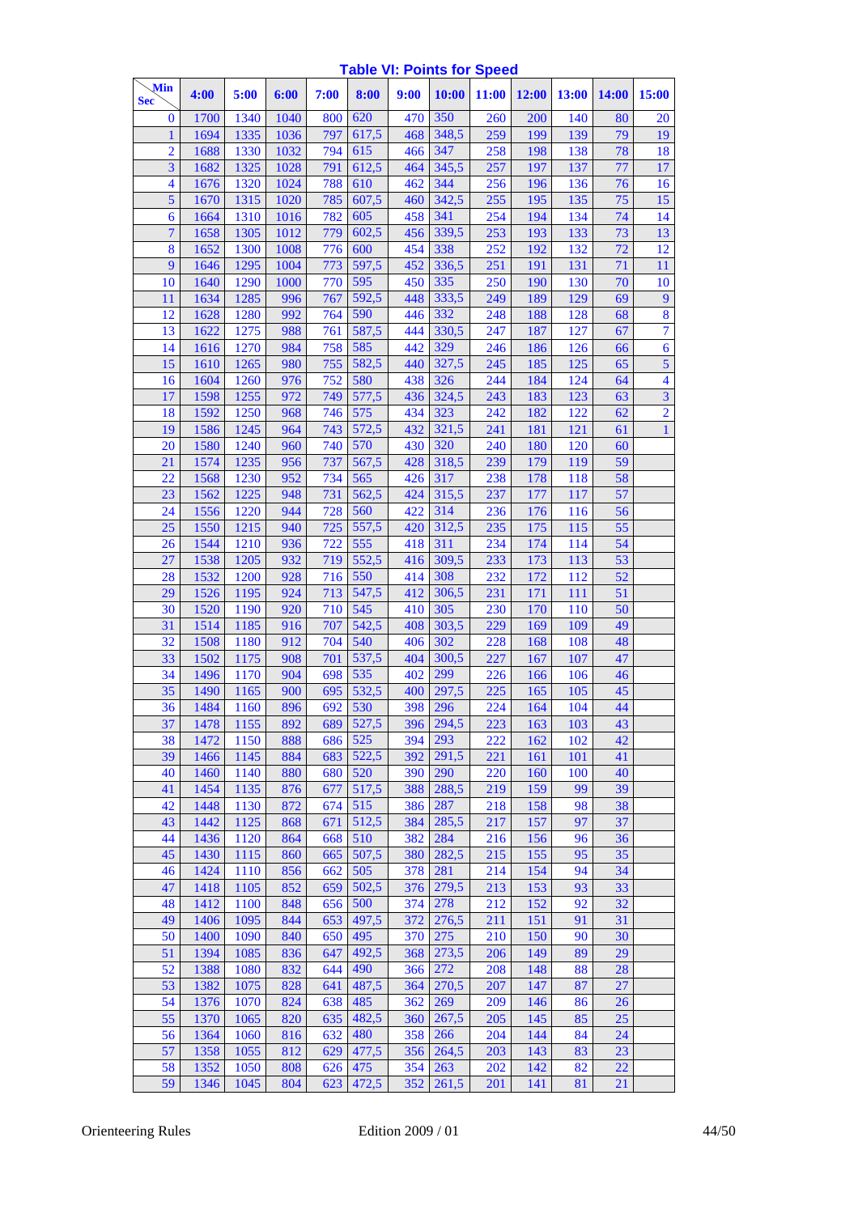**Table VI: Points for Speed**

| Min / Sec | 4:00 | 5:00 | 6:00 | 7:00 | 8:00 | 9:00 | 10:00 | 11:00 | 12:00 | 13:00 | 14:00 | 15:00 |
|---|---|---|---|---|---|---|---|---|---|---|---|---|
| 0 | 1700 | 1340 | 1040 | 800 | 620 | 470 | 350 | 260 | 200 | 140 | 80 | 20 |
| 1 | 1694 | 1335 | 1036 | 797 | 617,5 | 468 | 348,5 | 259 | 199 | 139 | 79 | 19 |
| 2 | 1688 | 1330 | 1032 | 794 | 615 | 466 | 347 | 258 | 198 | 138 | 78 | 18 |
| 3 | 1682 | 1325 | 1028 | 791 | 612,5 | 464 | 345,5 | 257 | 197 | 137 | 77 | 17 |
| 4 | 1676 | 1320 | 1024 | 788 | 610 | 462 | 344 | 256 | 196 | 136 | 76 | 16 |
| 5 | 1670 | 1315 | 1020 | 785 | 607,5 | 460 | 342,5 | 255 | 195 | 135 | 75 | 15 |
| 6 | 1664 | 1310 | 1016 | 782 | 605 | 458 | 341 | 254 | 194 | 134 | 74 | 14 |
| 7 | 1658 | 1305 | 1012 | 779 | 602,5 | 456 | 339,5 | 253 | 193 | 133 | 73 | 13 |
| 8 | 1652 | 1300 | 1008 | 776 | 600 | 454 | 338 | 252 | 192 | 132 | 72 | 12 |
| 9 | 1646 | 1295 | 1004 | 773 | 597,5 | 452 | 336,5 | 251 | 191 | 131 | 71 | 11 |
| 10 | 1640 | 1290 | 1000 | 770 | 595 | 450 | 335 | 250 | 190 | 130 | 70 | 10 |
| 11 | 1634 | 1285 | 996 | 767 | 592,5 | 448 | 333,5 | 249 | 189 | 129 | 69 | 9 |
| 12 | 1628 | 1280 | 992 | 764 | 590 | 446 | 332 | 248 | 188 | 128 | 68 | 8 |
| 13 | 1622 | 1275 | 988 | 761 | 587,5 | 444 | 330,5 | 247 | 187 | 127 | 67 | 7 |
| 14 | 1616 | 1270 | 984 | 758 | 585 | 442 | 329 | 246 | 186 | 126 | 66 | 6 |
| 15 | 1610 | 1265 | 980 | 755 | 582,5 | 440 | 327,5 | 245 | 185 | 125 | 65 | 5 |
| 16 | 1604 | 1260 | 976 | 752 | 580 | 438 | 326 | 244 | 184 | 124 | 64 | 4 |
| 17 | 1598 | 1255 | 972 | 749 | 577,5 | 436 | 324,5 | 243 | 183 | 123 | 63 | 3 |
| 18 | 1592 | 1250 | 968 | 746 | 575 | 434 | 323 | 242 | 182 | 122 | 62 | 2 |
| 19 | 1586 | 1245 | 964 | 743 | 572,5 | 432 | 321,5 | 241 | 181 | 121 | 61 | 1 |
| 20 | 1580 | 1240 | 960 | 740 | 570 | 430 | 320 | 240 | 180 | 120 | 60 | |
| 21 | 1574 | 1235 | 956 | 737 | 567,5 | 428 | 318,5 | 239 | 179 | 119 | 59 | |
| 22 | 1568 | 1230 | 952 | 734 | 565 | 426 | 317 | 238 | 178 | 118 | 58 | |
| 23 | 1562 | 1225 | 948 | 731 | 562,5 | 424 | 315,5 | 237 | 177 | 117 | 57 | |
| 24 | 1556 | 1220 | 944 | 728 | 560 | 422 | 314 | 236 | 176 | 116 | 56 | |
| 25 | 1550 | 1215 | 940 | 725 | 557,5 | 420 | 312,5 | 235 | 175 | 115 | 55 | |
| 26 | 1544 | 1210 | 936 | 722 | 555 | 418 | 311 | 234 | 174 | 114 | 54 | |
| 27 | 1538 | 1205 | 932 | 719 | 552,5 | 416 | 309,5 | 233 | 173 | 113 | 53 | |
| 28 | 1532 | 1200 | 928 | 716 | 550 | 414 | 308 | 232 | 172 | 112 | 52 | |
| 29 | 1526 | 1195 | 924 | 713 | 547,5 | 412 | 306,5 | 231 | 171 | 111 | 51 | |
| 30 | 1520 | 1190 | 920 | 710 | 545 | 410 | 305 | 230 | 170 | 110 | 50 | |
| 31 | 1514 | 1185 | 916 | 707 | 542,5 | 408 | 303,5 | 229 | 169 | 109 | 49 | |
| 32 | 1508 | 1180 | 912 | 704 | 540 | 406 | 302 | 228 | 168 | 108 | 48 | |
| 33 | 1502 | 1175 | 908 | 701 | 537,5 | 404 | 300,5 | 227 | 167 | 107 | 47 | |
| 34 | 1496 | 1170 | 904 | 698 | 535 | 402 | 299 | 226 | 166 | 106 | 46 | |
| 35 | 1490 | 1165 | 900 | 695 | 532,5 | 400 | 297,5 | 225 | 165 | 105 | 45 | |
| 36 | 1484 | 1160 | 896 | 692 | 530 | 398 | 296 | 224 | 164 | 104 | 44 | |
| 37 | 1478 | 1155 | 892 | 689 | 527,5 | 396 | 294,5 | 223 | 163 | 103 | 43 | |
| 38 | 1472 | 1150 | 888 | 686 | 525 | 394 | 293 | 222 | 162 | 102 | 42 | |
| 39 | 1466 | 1145 | 884 | 683 | 522,5 | 392 | 291,5 | 221 | 161 | 101 | 41 | |
| 40 | 1460 | 1140 | 880 | 680 | 520 | 390 | 290 | 220 | 160 | 100 | 40 | |
| 41 | 1454 | 1135 | 876 | 677 | 517,5 | 388 | 288,5 | 219 | 159 | 99 | 39 | |
| 42 | 1448 | 1130 | 872 | 674 | 515 | 386 | 287 | 218 | 158 | 98 | 38 | |
| 43 | 1442 | 1125 | 868 | 671 | 512,5 | 384 | 285,5 | 217 | 157 | 97 | 37 | |
| 44 | 1436 | 1120 | 864 | 668 | 510 | 382 | 284 | 216 | 156 | 96 | 36 | |
| 45 | 1430 | 1115 | 860 | 665 | 507,5 | 380 | 282,5 | 215 | 155 | 95 | 35 | |
| 46 | 1424 | 1110 | 856 | 662 | 505 | 378 | 281 | 214 | 154 | 94 | 34 | |
| 47 | 1418 | 1105 | 852 | 659 | 502,5 | 376 | 279,5 | 213 | 153 | 93 | 33 | |
| 48 | 1412 | 1100 | 848 | 656 | 500 | 374 | 278 | 212 | 152 | 92 | 32 | |
| 49 | 1406 | 1095 | 844 | 653 | 497,5 | 372 | 276,5 | 211 | 151 | 91 | 31 | |
| 50 | 1400 | 1090 | 840 | 650 | 495 | 370 | 275 | 210 | 150 | 90 | 30 | |
| 51 | 1394 | 1085 | 836 | 647 | 492,5 | 368 | 273,5 | 206 | 149 | 89 | 29 | |
| 52 | 1388 | 1080 | 832 | 644 | 490 | 366 | 272 | 208 | 148 | 88 | 28 | |
| 53 | 1382 | 1075 | 828 | 641 | 487,5 | 364 | 270,5 | 207 | 147 | 87 | 27 | |
| 54 | 1376 | 1070 | 824 | 638 | 485 | 362 | 269 | 209 | 146 | 86 | 26 | |
| 55 | 1370 | 1065 | 820 | 635 | 482,5 | 360 | 267,5 | 205 | 145 | 85 | 25 | |
| 56 | 1364 | 1060 | 816 | 632 | 480 | 358 | 266 | 204 | 144 | 84 | 24 | |
| 57 | 1358 | 1055 | 812 | 629 | 477,5 | 356 | 264,5 | 203 | 143 | 83 | 23 | |
| 58 | 1352 | 1050 | 808 | 626 | 475 | 354 | 263 | 202 | 142 | 82 | 22 | |
| 59 | 1346 | 1045 | 804 | 623 | 472,5 | 352 | 261,5 | 201 | 141 | 81 | 21 | |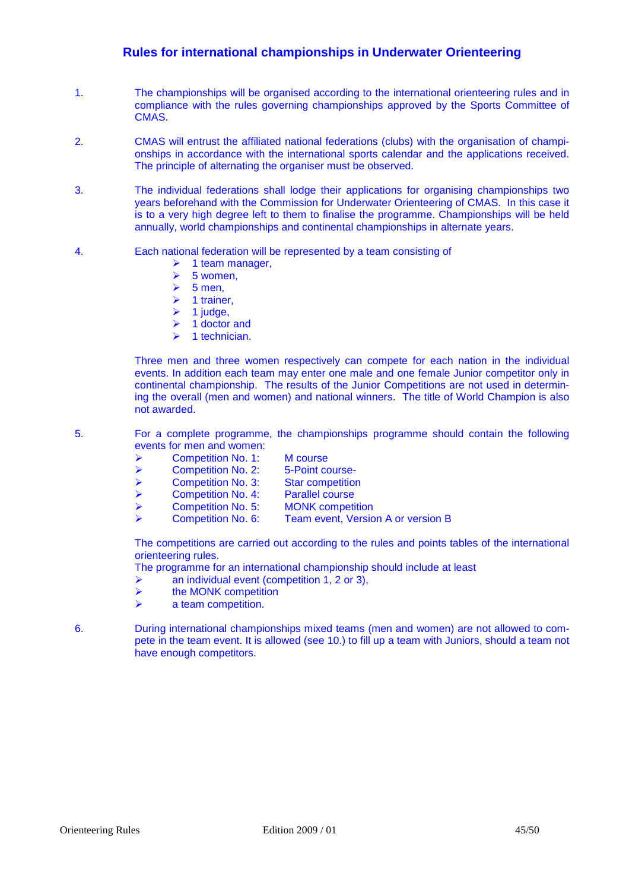## Rules for international championships in Underwater Orienteering

1. The championships will be organised according to the international orienteering rules and in compliance with the rules governing championships approved by the Sports Committee of CMAS.

2. CMAS will entrust the affiliated national federations (clubs) with the organisation of championships in accordance with the international sports calendar and the applications received. The principle of alternating the organiser must be observed.

3. The individual federations shall lodge their applications for organising championships two years beforehand with the Commission for Underwater Orienteering of CMAS. In this case it is to a very high degree left to them to finalise the programme. Championships will be held annually, world championships and continental championships in alternate years.

4. Each national federation will be represented by a team consisting of
   - 1 team manager,
   - 5 women,
   - 5 men,
   - 1 trainer,
   - 1 judge,
   - 1 doctor and
   - 1 technician.

   Three men and three women respectively can compete for each nation in the individual events. In addition each team may enter one male and one female Junior competitor only in continental championship. The results of the Junior Competitions are not used in determining the overall (men and women) and national winners. The title of World Champion is also not awarded.

5. For a complete programme, the championships programme should contain the following events for men and women:
   - Competition No. 1: M course
   - Competition No. 2: 5-Point course-
   - Competition No. 3: Star competition
   - Competition No. 4: Parallel course
   - Competition No. 5: MONK competition
   - Competition No. 6: Team event, Version A or version B

   The competitions are carried out according to the rules and points tables of the international orienteering rules.

   The programme for an international championship should include at least
   - an individual event (competition 1, 2 or 3),
   - the MONK competition
   - a team competition.

6. During international championships mixed teams (men and women) are not allowed to compete in the team event. It is allowed (see 10.) to fill up a team with Juniors, should a team not have enough competitors.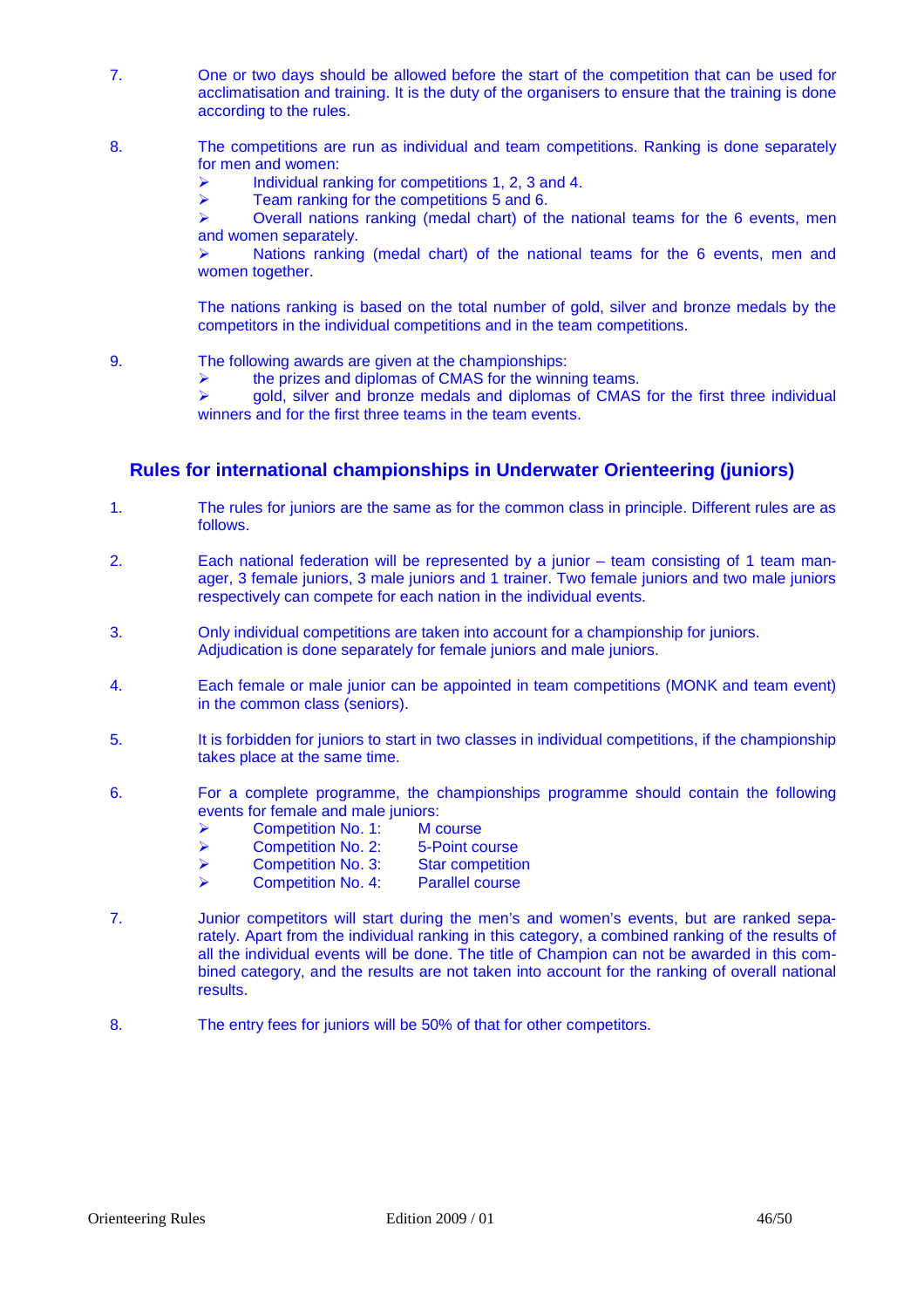7. One or two days should be allowed before the start of the competition that can be used for acclimatisation and training. It is the duty of the organisers to ensure that the training is done according to the rules.

8. The competitions are run as individual and team competitions. Ranking is done separately for men and women:
   - Individual ranking for competitions 1, 2, 3 and 4.
   - Team ranking for the competitions 5 and 6.
   - Overall nations ranking (medal chart) of the national teams for the 6 events, men and women separately.
   - Nations ranking (medal chart) of the national teams for the 6 events, men and women together.

   The nations ranking is based on the total number of gold, silver and bronze medals by the competitors in the individual competitions and in the team competitions.

9. The following awards are given at the championships:
   - the prizes and diplomas of CMAS for the winning teams.
   - gold, silver and bronze medals and diplomas of CMAS for the first three individual winners and for the first three teams in the team events.

## Rules for international championships in Underwater Orienteering (juniors)

1. The rules for juniors are the same as for the common class in principle. Different rules are as follows.

2. Each national federation will be represented by a junior – team consisting of 1 team manager, 3 female juniors, 3 male juniors and 1 trainer. Two female juniors and two male juniors respectively can compete for each nation in the individual events.

3. Only individual competitions are taken into account for a championship for juniors. Adjudication is done separately for female juniors and male juniors.

4. Each female or male junior can be appointed in team competitions (MONK and team event) in the common class (seniors).

5. It is forbidden for juniors to start in two classes in individual competitions, if the championship takes place at the same time.

6. For a complete programme, the championships programme should contain the following events for female and male juniors:
   - Competition No. 1: M course
   - Competition No. 2: 5-Point course
   - Competition No. 3: Star competition
   - Competition No. 4: Parallel course

7. Junior competitors will start during the men's and women's events, but are ranked separately. Apart from the individual ranking in this category, a combined ranking of the results of all the individual events will be done. The title of Champion can not be awarded in this combined category, and the results are not taken into account for the ranking of overall national results.

8. The entry fees for juniors will be 50% of that for other competitors.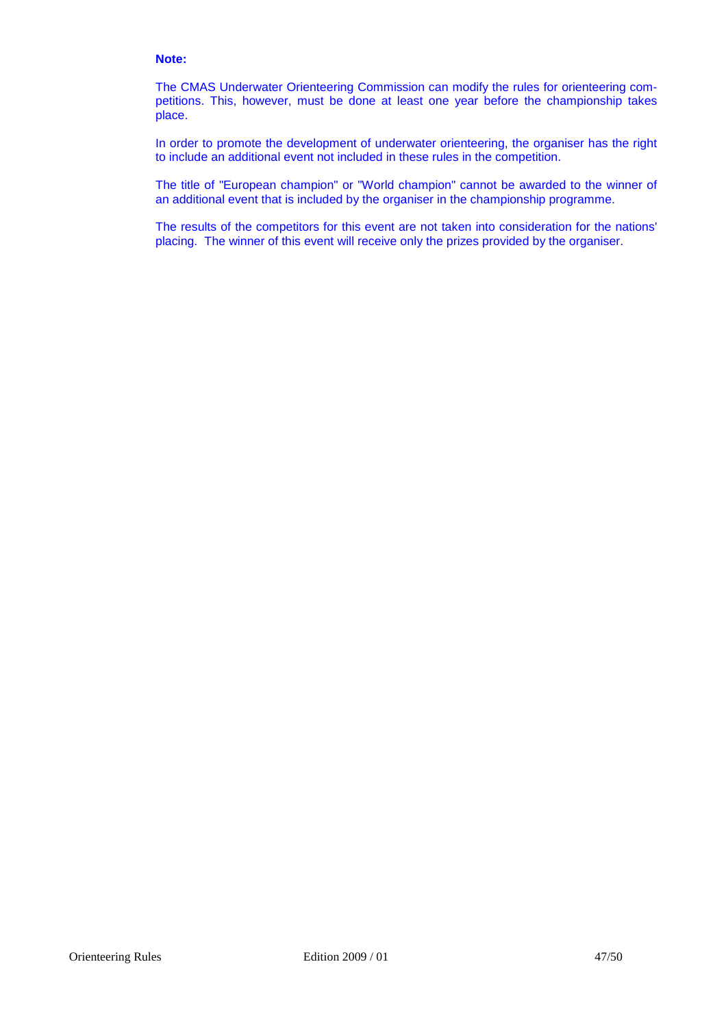**Note:**

The CMAS Underwater Orienteering Commission can modify the rules for orienteering competitions. This, however, must be done at least one year before the championship takes place.

In order to promote the development of underwater orienteering, the organiser has the right to include an additional event not included in these rules in the competition.

The title of "European champion" or "World champion" cannot be awarded to the winner of an additional event that is included by the organiser in the championship programme.

The results of the competitors for this event are not taken into consideration for the nations' placing. The winner of this event will receive only the prizes provided by the organiser.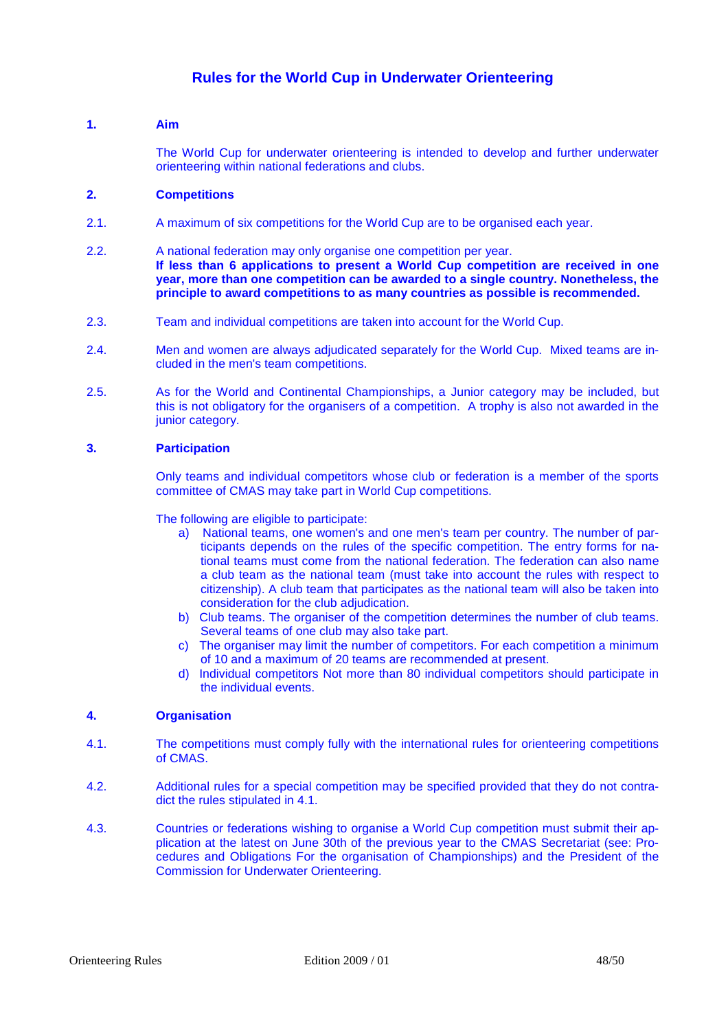# Rules for the World Cup in Underwater Orienteering

## 1. Aim

The World Cup for underwater orienteering is intended to develop and further underwater orienteering within national federations and clubs.

## 2. Competitions

2.1. A maximum of six competitions for the World Cup are to be organised each year.

2.2. A national federation may only organise one competition per year.
**If less than 6 applications to present a World Cup competition are received in one year, more than one competition can be awarded to a single country. Nonetheless, the principle to award competitions to as many countries as possible is recommended.**

2.3. Team and individual competitions are taken into account for the World Cup.

2.4. Men and women are always adjudicated separately for the World Cup. Mixed teams are included in the men's team competitions.

2.5. As for the World and Continental Championships, a Junior category may be included, but this is not obligatory for the organisers of a competition. A trophy is also not awarded in the junior category.

## 3. Participation

Only teams and individual competitors whose club or federation is a member of the sports committee of CMAS may take part in World Cup competitions.

The following are eligible to participate:

a) National teams, one women's and one men's team per country. The number of participants depends on the rules of the specific competition. The entry forms for national teams must come from the national federation. The federation can also name a club team as the national team (must take into account the rules with respect to citizenship). A club team that participates as the national team will also be taken into consideration for the club adjudication.

b) Club teams. The organiser of the competition determines the number of club teams. Several teams of one club may also take part.

c) The organiser may limit the number of competitors. For each competition a minimum of 10 and a maximum of 20 teams are recommended at present.

d) Individual competitors Not more than 80 individual competitors should participate in the individual events.

## 4. Organisation

4.1. The competitions must comply fully with the international rules for orienteering competitions of CMAS.

4.2. Additional rules for a special competition may be specified provided that they do not contradict the rules stipulated in 4.1.

4.3. Countries or federations wishing to organise a World Cup competition must submit their application at the latest on June 30th of the previous year to the CMAS Secretariat (see: Procedures and Obligations For the organisation of Championships) and the President of the Commission for Underwater Orienteering.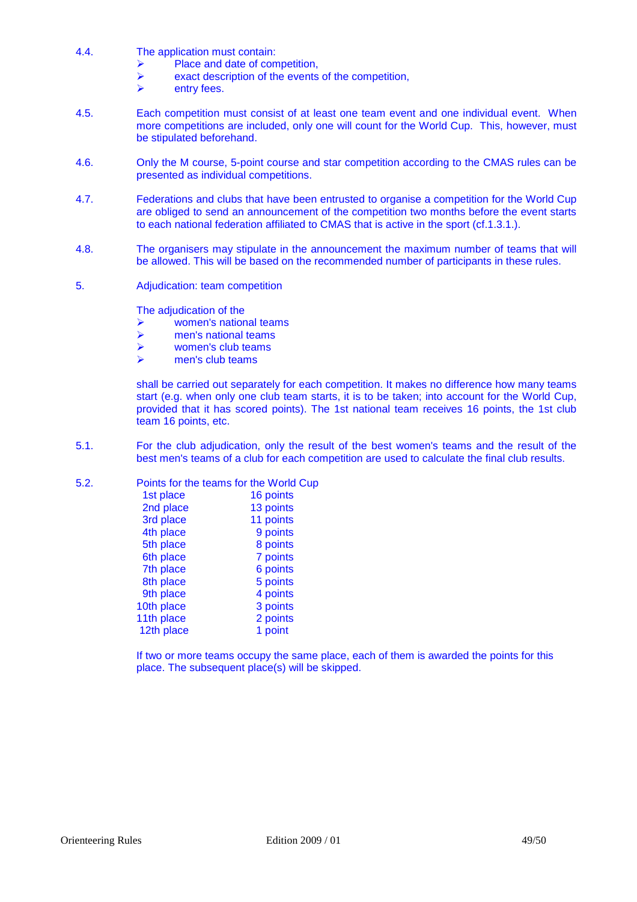4.4. The application must contain:

- Place and date of competition,
- exact description of the events of the competition,
- entry fees.

4.5. Each competition must consist of at least one team event and one individual event. When more competitions are included, only one will count for the World Cup. This, however, must be stipulated beforehand.

4.6. Only the M course, 5-point course and star competition according to the CMAS rules can be presented as individual competitions.

4.7. Federations and clubs that have been entrusted to organise a competition for the World Cup are obliged to send an announcement of the competition two months before the event starts to each national federation affiliated to CMAS that is active in the sport (cf.1.3.1.).

4.8. The organisers may stipulate in the announcement the maximum number of teams that will be allowed. This will be based on the recommended number of participants in these rules.

5. Adjudication: team competition

The adjudication of the

- women's national teams
- men's national teams
- women's club teams
- men's club teams

shall be carried out separately for each competition. It makes no difference how many teams start (e.g. when only one club team starts, it is to be taken; into account for the World Cup, provided that it has scored points). The 1st national team receives 16 points, the 1st club team 16 points, etc.

5.1. For the club adjudication, only the result of the best women's teams and the result of the best men's teams of a club for each competition are used to calculate the final club results.

5.2. Points for the teams for the World Cup

| Place | Points |
|---|---|
| 1st place | 16 points |
| 2nd place | 13 points |
| 3rd place | 11 points |
| 4th place | 9 points |
| 5th place | 8 points |
| 6th place | 7 points |
| 7th place | 6 points |
| 8th place | 5 points |
| 9th place | 4 points |
| 10th place | 3 points |
| 11th place | 2 points |
| 12th place | 1 point |

If two or more teams occupy the same place, each of them is awarded the points for this place. The subsequent place(s) will be skipped.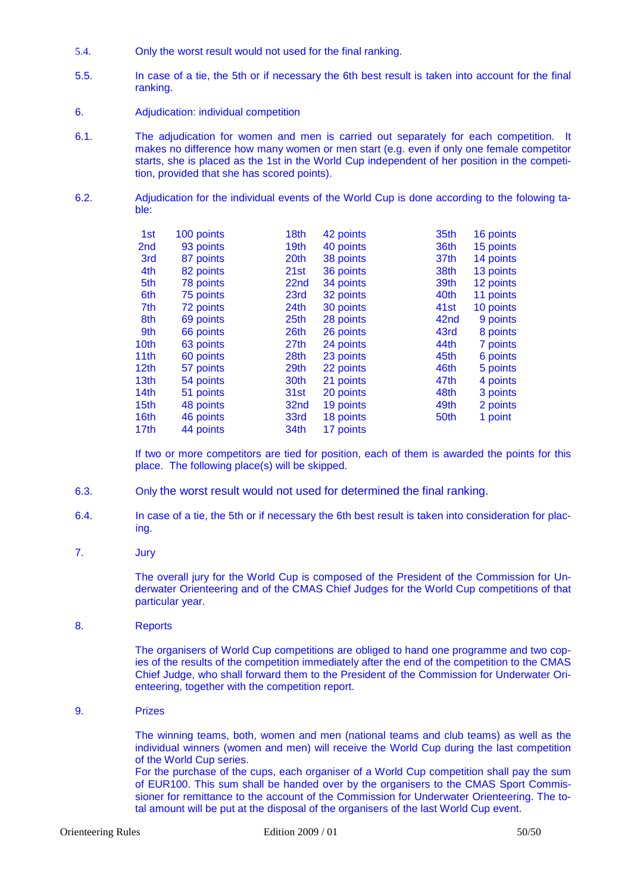5.4. Only the worst result would not used for the final ranking.

5.5. In case of a tie, the 5th or if necessary the 6th best result is taken into account for the final ranking.

## 6. Adjudication: individual competition

6.1. The adjudication for women and men is carried out separately for each competition. It makes no difference how many women or men start (e.g. even if only one female competitor starts, she is placed as the 1st in the World Cup independent of her position in the competition, provided that she has scored points).

6.2. Adjudication for the individual events of the World Cup is done according to the folowing table:

| | | | | | |
|---|---|---|---|---|---|
| 1st | 100 points | 18th | 42 points | 35th | 16 points |
| 2nd | 93 points | 19th | 40 points | 36th | 15 points |
| 3rd | 87 points | 20th | 38 points | 37th | 14 points |
| 4th | 82 points | 21st | 36 points | 38th | 13 points |
| 5th | 78 points | 22nd | 34 points | 39th | 12 points |
| 6th | 75 points | 23rd | 32 points | 40th | 11 points |
| 7th | 72 points | 24th | 30 points | 41st | 10 points |
| 8th | 69 points | 25th | 28 points | 42nd | 9 points |
| 9th | 66 points | 26th | 26 points | 43rd | 8 points |
| 10th | 63 points | 27th | 24 points | 44th | 7 points |
| 11th | 60 points | 28th | 23 points | 45th | 6 points |
| 12th | 57 points | 29th | 22 points | 46th | 5 points |
| 13th | 54 points | 30th | 21 points | 47th | 4 points |
| 14th | 51 points | 31st | 20 points | 48th | 3 points |
| 15th | 48 points | 32nd | 19 points | 49th | 2 points |
| 16th | 46 points | 33rd | 18 points | 50th | 1 point |
| 17th | 44 points | 34th | 17 points | | |

If two or more competitors are tied for position, each of them is awarded the points for this place. The following place(s) will be skipped.

6.3. Only the worst result would not used for determined the final ranking.

6.4. In case of a tie, the 5th or if necessary the 6th best result is taken into consideration for placing.

## 7. Jury

The overall jury for the World Cup is composed of the President of the Commission for Underwater Orienteering and of the CMAS Chief Judges for the World Cup competitions of that particular year.

## 8. Reports

The organisers of World Cup competitions are obliged to hand one programme and two copies of the results of the competition immediately after the end of the competition to the CMAS Chief Judge, who shall forward them to the President of the Commission for Underwater Orienteering, together with the competition report.

## 9. Prizes

The winning teams, both, women and men (national teams and club teams) as well as the individual winners (women and men) will receive the World Cup during the last competition of the World Cup series.
For the purchase of the cups, each organiser of a World Cup competition shall pay the sum of EUR100. This sum shall be handed over by the organisers to the CMAS Sport Commissioner for remittance to the account of the Commission for Underwater Orienteering. The total amount will be put at the disposal of the organisers of the last World Cup event.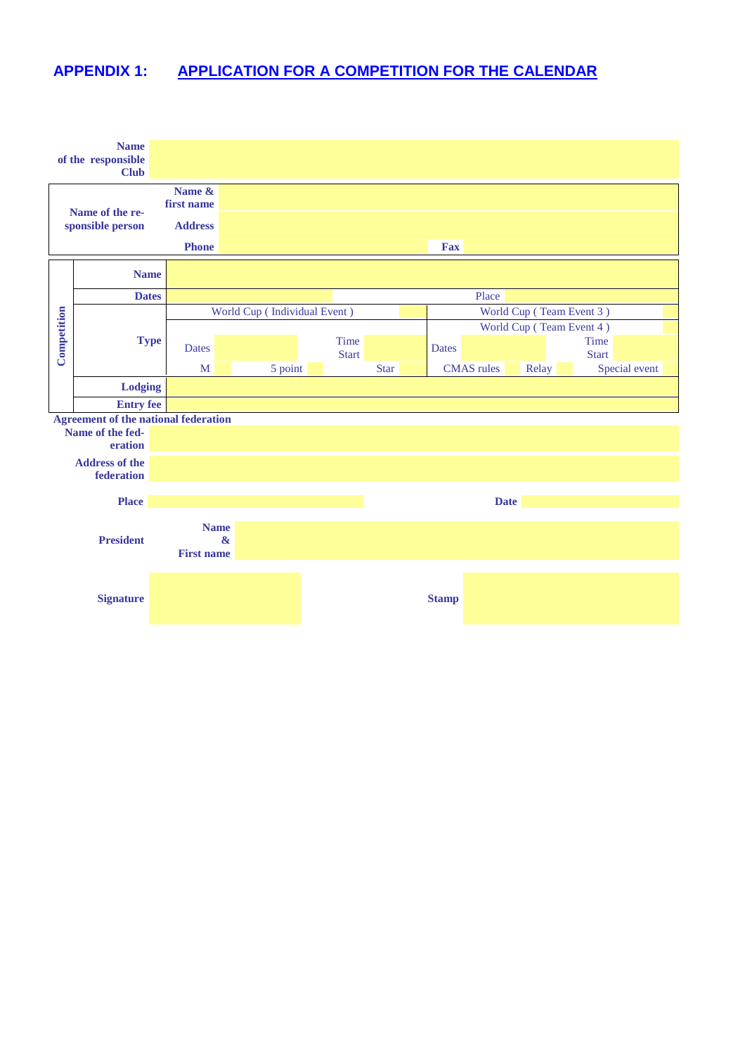## APPENDIX 1: APPLICATION FOR A COMPETITION FOR THE CALENDAR

| **Name of the responsible Club** | |
|---|---|

| **Name of the responsible person** | **Name & first name** | | | |
|---|---|---|---|---|
| | **Address** | | | |
| | **Phone** | | **Fax** | |

| **Competition** | | | | | | | | | | | | |
|---|---|---|---|---|---|---|---|---|---|---|---|---|
| | **Name** | | | | | | | | | | | |
| | **Dates** | | | | | | Place | | | | | |
| | **Type** | World Cup ( Individual Event ) | | | | | World Cup ( Team Event 3 ) | | | | | |
| | | | | | | | World Cup ( Team Event 4 ) | | | | | |
| | | Dates | | Time Start | | | Dates | | | Time Start | | |
| | | M | | 5 point | | Star | CMAS rules | | Relay | | Special event | |
| | **Lodging** | | | | | | | | | | | |
| | **Entry fee** | | | | | | | | | | | |

**Agreement of the national federation**

| | | | |
|---|---|---|---|
| **Name of the federation** | | | |
| **Address of the federation** | | | |
| **Place** | | **Date** | |
| **President** | **Name & First name** | | |
| **Signature** | | **Stamp** | |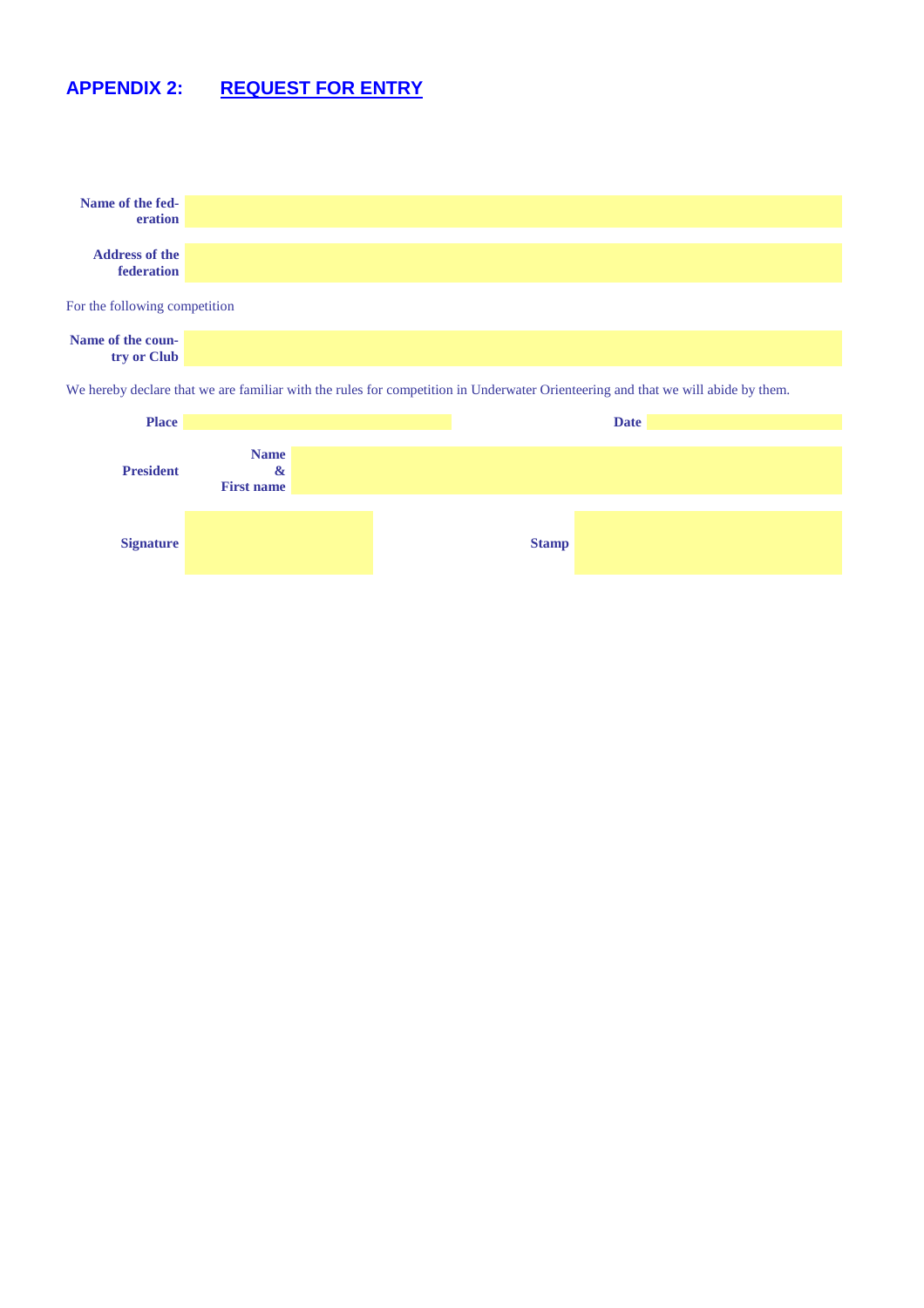## APPENDIX 2: REQUEST FOR ENTRY

| | |
|---|---|
| **Name of the federation** | |
| **Address of the federation** | |

For the following competition

| | |
|---|---|
| **Name of the country or Club** | |

We hereby declare that we are familiar with the rules for competition in Underwater Orienteering and that we will abide by them.

| | | | |
|---|---|---|---|
| **Place** | | **Date** | |
| **President** | **Name & First name** | | |
| **Signature** | | **Stamp** | |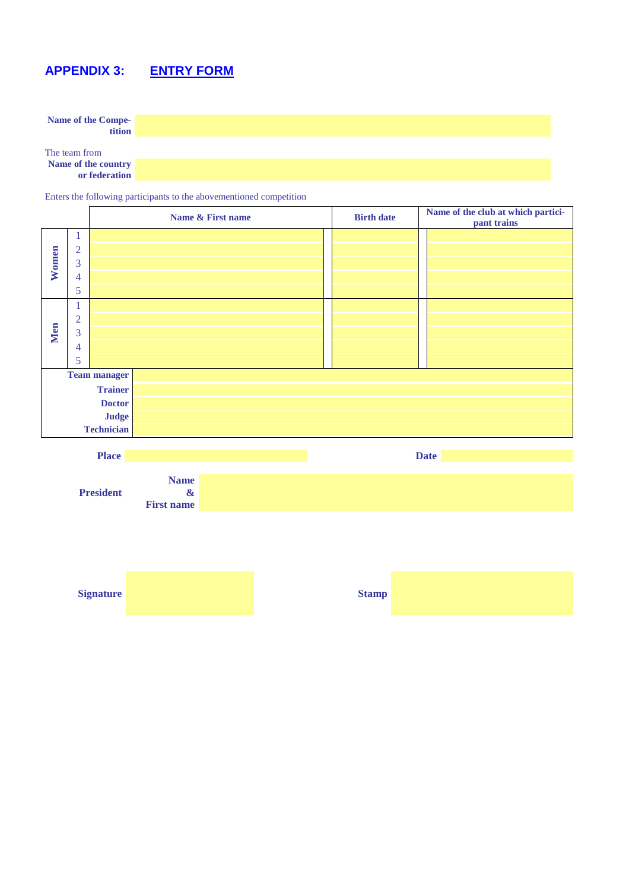## APPENDIX 3: ENTRY FORM

**Name of the Competition**

The team from
**Name of the country or federation**

Enters the following participants to the abovementioned competition

| | | Name & First name | Birth date | Name of the club at which participant trains |
|---|---|---|---|---|
| **Women** | 1 | | | |
| | 2 | | | |
| | 3 | | | |
| | 4 | | | |
| | 5 | | | |
| **Men** | 1 | | | |
| | 2 | | | |
| | 3 | | | |
| | 4 | | | |
| | 5 | | | |
| **Team manager** | | | | |
| **Trainer** | | | | |
| **Doctor** | | | | |
| **Judge** | | | | |
| **Technician** | | | | |

**Place** **Date**

**President** **Name & First name**

**Signature** **Stamp**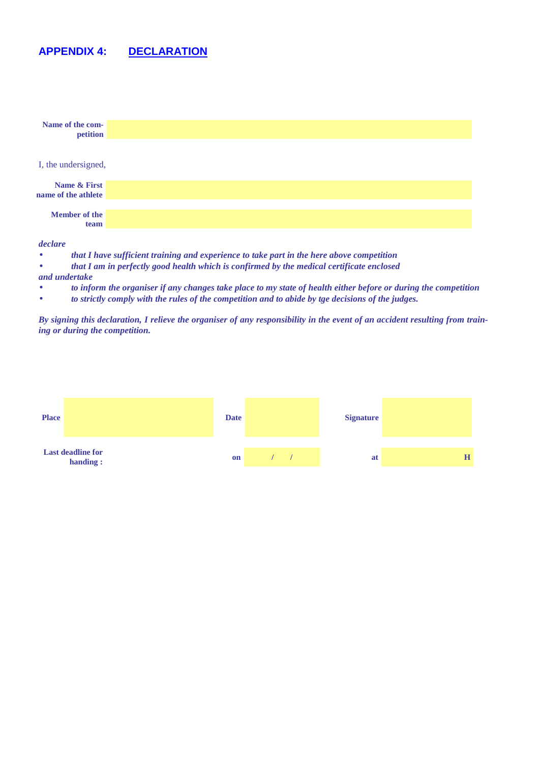## APPENDIX 4: DECLARATION

**Name of the competition**

I, the undersigned,

**Name & First name of the athlete**

**Member of the team**

*declare*

- ***that I have sufficient training and experience to take part in the here above competition***
- ***that I am in perfectly good health which is confirmed by the medical certificate enclosed***

*and undertake*

- ***to inform the organiser if any changes take place to my state of health either before or during the competition***
- ***to strictly comply with the rules of the competition and to abide by tge decisions of the judges.***

***By signing this declaration, I relieve the organiser of any responsibility in the event of an accident resulting from training or during the competition.***

| **Place** | | **Date** | | **Signature** | |
|---|---|---|---|---|---|
| **Last deadline for handing :** | | **on** | / / | **at** | **H** |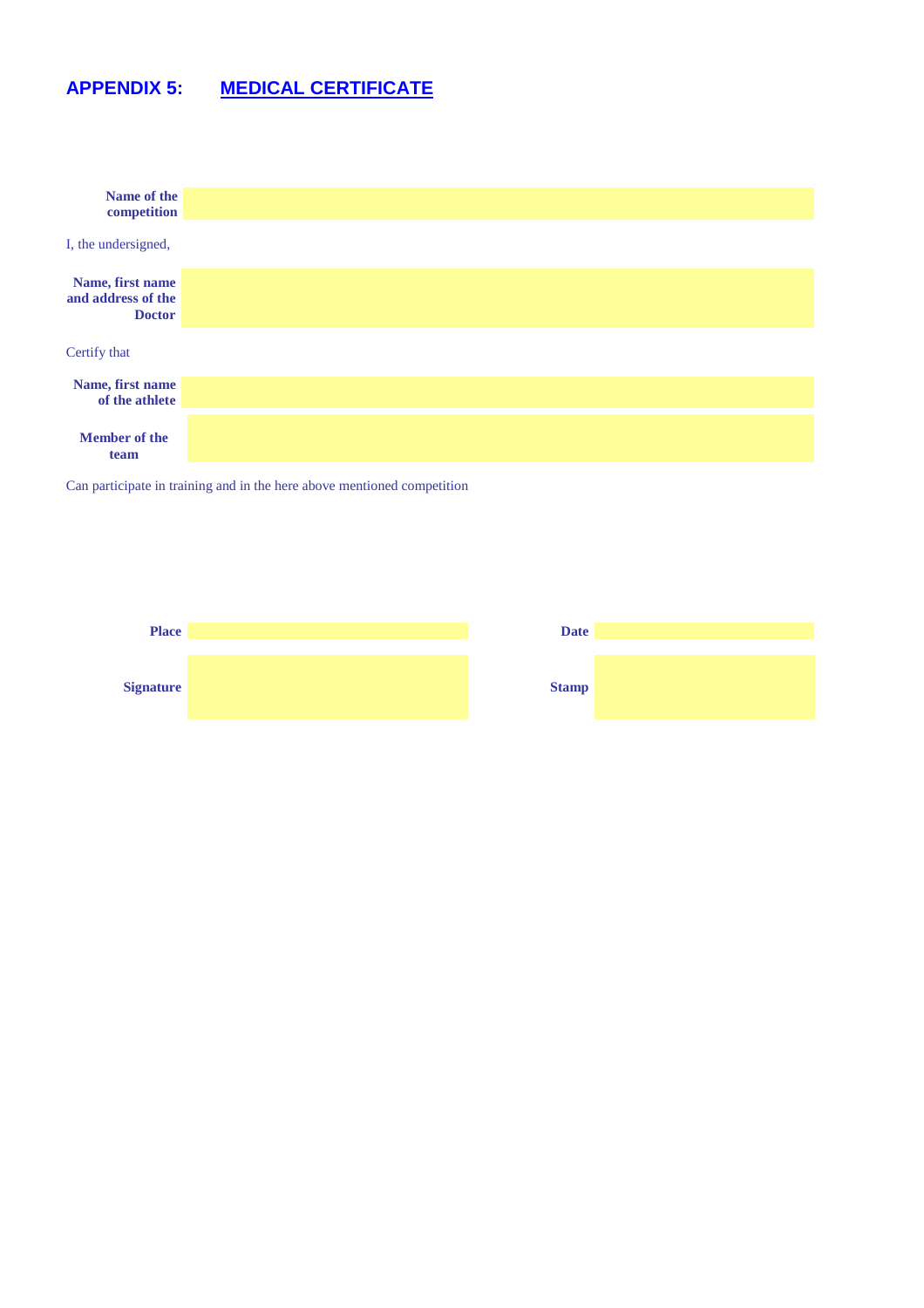## APPENDIX 5: MEDICAL CERTIFICATE

| **Name of the competition** | |
|---|---|

I, the undersigned,

| **Name, first name and address of the Doctor** | |
|---|---|

Certify that

| **Name, first name of the athlete** | |
|---|---|
| **Member of the team** | |

Can participate in training and in the here above mentioned competition

| **Place** | | **Date** | |
|---|---|---|---|
| **Signature** | | **Stamp** | |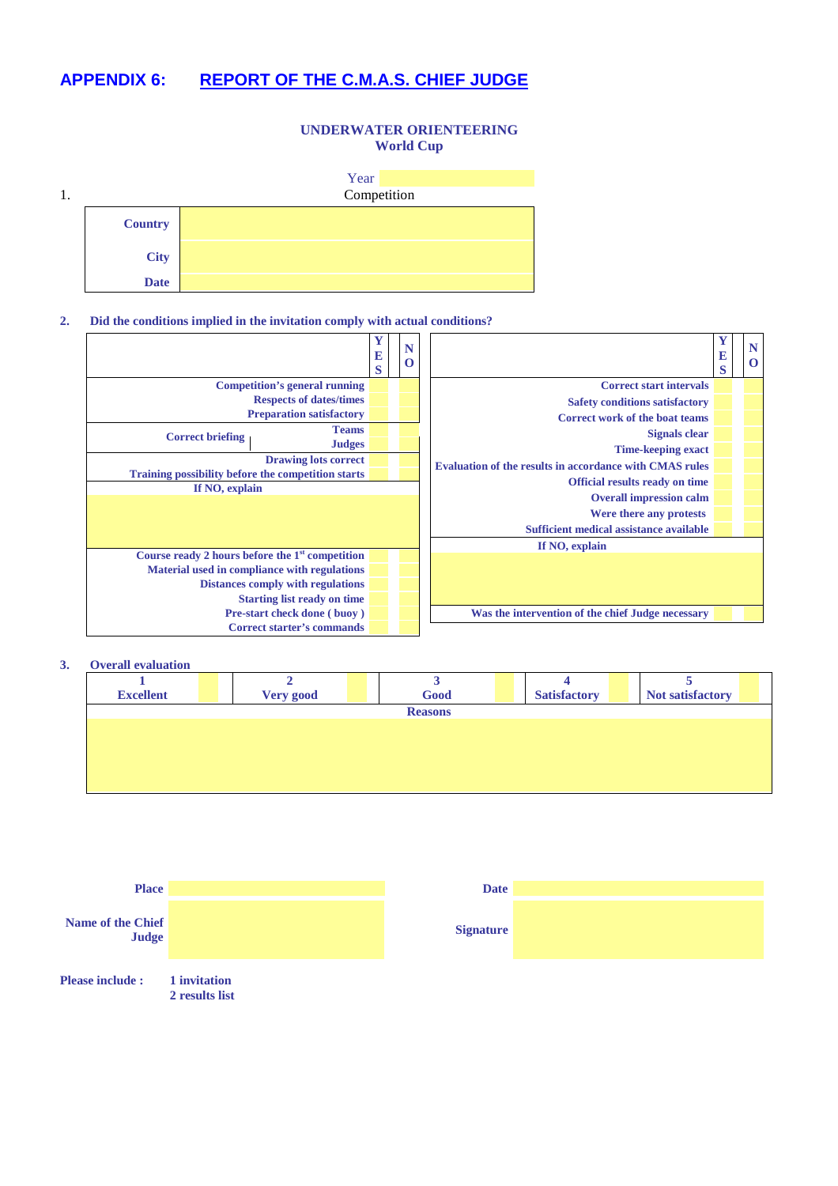# APPENDIX 6: REPORT OF THE C.M.A.S. CHIEF JUDGE

**UNDERWATER ORIENTEERING**
**World Cup**

Year

1. Competition

| | |
|---|---|
| **Country** | |
| **City** | |
| **Date** | |

**2. Did the conditions implied in the invitation comply with actual conditions?**

| | YES | NO |
|---|---|---|
| **Competition's general running** | | |
| **Respects of dates/times** | | |
| **Preparation satisfactory** | | |
| **Correct briefing – Teams** | | |
| **Correct briefing – Judges** | | |
| **Drawing lots correct** | | |
| **Training possibility before the competition starts** | | |
| **If NO, explain** | | |
| **Course ready 2 hours before the 1st competition** | | |
| **Material used in compliance with regulations** | | |
| **Distances comply with regulations** | | |
| **Starting list ready on time** | | |
| **Pre-start check done ( buoy )** | | |
| **Correct starter's commands** | | |

| | YES | NO |
|---|---|---|
| **Correct start intervals** | | |
| **Safety conditions satisfactory** | | |
| **Correct work of the boat teams** | | |
| **Signals clear** | | |
| **Time-keeping exact** | | |
| **Evaluation of the results in accordance with CMAS rules** | | |
| **Official results ready on time** | | |
| **Overall impression calm** | | |
| **Were there any protests** | | |
| **Sufficient medical assistance available** | | |
| **If NO, explain** | | |
| **Was the intervention of the chief Judge necessary** | | |

**3. Overall evaluation**

| 1 Excellent | | 2 Very good | | 3 Good | | 4 Satisfactory | | 5 Not satisfactory | |
|---|---|---|---|---|---|---|---|---|---|
| **Reasons** | | | | | | | | | |

**Place**

**Date**

**Name of the Chief Judge**

**Signature**

**Please include :** 1 invitation
2 results list